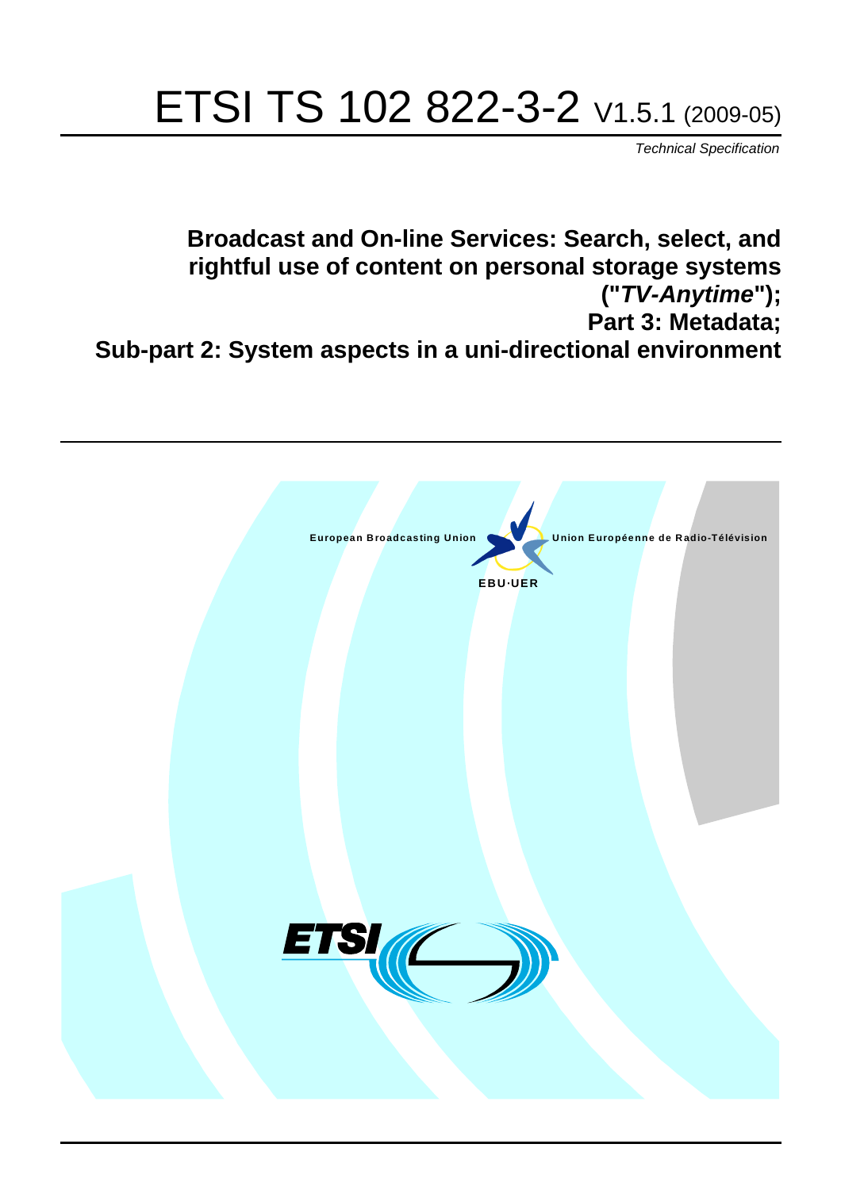# ETSI TS 102 822-3-2 V1.5.1 (2009-05)

*Technical Specification*

## Broadcast and On-line Services: Search, select, and rightful use of content on personal storage systems ("*TV-Anytime*"); Part 3: Metadata; Sub-part 2: System aspects in a uni-directional environment

European Broadcasting Union Union Européenne de Radio-Télévision

EBU·UER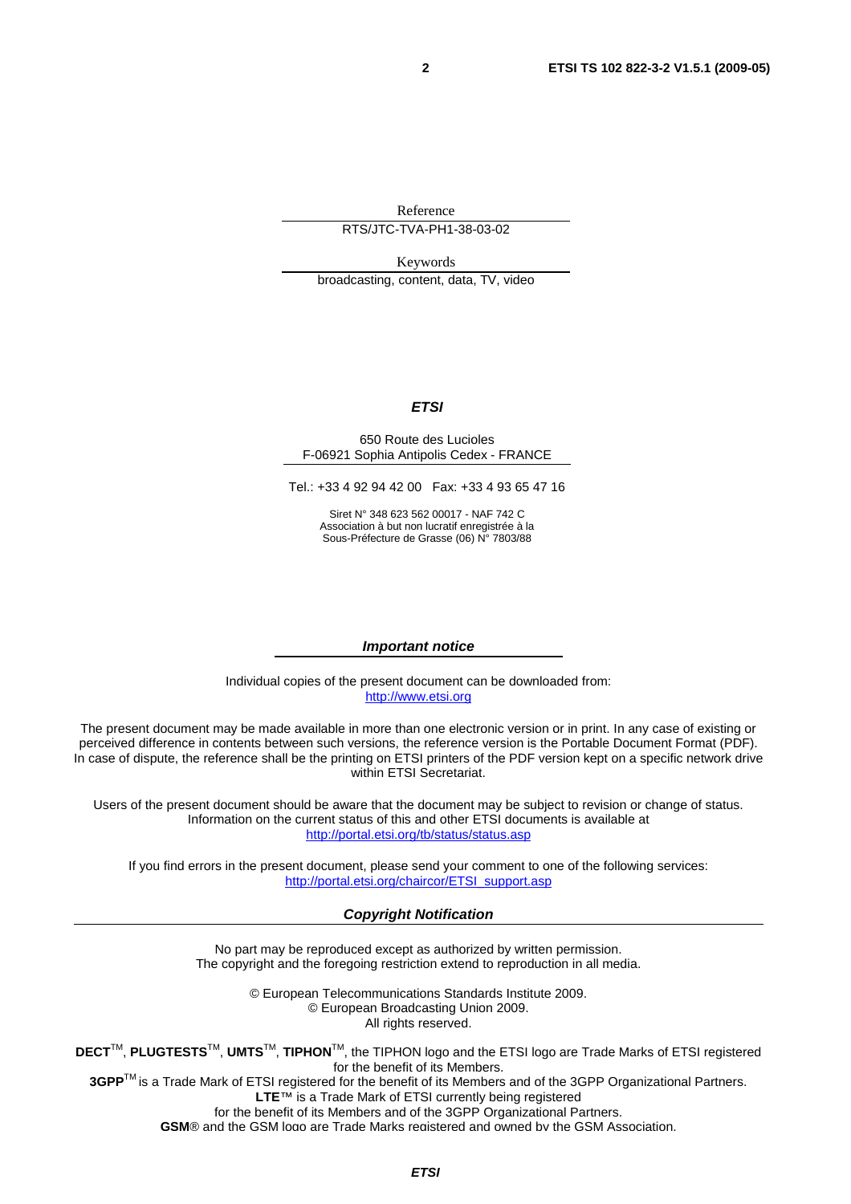Reference

RTS/JTC-TVA-PH1-38-03-02

Keywords

broadcasting, content, data, TV, video

***ETSI***

650 Route des Lucioles
F-06921 Sophia Antipolis Cedex - FRANCE

Tel.: +33 4 92 94 42 00 Fax: +33 4 93 65 47 16

Siret N° 348 623 562 00017 - NAF 742 C
Association à but non lucratif enregistrée à la
Sous-Préfecture de Grasse (06) N° 7803/88

***Important notice***

Individual copies of the present document can be downloaded from:
http://www.etsi.org

The present document may be made available in more than one electronic version or in print. In any case of existing or perceived difference in contents between such versions, the reference version is the Portable Document Format (PDF). In case of dispute, the reference shall be the printing on ETSI printers of the PDF version kept on a specific network drive within ETSI Secretariat.

Users of the present document should be aware that the document may be subject to revision or change of status. Information on the current status of this and other ETSI documents is available at
http://portal.etsi.org/tb/status/status.asp

If you find errors in the present document, please send your comment to one of the following services:
http://portal.etsi.org/chaircor/ETSI_support.asp

***Copyright Notification***

No part may be reproduced except as authorized by written permission.
The copyright and the foregoing restriction extend to reproduction in all media.

© European Telecommunications Standards Institute 2009.
© European Broadcasting Union 2009.
All rights reserved.

**DECT**™, **PLUGTESTS**™, **UMTS**™, **TIPHON**™, the TIPHON logo and the ETSI logo are Trade Marks of ETSI registered for the benefit of its Members.
**3GPP**™ is a Trade Mark of ETSI registered for the benefit of its Members and of the 3GPP Organizational Partners.
**LTE**™ is a Trade Mark of ETSI currently being registered
for the benefit of its Members and of the 3GPP Organizational Partners.
**GSM**® and the GSM logo are Trade Marks registered and owned by the GSM Association.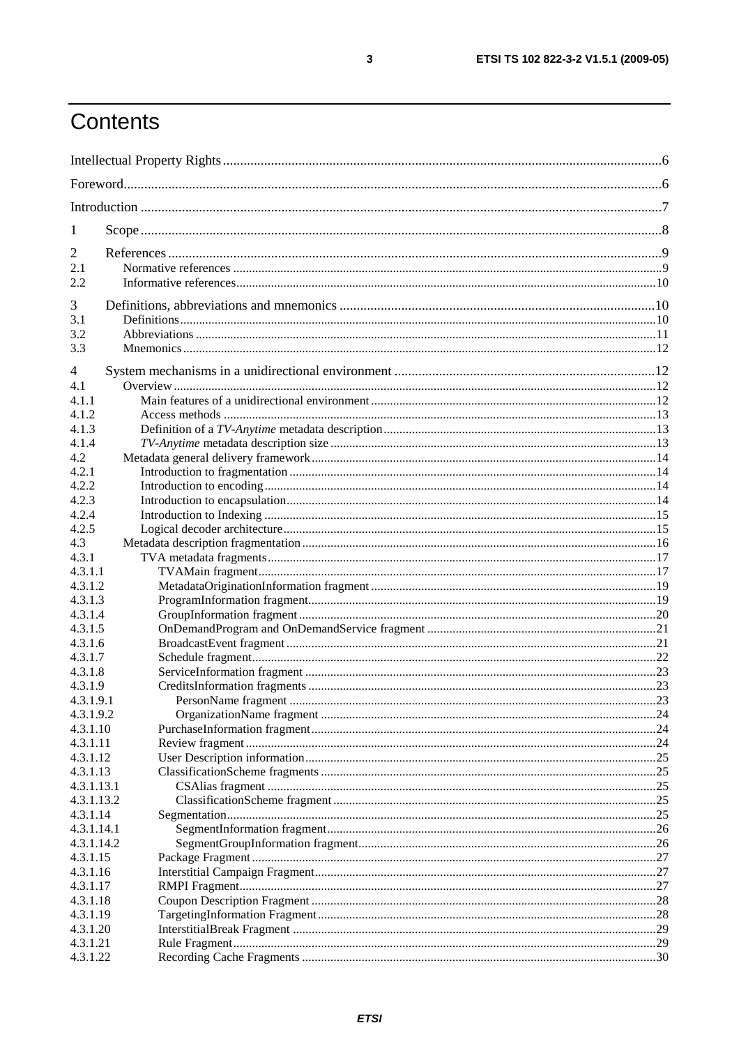# Contents

Intellectual Property Rights ....................................................................................................................................6

Foreword.................................................................................................................................................................6

Introduction ............................................................................................................................................................7

1 Scope ...................................................................................................................................................................8

2 References ..........................................................................................................................................................9
2.1 Normative references ......................................................................................................................................9
2.2 Informative references....................................................................................................................................10

3 Definitions, abbreviations and mnemonics .......................................................................................................10
3.1 Definitions.......................................................................................................................................................10
3.2 Abbreviations ..................................................................................................................................................11
3.3 Mnemonics......................................................................................................................................................12

4 System mechanisms in a unidirectional environment ......................................................................................12
4.1 Overview .........................................................................................................................................................12
4.1.1 Main features of a unidirectional environment ..........................................................................................12
4.1.2 Access methods .........................................................................................................................................13
4.1.3 Definition of a *TV-Anytime* metadata description ......................................................................................13
4.1.4 *TV-Anytime* metadata description size .......................................................................................................13
4.2 Metadata general delivery framework.............................................................................................................14
4.2.1 Introduction to fragmentation .....................................................................................................................14
4.2.2 Introduction to encoding.............................................................................................................................14
4.2.3 Introduction to encapsulation......................................................................................................................14
4.2.4 Introduction to Indexing .............................................................................................................................15
4.2.5 Logical decoder architecture.......................................................................................................................15
4.3 Metadata description fragmentation................................................................................................................16
4.3.1 TVA metadata fragments............................................................................................................................17
4.3.1.1 TVAMain fragment...............................................................................................................................17
4.3.1.2 MetadataOriginationInformation fragment ...........................................................................................19
4.3.1.3 ProgramInformation fragment...............................................................................................................19
4.3.1.4 GroupInformation fragment ..................................................................................................................20
4.3.1.5 OnDemandProgram and OnDemandService fragment .........................................................................21
4.3.1.6 BroadcastEvent fragment ......................................................................................................................21
4.3.1.7 Schedule fragment.................................................................................................................................22
4.3.1.8 ServiceInformation fragment ................................................................................................................23
4.3.1.9 CreditsInformation fragments ...............................................................................................................23
4.3.1.9.1 PersonName fragment .....................................................................................................................23
4.3.1.9.2 OrganizationName fragment ...........................................................................................................24
4.3.1.10 PurchaseInformation fragment..............................................................................................................24
4.3.1.11 Review fragment ...................................................................................................................................24
4.3.1.12 User Description information................................................................................................................25
4.3.1.13 ClassificationScheme fragments ...........................................................................................................25
4.3.1.13.1 CSAlias fragment ............................................................................................................................25
4.3.1.13.2 ClassificationScheme fragment .......................................................................................................25
4.3.1.14 Segmentation.........................................................................................................................................25
4.3.1.14.1 SegmentInformation fragment.........................................................................................................26
4.3.1.14.2 SegmentGroupInformation fragment...............................................................................................26
4.3.1.15 Package Fragment .................................................................................................................................27
4.3.1.16 Interstitial Campaign Fragment.............................................................................................................27
4.3.1.17 RMPI Fragment.....................................................................................................................................27
4.3.1.18 Coupon Description Fragment ..............................................................................................................28
4.3.1.19 TargetingInformation Fragment............................................................................................................28
4.3.1.20 InterstitialBreak Fragment ....................................................................................................................29
4.3.1.21 Rule Fragment.......................................................................................................................................29
4.3.1.22 Recording Cache Fragments .................................................................................................................30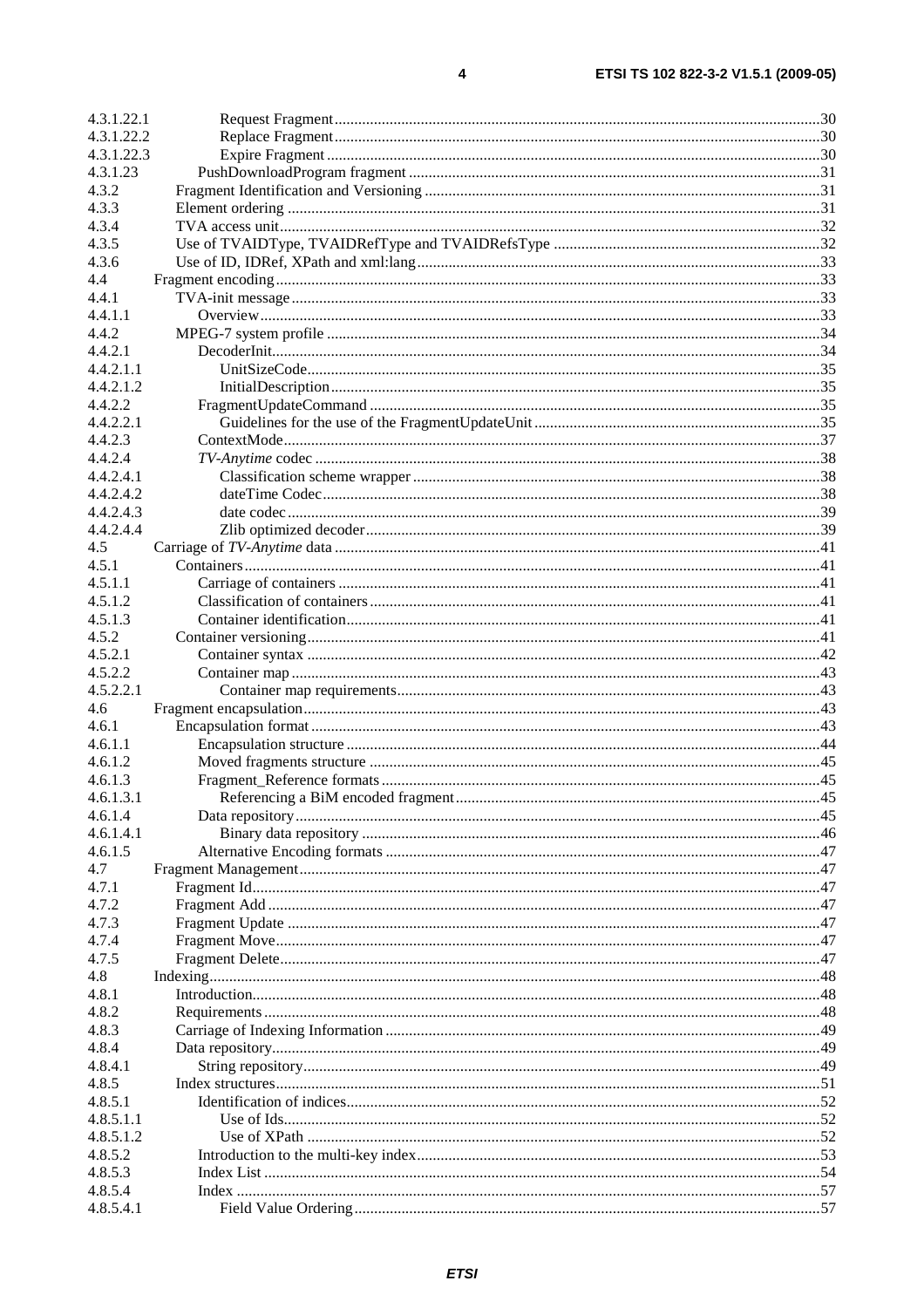4.3.1.22.1 Request Fragment ....................................................................................................................30
4.3.1.22.2 Replace Fragment ....................................................................................................................30
4.3.1.22.3 Expire Fragment ......................................................................................................................30
4.3.1.23 PushDownloadProgram fragment ..................................................................................................31
4.3.2 Fragment Identification and Versioning ..............................................................................................31
4.3.3 Element ordering .................................................................................................................................31
4.3.4 TVA access unit...................................................................................................................................32
4.3.5 Use of TVAIDType, TVAIDRefType and TVAIDRefsType ..............................................................32
4.3.6 Use of ID, IDRef, XPath and xml:lang ................................................................................................33
4.4 Fragment encoding ...................................................................................................................................33
4.4.1 TVA-init message ................................................................................................................................33
4.4.1.1 Overview .......................................................................................................................................33
4.4.2 MPEG-7 system profile ......................................................................................................................34
4.4.2.1 DecoderInit....................................................................................................................................34
4.4.2.1.1 UnitSizeCode...........................................................................................................................35
4.4.2.1.2 InitialDescription .....................................................................................................................35
4.4.2.2 FragmentUpdateCommand ...........................................................................................................35
4.4.2.2.1 Guidelines for the use of the FragmentUpdateUnit ..................................................................35
4.4.2.3 ContextMode..................................................................................................................................37
4.4.2.4 *TV-Anytime* codec ..........................................................................................................................38
4.4.2.4.1 Classification scheme wrapper ................................................................................................38
4.4.2.4.2 dateTime Codec........................................................................................................................38
4.4.2.4.3 date codec ................................................................................................................................39
4.4.2.4.4 Zlib optimized decoder ............................................................................................................39
4.5 Carriage of *TV-Anytime* data ....................................................................................................................41
4.5.1 Containers ...........................................................................................................................................41
4.5.1.1 Carriage of containers ...................................................................................................................41
4.5.1.2 Classification of containers ...........................................................................................................41
4.5.1.3 Container identification.................................................................................................................41
4.5.2 Container versioning ...........................................................................................................................41
4.5.2.1 Container syntax ...........................................................................................................................42
4.5.2.2 Container map ...............................................................................................................................43
4.5.2.2.1 Container map requirements....................................................................................................43
4.6 Fragment encapsulation ............................................................................................................................43
4.6.1 Encapsulation format ..........................................................................................................................43
4.6.1.1 Encapsulation structure .................................................................................................................44
4.6.1.2 Moved fragments structure ...........................................................................................................45
4.6.1.3 Fragment_Reference formats ........................................................................................................45
4.6.1.3.1 Referencing a BiM encoded fragment......................................................................................45
4.6.1.4 Data repository..............................................................................................................................45
4.6.1.4.1 Binary data repository .............................................................................................................46
4.6.1.5 Alternative Encoding formats .......................................................................................................47
4.7 Fragment Management .............................................................................................................................47
4.7.1 Fragment Id .........................................................................................................................................47
4.7.2 Fragment Add .....................................................................................................................................47
4.7.3 Fragment Update ................................................................................................................................47
4.7.4 Fragment Move ...................................................................................................................................47
4.7.5 Fragment Delete ..................................................................................................................................47
4.8 Indexing ....................................................................................................................................................48
4.8.1 Introduction .........................................................................................................................................48
4.8.2 Requirements ......................................................................................................................................48
4.8.3 Carriage of Indexing Information .......................................................................................................49
4.8.4 Data repository....................................................................................................................................49
4.8.4.1 String repository............................................................................................................................49
4.8.5 Index structures ...................................................................................................................................51
4.8.5.1 Identification of indices.................................................................................................................52
4.8.5.1.1 Use of Ids.................................................................................................................................52
4.8.5.1.2 Use of XPath ...........................................................................................................................52
4.8.5.2 Introduction to the multi-key index ...............................................................................................53
4.8.5.3 Index List ......................................................................................................................................54
4.8.5.4 Index .............................................................................................................................................57
4.8.5.4.1 Field Value Ordering ...............................................................................................................57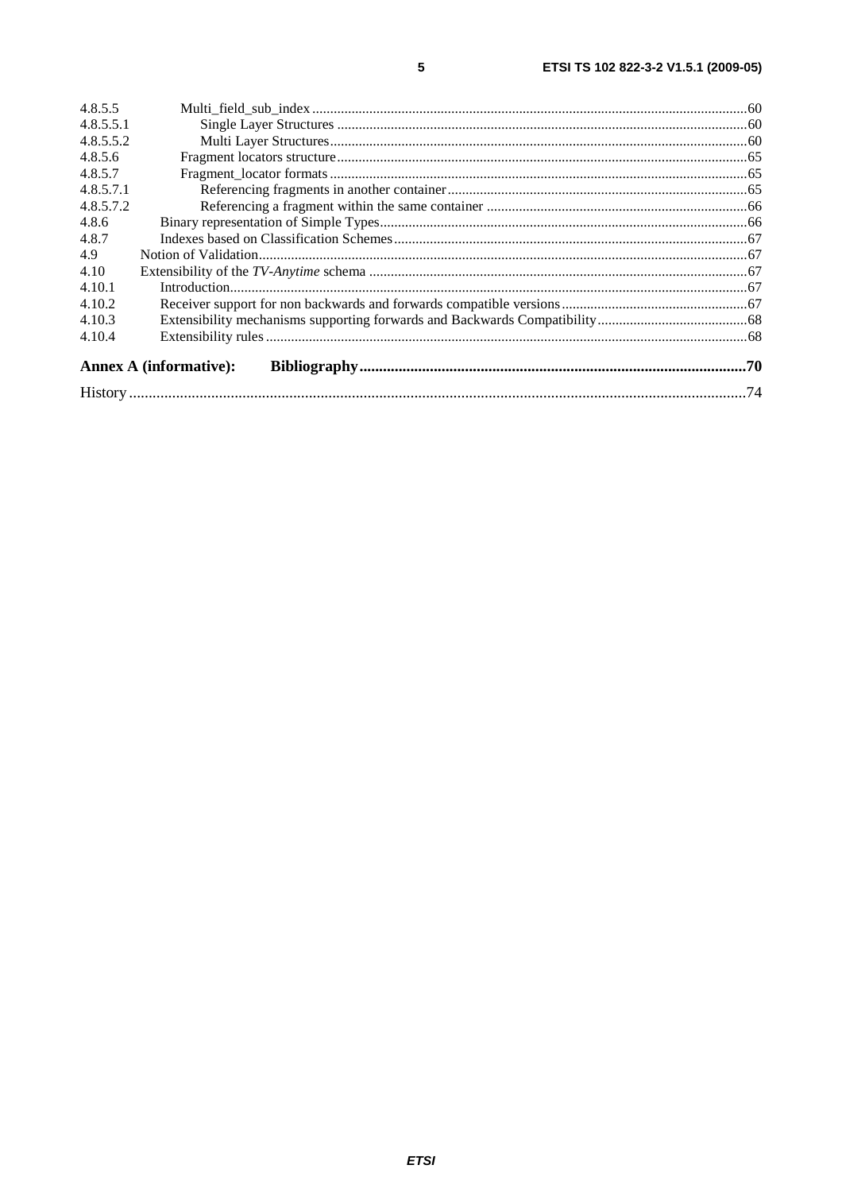4.8.5.5 Multi_field_sub_index ....................................................................................................................60
4.8.5.5.1 Single Layer Structures ..........................................................................................................60
4.8.5.5.2 Multi Layer Structures............................................................................................................60
4.8.5.6 Fragment locators structure..............................................................................................................65
4.8.5.7 Fragment_locator formats ................................................................................................................65
4.8.5.7.1 Referencing fragments in another container..........................................................................65
4.8.5.7.2 Referencing a fragment within the same container ................................................................66
4.8.6 Binary representation of Simple Types....................................................................................................66
4.8.7 Indexes based on Classification Schemes.................................................................................................67
4.9 Notion of Validation...................................................................................................................................67
4.10 Extensibility of the *TV-Anytime* schema ...................................................................................................67
4.10.1 Introduction..............................................................................................................................................67
4.10.2 Receiver support for non backwards and forwards compatible versions..................................................67
4.10.3 Extensibility mechanisms supporting forwards and Backwards Compatibility........................................68
4.10.4 Extensibility rules .....................................................................................................................................68

**Annex A (informative): Bibliography**..........................................................................................70

History ..............................................................................................................................................................74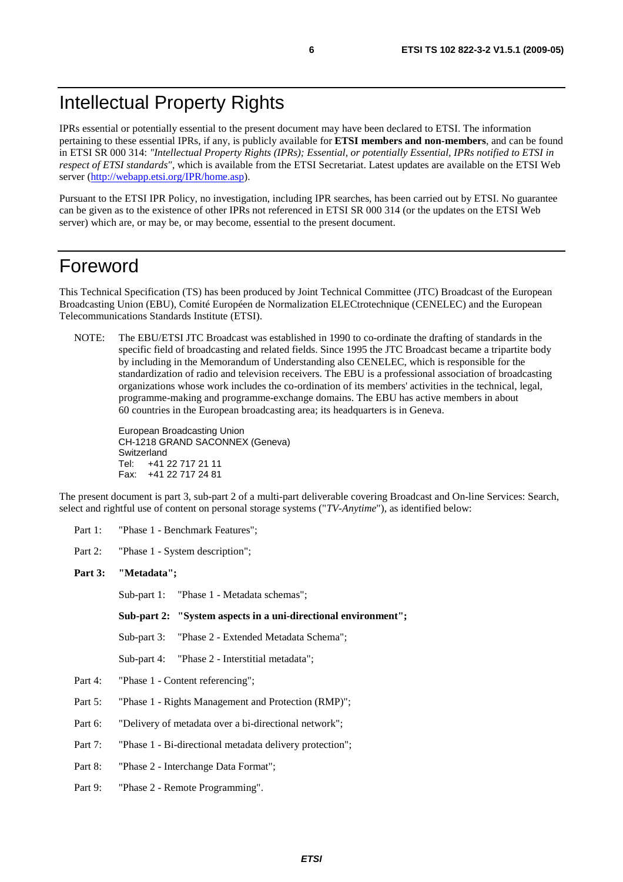# Intellectual Property Rights

IPRs essential or potentially essential to the present document may have been declared to ETSI. The information pertaining to these essential IPRs, if any, is publicly available for **ETSI members and non-members**, and can be found in ETSI SR 000 314: *"Intellectual Property Rights (IPRs); Essential, or potentially Essential, IPRs notified to ETSI in respect of ETSI standards"*, which is available from the ETSI Secretariat. Latest updates are available on the ETSI Web server (http://webapp.etsi.org/IPR/home.asp).

Pursuant to the ETSI IPR Policy, no investigation, including IPR searches, has been carried out by ETSI. No guarantee can be given as to the existence of other IPRs not referenced in ETSI SR 000 314 (or the updates on the ETSI Web server) which are, or may be, or may become, essential to the present document.

# Foreword

This Technical Specification (TS) has been produced by Joint Technical Committee (JTC) Broadcast of the European Broadcasting Union (EBU), Comité Européen de Normalization ELECtrotechnique (CENELEC) and the European Telecommunications Standards Institute (ETSI).

NOTE: The EBU/ETSI JTC Broadcast was established in 1990 to co-ordinate the drafting of standards in the specific field of broadcasting and related fields. Since 1995 the JTC Broadcast became a tripartite body by including in the Memorandum of Understanding also CENELEC, which is responsible for the standardization of radio and television receivers. The EBU is a professional association of broadcasting organizations whose work includes the co-ordination of its members' activities in the technical, legal, programme-making and programme-exchange domains. The EBU has active members in about 60 countries in the European broadcasting area; its headquarters is in Geneva.

European Broadcasting Union
CH-1218 GRAND SACONNEX (Geneva)
Switzerland
Tel: +41 22 717 21 11
Fax: +41 22 717 24 81

The present document is part 3, sub-part 2 of a multi-part deliverable covering Broadcast and On-line Services: Search, select and rightful use of content on personal storage systems ("*TV-Anytime*"), as identified below:

- Part 1: "Phase 1 - Benchmark Features";
- Part 2: "Phase 1 - System description";
- **Part 3: "Metadata";**
  - Sub-part 1: "Phase 1 - Metadata schemas";
  - **Sub-part 2: "System aspects in a uni-directional environment";**
  - Sub-part 3: "Phase 2 - Extended Metadata Schema";
  - Sub-part 4: "Phase 2 - Interstitial metadata";
- Part 4: "Phase 1 - Content referencing";
- Part 5: "Phase 1 - Rights Management and Protection (RMP)";
- Part 6: "Delivery of metadata over a bi-directional network";
- Part 7: "Phase 1 - Bi-directional metadata delivery protection";
- Part 8: "Phase 2 - Interchange Data Format";
- Part 9: "Phase 2 - Remote Programming".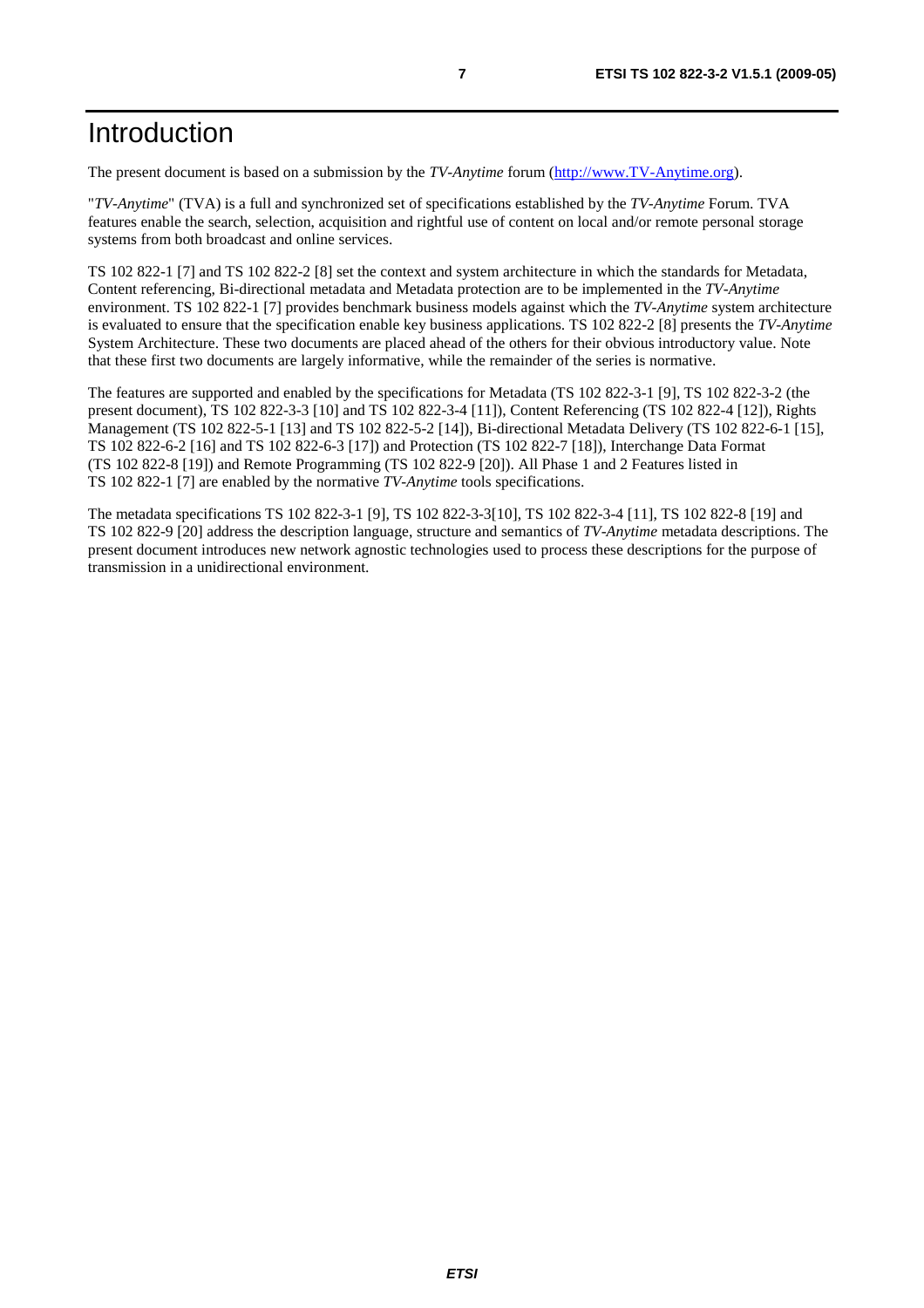# Introduction

The present document is based on a submission by the *TV-Anytime* forum (http://www.TV-Anytime.org).

"*TV-Anytime*" (TVA) is a full and synchronized set of specifications established by the *TV-Anytime* Forum. TVA features enable the search, selection, acquisition and rightful use of content on local and/or remote personal storage systems from both broadcast and online services.

TS 102 822-1 [7] and TS 102 822-2 [8] set the context and system architecture in which the standards for Metadata, Content referencing, Bi-directional metadata and Metadata protection are to be implemented in the *TV-Anytime* environment. TS 102 822-1 [7] provides benchmark business models against which the *TV-Anytime* system architecture is evaluated to ensure that the specification enable key business applications. TS 102 822-2 [8] presents the *TV-Anytime* System Architecture. These two documents are placed ahead of the others for their obvious introductory value. Note that these first two documents are largely informative, while the remainder of the series is normative.

The features are supported and enabled by the specifications for Metadata (TS 102 822-3-1 [9], TS 102 822-3-2 (the present document), TS 102 822-3-3 [10] and TS 102 822-3-4 [11]), Content Referencing (TS 102 822-4 [12]), Rights Management (TS 102 822-5-1 [13] and TS 102 822-5-2 [14]), Bi-directional Metadata Delivery (TS 102 822-6-1 [15], TS 102 822-6-2 [16] and TS 102 822-6-3 [17]) and Protection (TS 102 822-7 [18]), Interchange Data Format (TS 102 822-8 [19]) and Remote Programming (TS 102 822-9 [20]). All Phase 1 and 2 Features listed in TS 102 822-1 [7] are enabled by the normative *TV-Anytime* tools specifications.

The metadata specifications TS 102 822-3-1 [9], TS 102 822-3-3[10], TS 102 822-3-4 [11], TS 102 822-8 [19] and TS 102 822-9 [20] address the description language, structure and semantics of *TV-Anytime* metadata descriptions. The present document introduces new network agnostic technologies used to process these descriptions for the purpose of transmission in a unidirectional environment.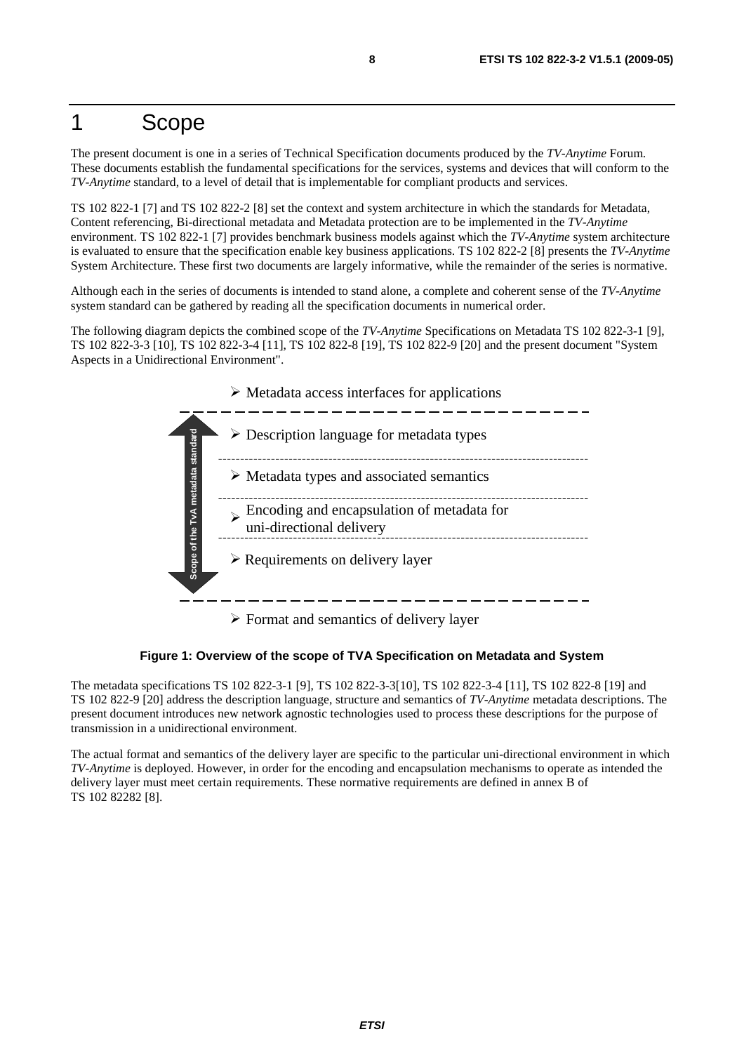# 1 Scope

The present document is one in a series of Technical Specification documents produced by the *TV-Anytime* Forum. These documents establish the fundamental specifications for the services, systems and devices that will conform to the *TV-Anytime* standard, to a level of detail that is implementable for compliant products and services.

TS 102 822-1 [7] and TS 102 822-2 [8] set the context and system architecture in which the standards for Metadata, Content referencing, Bi-directional metadata and Metadata protection are to be implemented in the *TV-Anytime* environment. TS 102 822-1 [7] provides benchmark business models against which the *TV-Anytime* system architecture is evaluated to ensure that the specification enable key business applications. TS 102 822-2 [8] presents the *TV-Anytime* System Architecture. These first two documents are largely informative, while the remainder of the series is normative.

Although each in the series of documents is intended to stand alone, a complete and coherent sense of the *TV-Anytime* system standard can be gathered by reading all the specification documents in numerical order.

The following diagram depicts the combined scope of the *TV-Anytime* Specifications on Metadata TS 102 822-3-1 [9], TS 102 822-3-3 [10], TS 102 822-3-4 [11], TS 102 822-8 [19], TS 102 822-9 [20] and the present document "System Aspects in a Unidirectional Environment".

- Metadata access interfaces for applications

Scope of the TvA metadata standard:

- Description language for metadata types
- Metadata types and associated semantics
- Encoding and encapsulation of metadata for uni-directional delivery
- Requirements on delivery layer

- Format and semantics of delivery layer

**Figure 1: Overview of the scope of TVA Specification on Metadata and System**

The metadata specifications TS 102 822-3-1 [9], TS 102 822-3-3[10], TS 102 822-3-4 [11], TS 102 822-8 [19] and TS 102 822-9 [20] address the description language, structure and semantics of *TV-Anytime* metadata descriptions. The present document introduces new network agnostic technologies used to process these descriptions for the purpose of transmission in a unidirectional environment.

The actual format and semantics of the delivery layer are specific to the particular uni-directional environment in which *TV-Anytime* is deployed. However, in order for the encoding and encapsulation mechanisms to operate as intended the delivery layer must meet certain requirements. These normative requirements are defined in annex B of TS 102 82282 [8].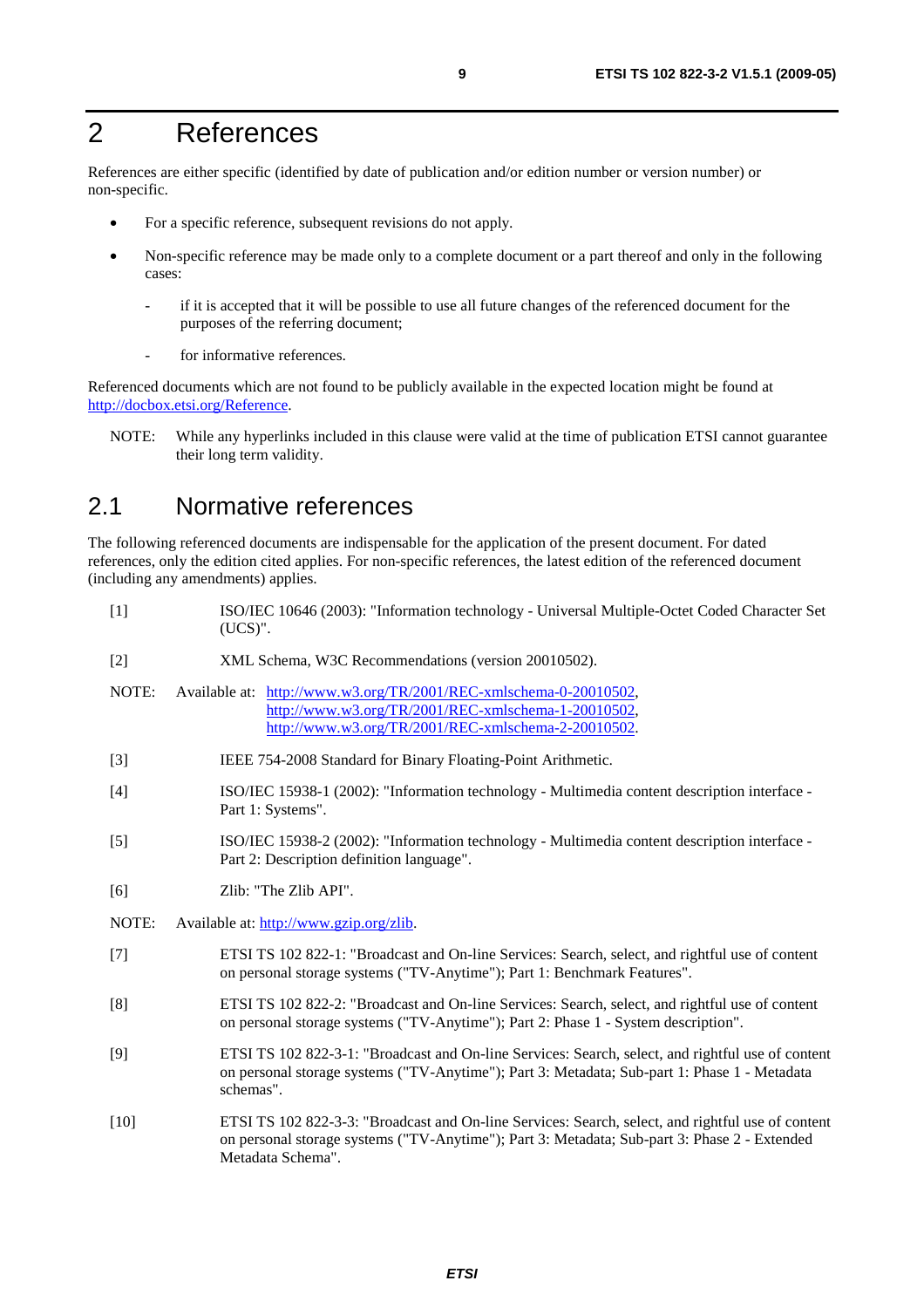# 2 References

References are either specific (identified by date of publication and/or edition number or version number) or non-specific.

- For a specific reference, subsequent revisions do not apply.
- Non-specific reference may be made only to a complete document or a part thereof and only in the following cases:
  - if it is accepted that it will be possible to use all future changes of the referenced document for the purposes of the referring document;
  - for informative references.

Referenced documents which are not found to be publicly available in the expected location might be found at http://docbox.etsi.org/Reference.

NOTE: While any hyperlinks included in this clause were valid at the time of publication ETSI cannot guarantee their long term validity.

## 2.1 Normative references

The following referenced documents are indispensable for the application of the present document. For dated references, only the edition cited applies. For non-specific references, the latest edition of the referenced document (including any amendments) applies.

[1] ISO/IEC 10646 (2003): "Information technology - Universal Multiple-Octet Coded Character Set (UCS)".

[2] XML Schema, W3C Recommendations (version 20010502).

NOTE: Available at: http://www.w3.org/TR/2001/REC-xmlschema-0-20010502, http://www.w3.org/TR/2001/REC-xmlschema-1-20010502, http://www.w3.org/TR/2001/REC-xmlschema-2-20010502.

[3] IEEE 754-2008 Standard for Binary Floating-Point Arithmetic.

[4] ISO/IEC 15938-1 (2002): "Information technology - Multimedia content description interface - Part 1: Systems".

[5] ISO/IEC 15938-2 (2002): "Information technology - Multimedia content description interface - Part 2: Description definition language".

[6] Zlib: "The Zlib API".

NOTE: Available at: http://www.gzip.org/zlib.

[7] ETSI TS 102 822-1: "Broadcast and On-line Services: Search, select, and rightful use of content on personal storage systems ("TV-Anytime"); Part 1: Benchmark Features".

[8] ETSI TS 102 822-2: "Broadcast and On-line Services: Search, select, and rightful use of content on personal storage systems ("TV-Anytime"); Part 2: Phase 1 - System description".

[9] ETSI TS 102 822-3-1: "Broadcast and On-line Services: Search, select, and rightful use of content on personal storage systems ("TV-Anytime"); Part 3: Metadata; Sub-part 1: Phase 1 - Metadata schemas".

[10] ETSI TS 102 822-3-3: "Broadcast and On-line Services: Search, select, and rightful use of content on personal storage systems ("TV-Anytime"); Part 3: Metadata; Sub-part 3: Phase 2 - Extended Metadata Schema".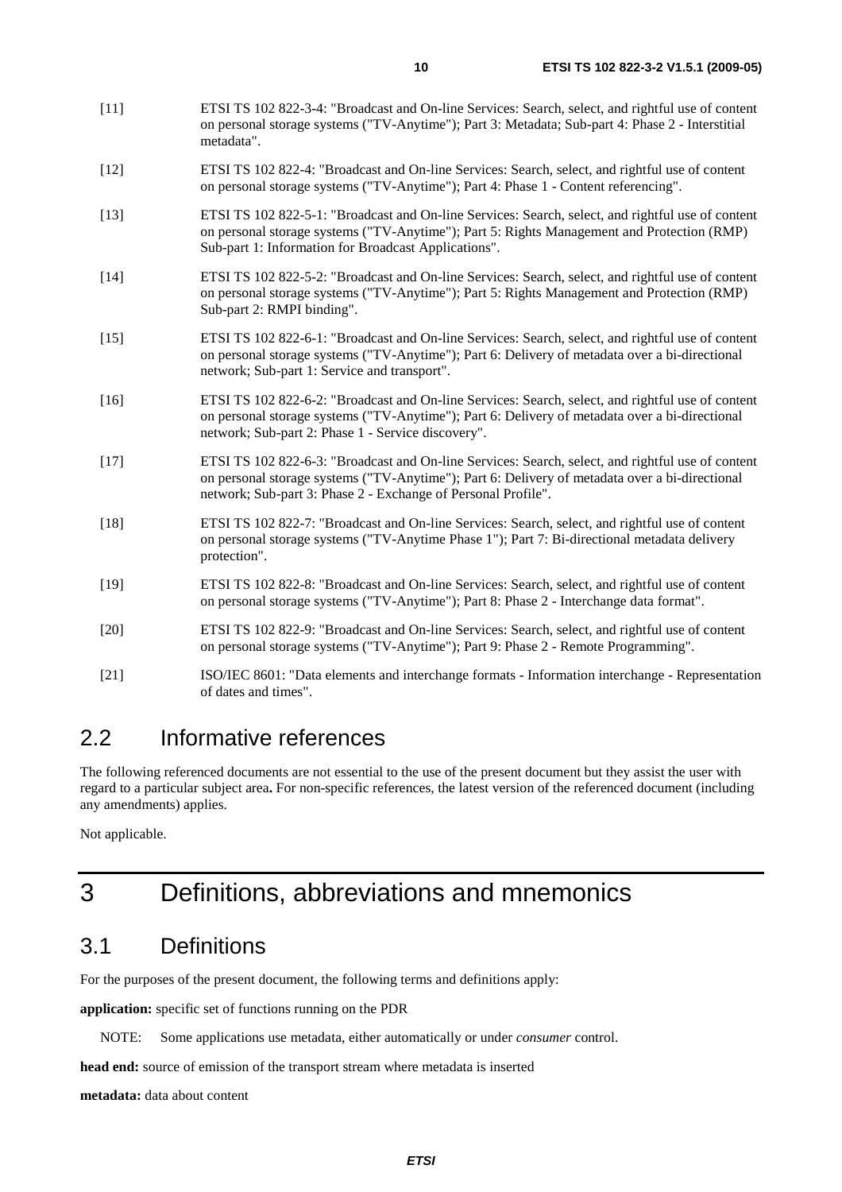[11] ETSI TS 102 822-3-4: "Broadcast and On-line Services: Search, select, and rightful use of content on personal storage systems ("TV-Anytime"); Part 3: Metadata; Sub-part 4: Phase 2 - Interstitial metadata".

[12] ETSI TS 102 822-4: "Broadcast and On-line Services: Search, select, and rightful use of content on personal storage systems ("TV-Anytime"); Part 4: Phase 1 - Content referencing".

[13] ETSI TS 102 822-5-1: "Broadcast and On-line Services: Search, select, and rightful use of content on personal storage systems ("TV-Anytime"); Part 5: Rights Management and Protection (RMP) Sub-part 1: Information for Broadcast Applications".

[14] ETSI TS 102 822-5-2: "Broadcast and On-line Services: Search, select, and rightful use of content on personal storage systems ("TV-Anytime"); Part 5: Rights Management and Protection (RMP) Sub-part 2: RMPI binding".

[15] ETSI TS 102 822-6-1: "Broadcast and On-line Services: Search, select, and rightful use of content on personal storage systems ("TV-Anytime"); Part 6: Delivery of metadata over a bi-directional network; Sub-part 1: Service and transport".

[16] ETSI TS 102 822-6-2: "Broadcast and On-line Services: Search, select, and rightful use of content on personal storage systems ("TV-Anytime"); Part 6: Delivery of metadata over a bi-directional network; Sub-part 2: Phase 1 - Service discovery".

[17] ETSI TS 102 822-6-3: "Broadcast and On-line Services: Search, select, and rightful use of content on personal storage systems ("TV-Anytime"); Part 6: Delivery of metadata over a bi-directional network; Sub-part 3: Phase 2 - Exchange of Personal Profile".

[18] ETSI TS 102 822-7: "Broadcast and On-line Services: Search, select, and rightful use of content on personal storage systems ("TV-Anytime Phase 1"); Part 7: Bi-directional metadata delivery protection".

[19] ETSI TS 102 822-8: "Broadcast and On-line Services: Search, select, and rightful use of content on personal storage systems ("TV-Anytime"); Part 8: Phase 2 - Interchange data format".

[20] ETSI TS 102 822-9: "Broadcast and On-line Services: Search, select, and rightful use of content on personal storage systems ("TV-Anytime"); Part 9: Phase 2 - Remote Programming".

[21] ISO/IEC 8601: "Data elements and interchange formats - Information interchange - Representation of dates and times".

## 2.2 Informative references

The following referenced documents are not essential to the use of the present document but they assist the user with regard to a particular subject area**.** For non-specific references, the latest version of the referenced document (including any amendments) applies.

Not applicable.

# 3 Definitions, abbreviations and mnemonics

## 3.1 Definitions

For the purposes of the present document, the following terms and definitions apply:

**application:** specific set of functions running on the PDR

NOTE: Some applications use metadata, either automatically or under *consumer* control.

**head end:** source of emission of the transport stream where metadata is inserted

**metadata:** data about content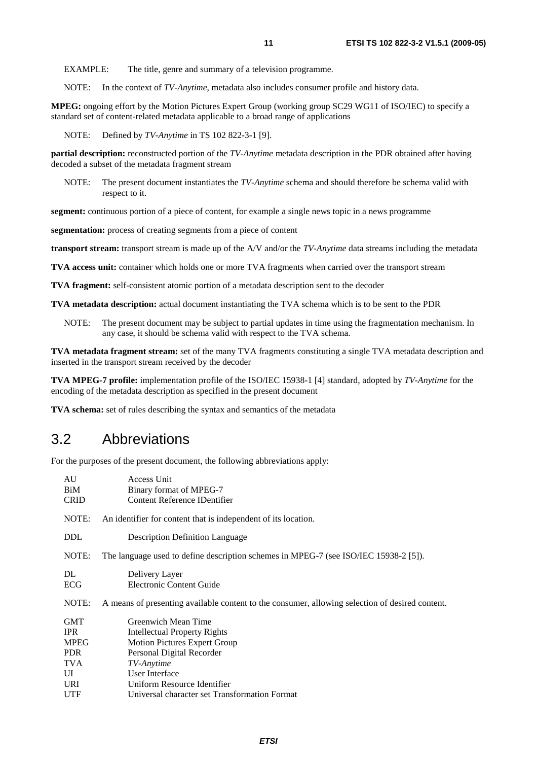EXAMPLE: The title, genre and summary of a television programme.

NOTE: In the context of *TV-Anytime*, metadata also includes consumer profile and history data.

**MPEG:** ongoing effort by the Motion Pictures Expert Group (working group SC29 WG11 of ISO/IEC) to specify a standard set of content-related metadata applicable to a broad range of applications

NOTE: Defined by *TV-Anytime* in TS 102 822-3-1 [9].

**partial description:** reconstructed portion of the *TV-Anytime* metadata description in the PDR obtained after having decoded a subset of the metadata fragment stream

NOTE: The present document instantiates the *TV-Anytime* schema and should therefore be schema valid with respect to it.

**segment:** continuous portion of a piece of content, for example a single news topic in a news programme

**segmentation:** process of creating segments from a piece of content

**transport stream:** transport stream is made up of the A/V and/or the *TV-Anytime* data streams including the metadata

**TVA access unit:** container which holds one or more TVA fragments when carried over the transport stream

**TVA fragment:** self-consistent atomic portion of a metadata description sent to the decoder

**TVA metadata description:** actual document instantiating the TVA schema which is to be sent to the PDR

NOTE: The present document may be subject to partial updates in time using the fragmentation mechanism. In any case, it should be schema valid with respect to the TVA schema.

**TVA metadata fragment stream:** set of the many TVA fragments constituting a single TVA metadata description and inserted in the transport stream received by the decoder

**TVA MPEG-7 profile:** implementation profile of the ISO/IEC 15938-1 [4] standard, adopted by *TV-Anytime* for the encoding of the metadata description as specified in the present document

**TVA schema:** set of rules describing the syntax and semantics of the metadata

## 3.2 Abbreviations

For the purposes of the present document, the following abbreviations apply:

AU Access Unit
BiM Binary format of MPEG-7
CRID Content Reference IDentifier

NOTE: An identifier for content that is independent of its location.

DDL Description Definition Language

NOTE: The language used to define description schemes in MPEG-7 (see ISO/IEC 15938-2 [5]).

DL Delivery Layer
ECG Electronic Content Guide

NOTE: A means of presenting available content to the consumer, allowing selection of desired content.

GMT Greenwich Mean Time
IPR Intellectual Property Rights
MPEG Motion Pictures Expert Group
PDR Personal Digital Recorder
TVA *TV-Anytime*
UI User Interface
URI Uniform Resource Identifier
UTF Universal character set Transformation Format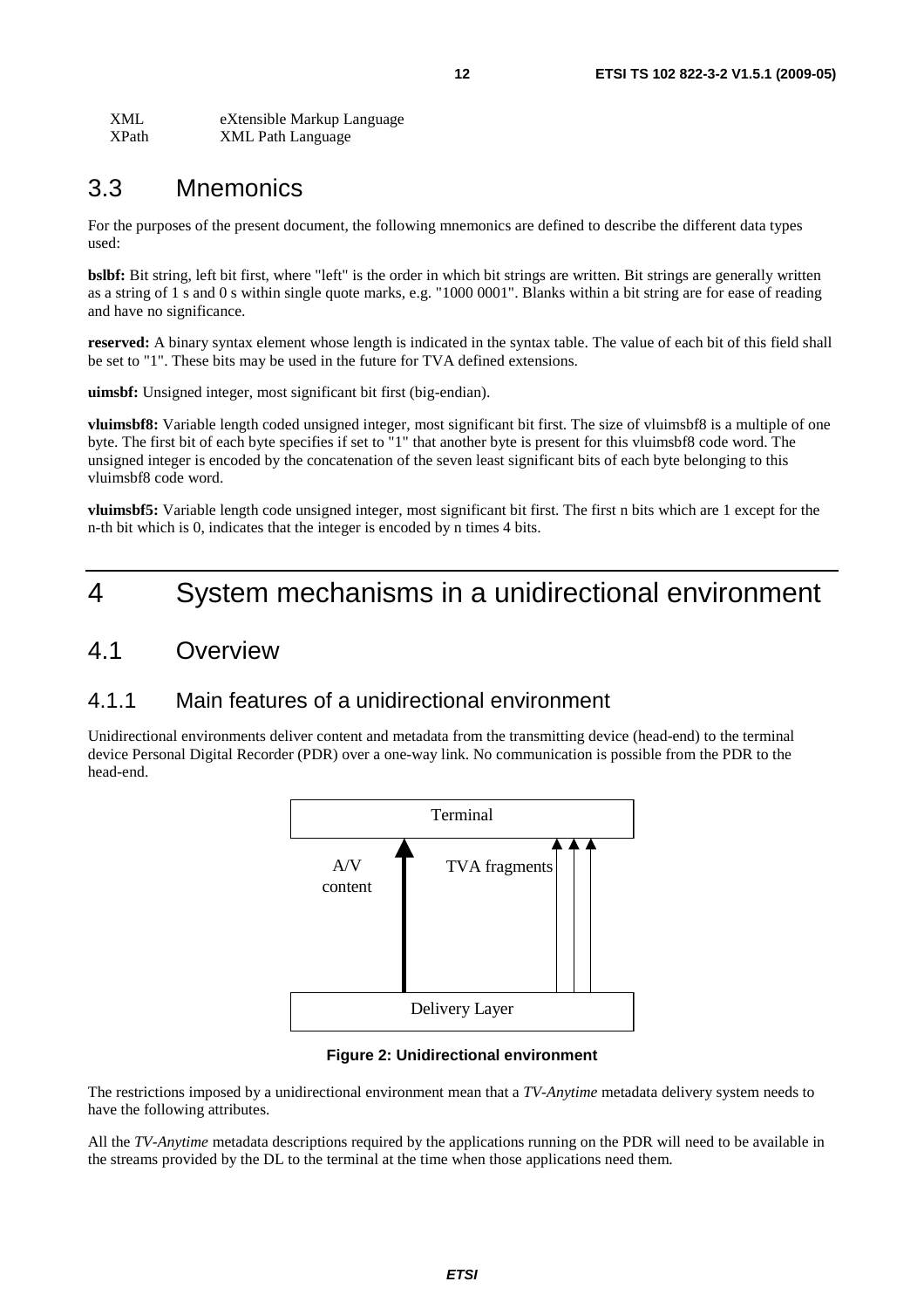XML eXtensible Markup Language
XPath XML Path Language

## 3.3 Mnemonics

For the purposes of the present document, the following mnemonics are defined to describe the different data types used:

**bslbf:** Bit string, left bit first, where "left" is the order in which bit strings are written. Bit strings are generally written as a string of 1 s and 0 s within single quote marks, e.g. "1000 0001". Blanks within a bit string are for ease of reading and have no significance.

**reserved:** A binary syntax element whose length is indicated in the syntax table. The value of each bit of this field shall be set to "1". These bits may be used in the future for TVA defined extensions.

**uimsbf:** Unsigned integer, most significant bit first (big-endian).

**vluimsbf8:** Variable length coded unsigned integer, most significant bit first. The size of vluimsbf8 is a multiple of one byte. The first bit of each byte specifies if set to "1" that another byte is present for this vluimsbf8 code word. The unsigned integer is encoded by the concatenation of the seven least significant bits of each byte belonging to this vluimsbf8 code word.

**vluimsbf5:** Variable length code unsigned integer, most significant bit first. The first n bits which are 1 except for the n-th bit which is 0, indicates that the integer is encoded by n times 4 bits.

# 4 System mechanisms in a unidirectional environment

## 4.1 Overview

### 4.1.1 Main features of a unidirectional environment

Unidirectional environments deliver content and metadata from the transmitting device (head-end) to the terminal device Personal Digital Recorder (PDR) over a one-way link. No communication is possible from the PDR to the head-end.

Terminal

A/V content

TVA fragments

Delivery Layer

**Figure 2: Unidirectional environment**

The restrictions imposed by a unidirectional environment mean that a *TV-Anytime* metadata delivery system needs to have the following attributes.

All the *TV-Anytime* metadata descriptions required by the applications running on the PDR will need to be available in the streams provided by the DL to the terminal at the time when those applications need them.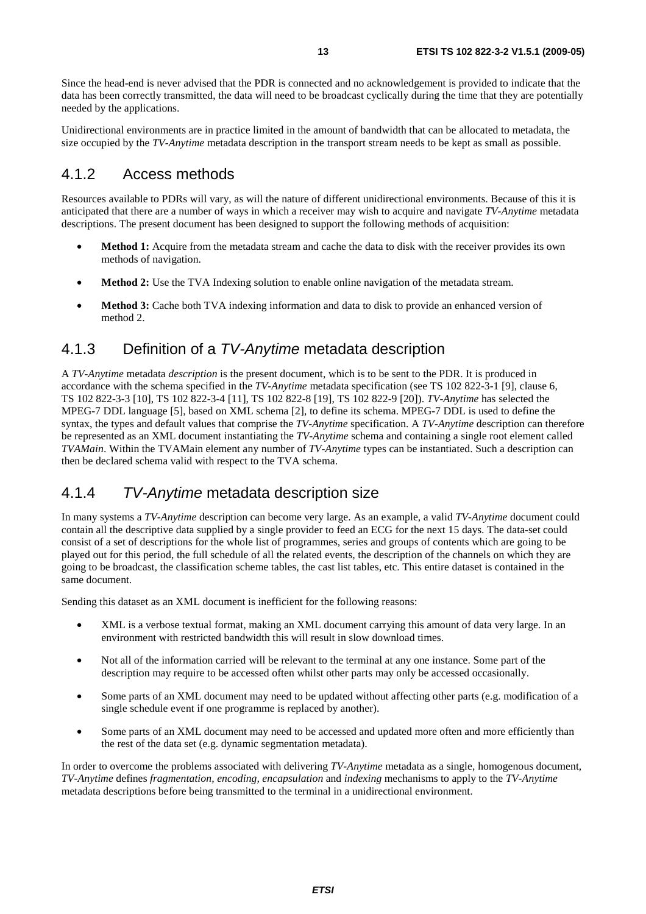Since the head-end is never advised that the PDR is connected and no acknowledgement is provided to indicate that the data has been correctly transmitted, the data will need to be broadcast cyclically during the time that they are potentially needed by the applications.

Unidirectional environments are in practice limited in the amount of bandwidth that can be allocated to metadata, the size occupied by the *TV-Anytime* metadata description in the transport stream needs to be kept as small as possible.

### 4.1.2 Access methods

Resources available to PDRs will vary, as will the nature of different unidirectional environments. Because of this it is anticipated that there are a number of ways in which a receiver may wish to acquire and navigate *TV-Anytime* metadata descriptions. The present document has been designed to support the following methods of acquisition:

- **Method 1:** Acquire from the metadata stream and cache the data to disk with the receiver provides its own methods of navigation.
- **Method 2:** Use the TVA Indexing solution to enable online navigation of the metadata stream.
- **Method 3:** Cache both TVA indexing information and data to disk to provide an enhanced version of method 2.

### 4.1.3 Definition of a *TV-Anytime* metadata description

A *TV-Anytime* metadata *description* is the present document, which is to be sent to the PDR. It is produced in accordance with the schema specified in the *TV-Anytime* metadata specification (see TS 102 822-3-1 [9], clause 6, TS 102 822-3-3 [10], TS 102 822-3-4 [11], TS 102 822-8 [19], TS 102 822-9 [20]). *TV-Anytime* has selected the MPEG-7 DDL language [5], based on XML schema [2], to define its schema. MPEG-7 DDL is used to define the syntax, the types and default values that comprise the *TV-Anytime* specification. A *TV-Anytime* description can therefore be represented as an XML document instantiating the *TV-Anytime* schema and containing a single root element called *TVAMain*. Within the TVAMain element any number of *TV-Anytime* types can be instantiated. Such a description can then be declared schema valid with respect to the TVA schema.

### 4.1.4 *TV-Anytime* metadata description size

In many systems a *TV-Anytime* description can become very large. As an example, a valid *TV-Anytime* document could contain all the descriptive data supplied by a single provider to feed an ECG for the next 15 days. The data-set could consist of a set of descriptions for the whole list of programmes, series and groups of contents which are going to be played out for this period, the full schedule of all the related events, the description of the channels on which they are going to be broadcast, the classification scheme tables, the cast list tables, etc. This entire dataset is contained in the same document.

Sending this dataset as an XML document is inefficient for the following reasons:

- XML is a verbose textual format, making an XML document carrying this amount of data very large. In an environment with restricted bandwidth this will result in slow download times.
- Not all of the information carried will be relevant to the terminal at any one instance. Some part of the description may require to be accessed often whilst other parts may only be accessed occasionally.
- Some parts of an XML document may need to be updated without affecting other parts (e.g. modification of a single schedule event if one programme is replaced by another).
- Some parts of an XML document may need to be accessed and updated more often and more efficiently than the rest of the data set (e.g. dynamic segmentation metadata).

In order to overcome the problems associated with delivering *TV-Anytime* metadata as a single, homogenous document, *TV-Anytime* defines *fragmentation, encoding, encapsulation* and *indexing* mechanisms to apply to the *TV-Anytime* metadata descriptions before being transmitted to the terminal in a unidirectional environment.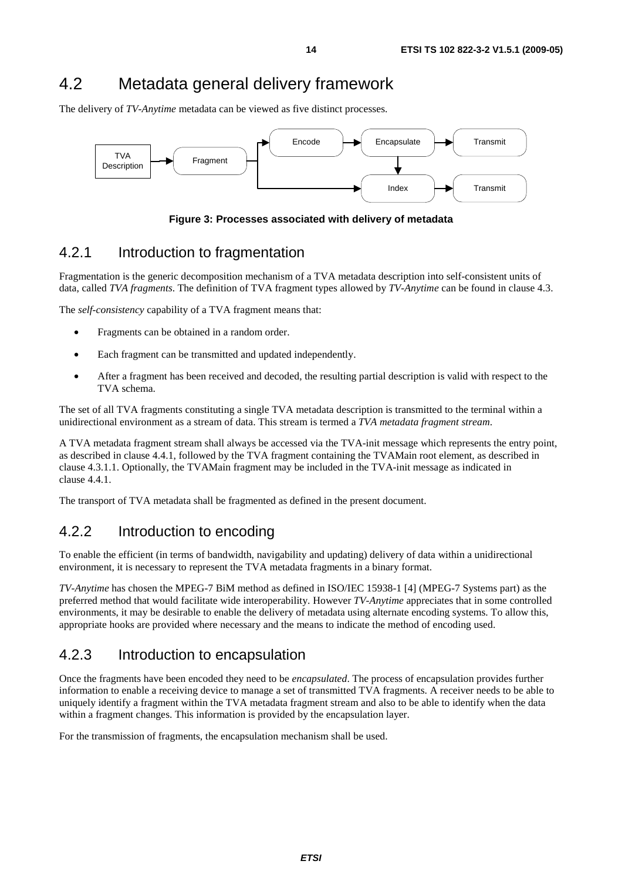## 4.2 Metadata general delivery framework

The delivery of *TV-Anytime* metadata can be viewed as five distinct processes.

**Figure 3: Processes associated with delivery of metadata**

### 4.2.1 Introduction to fragmentation

Fragmentation is the generic decomposition mechanism of a TVA metadata description into self-consistent units of data, called *TVA fragments*. The definition of TVA fragment types allowed by *TV-Anytime* can be found in clause 4.3.

The *self-consistency* capability of a TVA fragment means that:

- Fragments can be obtained in a random order.
- Each fragment can be transmitted and updated independently.
- After a fragment has been received and decoded, the resulting partial description is valid with respect to the TVA schema.

The set of all TVA fragments constituting a single TVA metadata description is transmitted to the terminal within a unidirectional environment as a stream of data. This stream is termed a *TVA metadata fragment stream*.

A TVA metadata fragment stream shall always be accessed via the TVA-init message which represents the entry point, as described in clause 4.4.1, followed by the TVA fragment containing the TVAMain root element, as described in clause 4.3.1.1. Optionally, the TVAMain fragment may be included in the TVA-init message as indicated in clause 4.4.1.

The transport of TVA metadata shall be fragmented as defined in the present document.

### 4.2.2 Introduction to encoding

To enable the efficient (in terms of bandwidth, navigability and updating) delivery of data within a unidirectional environment, it is necessary to represent the TVA metadata fragments in a binary format.

*TV-Anytime* has chosen the MPEG-7 BiM method as defined in ISO/IEC 15938-1 [4] (MPEG-7 Systems part) as the preferred method that would facilitate wide interoperability. However *TV-Anytime* appreciates that in some controlled environments, it may be desirable to enable the delivery of metadata using alternate encoding systems. To allow this, appropriate hooks are provided where necessary and the means to indicate the method of encoding used.

### 4.2.3 Introduction to encapsulation

Once the fragments have been encoded they need to be *encapsulated*. The process of encapsulation provides further information to enable a receiving device to manage a set of transmitted TVA fragments. A receiver needs to be able to uniquely identify a fragment within the TVA metadata fragment stream and also to be able to identify when the data within a fragment changes. This information is provided by the encapsulation layer.

For the transmission of fragments, the encapsulation mechanism shall be used.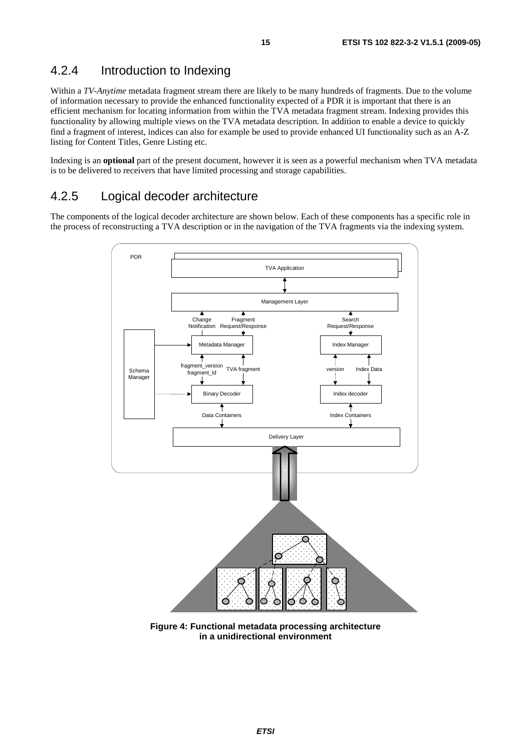### 4.2.4 Introduction to Indexing

Within a *TV-Anytime* metadata fragment stream there are likely to be many hundreds of fragments. Due to the volume of information necessary to provide the enhanced functionality expected of a PDR it is important that there is an efficient mechanism for locating information from within the TVA metadata fragment stream. Indexing provides this functionality by allowing multiple views on the TVA metadata description. In addition to enable a device to quickly find a fragment of interest, indices can also for example be used to provide enhanced UI functionality such as an A-Z listing for Content Titles, Genre Listing etc.

Indexing is an **optional** part of the present document, however it is seen as a powerful mechanism when TVA metadata is to be delivered to receivers that have limited processing and storage capabilities.

### 4.2.5 Logical decoder architecture

The components of the logical decoder architecture are shown below. Each of these components has a specific role in the process of reconstructing a TVA description or in the navigation of the TVA fragments via the indexing system.

**Figure 4: Functional metadata processing architecture in a unidirectional environment**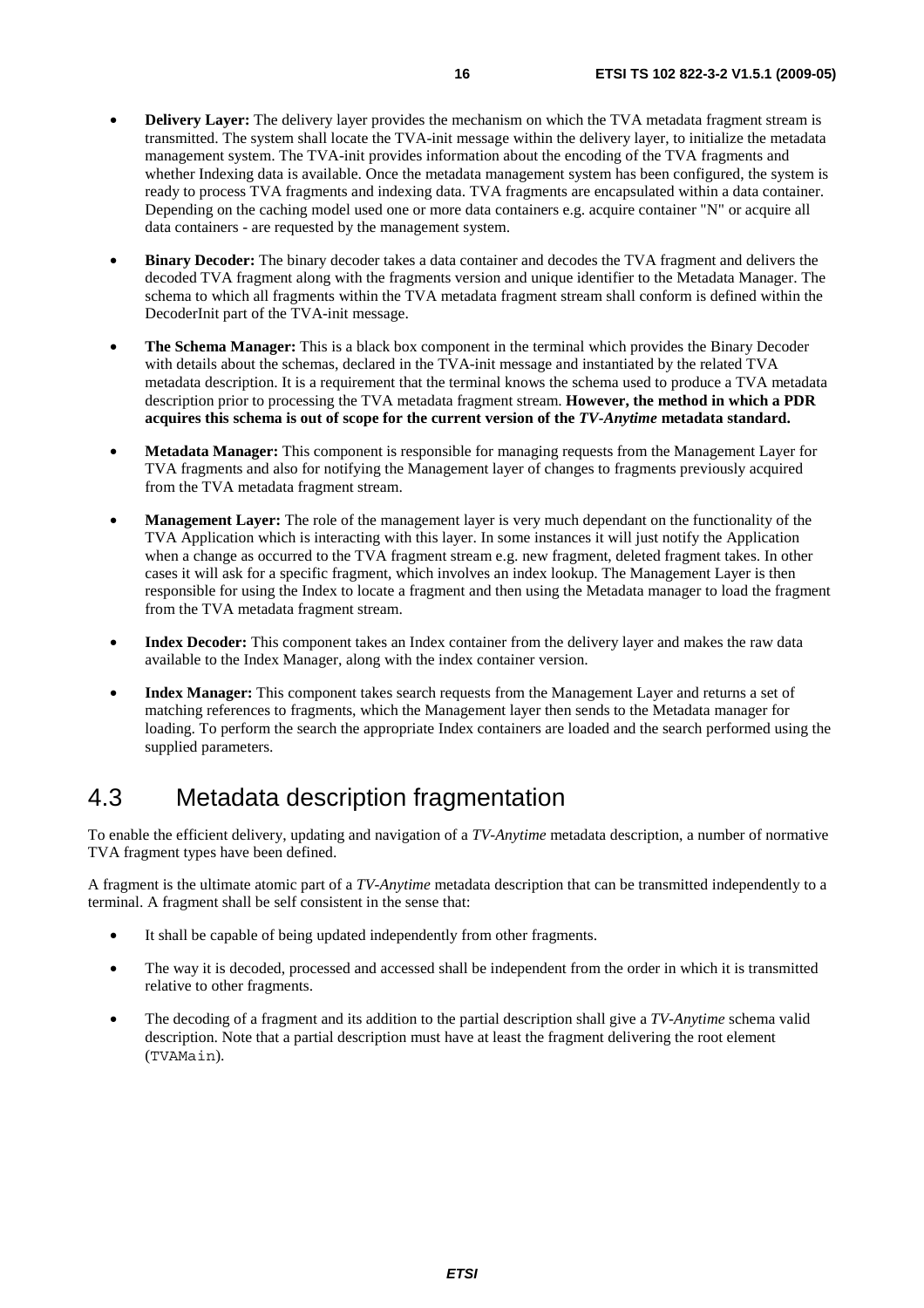- **Delivery Layer:** The delivery layer provides the mechanism on which the TVA metadata fragment stream is transmitted. The system shall locate the TVA-init message within the delivery layer, to initialize the metadata management system. The TVA-init provides information about the encoding of the TVA fragments and whether Indexing data is available. Once the metadata management system has been configured, the system is ready to process TVA fragments and indexing data. TVA fragments are encapsulated within a data container. Depending on the caching model used one or more data containers e.g. acquire container "N" or acquire all data containers - are requested by the management system.

- **Binary Decoder:** The binary decoder takes a data container and decodes the TVA fragment and delivers the decoded TVA fragment along with the fragments version and unique identifier to the Metadata Manager. The schema to which all fragments within the TVA metadata fragment stream shall conform is defined within the DecoderInit part of the TVA-init message.

- **The Schema Manager:** This is a black box component in the terminal which provides the Binary Decoder with details about the schemas, declared in the TVA-init message and instantiated by the related TVA metadata description. It is a requirement that the terminal knows the schema used to produce a TVA metadata description prior to processing the TVA metadata fragment stream. **However, the method in which a PDR acquires this schema is out of scope for the current version of the *TV-Anytime* metadata standard.**

- **Metadata Manager:** This component is responsible for managing requests from the Management Layer for TVA fragments and also for notifying the Management layer of changes to fragments previously acquired from the TVA metadata fragment stream.

- **Management Layer:** The role of the management layer is very much dependant on the functionality of the TVA Application which is interacting with this layer. In some instances it will just notify the Application when a change as occurred to the TVA fragment stream e.g. new fragment, deleted fragment takes. In other cases it will ask for a specific fragment, which involves an index lookup. The Management Layer is then responsible for using the Index to locate a fragment and then using the Metadata manager to load the fragment from the TVA metadata fragment stream.

- **Index Decoder:** This component takes an Index container from the delivery layer and makes the raw data available to the Index Manager, along with the index container version.

- **Index Manager:** This component takes search requests from the Management Layer and returns a set of matching references to fragments, which the Management layer then sends to the Metadata manager for loading. To perform the search the appropriate Index containers are loaded and the search performed using the supplied parameters.

## 4.3 Metadata description fragmentation

To enable the efficient delivery, updating and navigation of a *TV-Anytime* metadata description, a number of normative TVA fragment types have been defined.

A fragment is the ultimate atomic part of a *TV-Anytime* metadata description that can be transmitted independently to a terminal. A fragment shall be self consistent in the sense that:

- It shall be capable of being updated independently from other fragments.

- The way it is decoded, processed and accessed shall be independent from the order in which it is transmitted relative to other fragments.

- The decoding of a fragment and its addition to the partial description shall give a *TV-Anytime* schema valid description. Note that a partial description must have at least the fragment delivering the root element (`TVAMain`).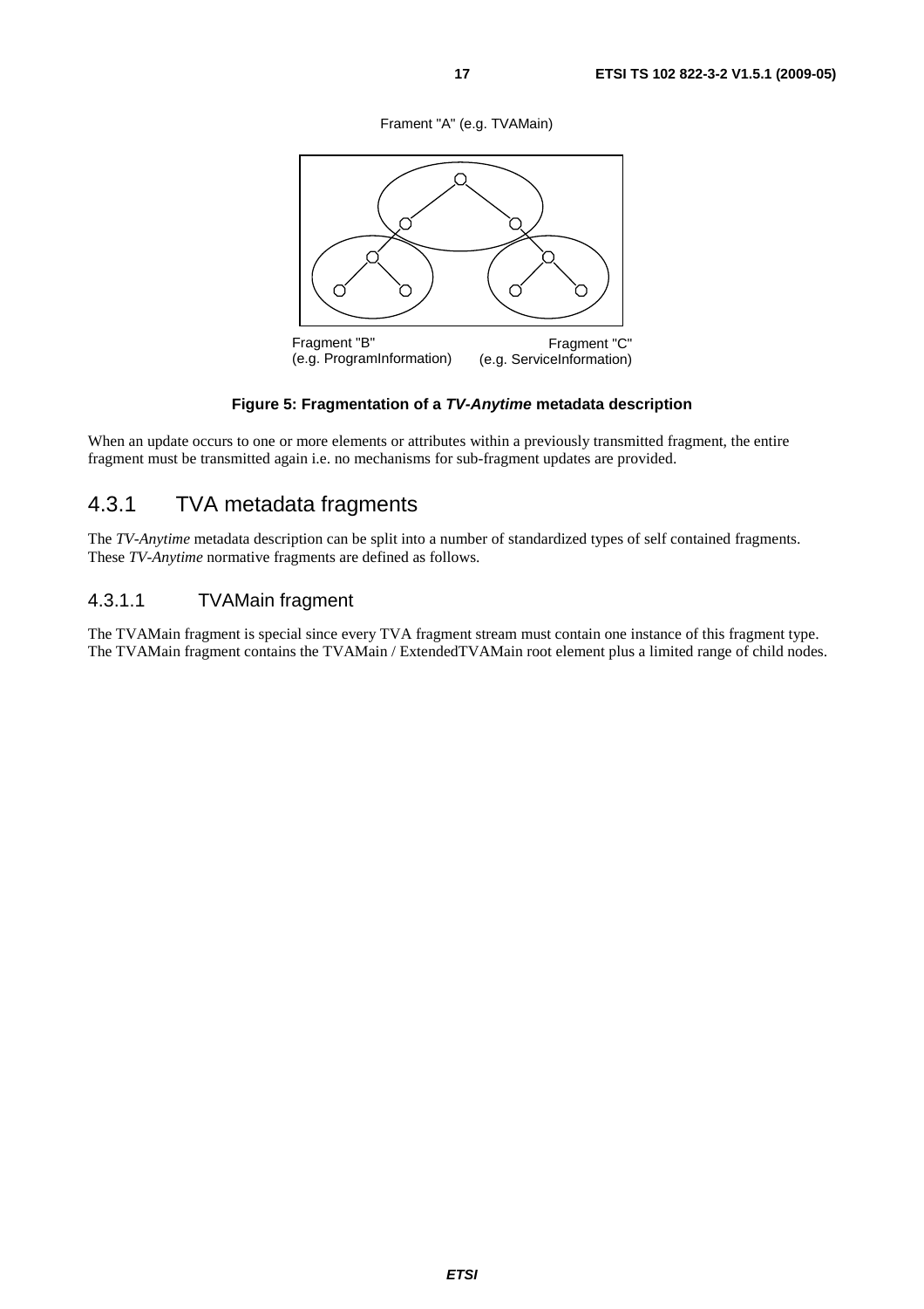Frament "A" (e.g. TVAMain)

Fragment "B" (e.g. ProgramInformation)

Fragment "C" (e.g. ServiceInformation)

**Figure 5: Fragmentation of a *TV-Anytime* metadata description**

When an update occurs to one or more elements or attributes within a previously transmitted fragment, the entire fragment must be transmitted again i.e. no mechanisms for sub-fragment updates are provided.

## 4.3.1 TVA metadata fragments

The *TV-Anytime* metadata description can be split into a number of standardized types of self contained fragments. These *TV-Anytime* normative fragments are defined as follows.

### 4.3.1.1 TVAMain fragment

The TVAMain fragment is special since every TVA fragment stream must contain one instance of this fragment type. The TVAMain fragment contains the TVAMain / ExtendedTVAMain root element plus a limited range of child nodes.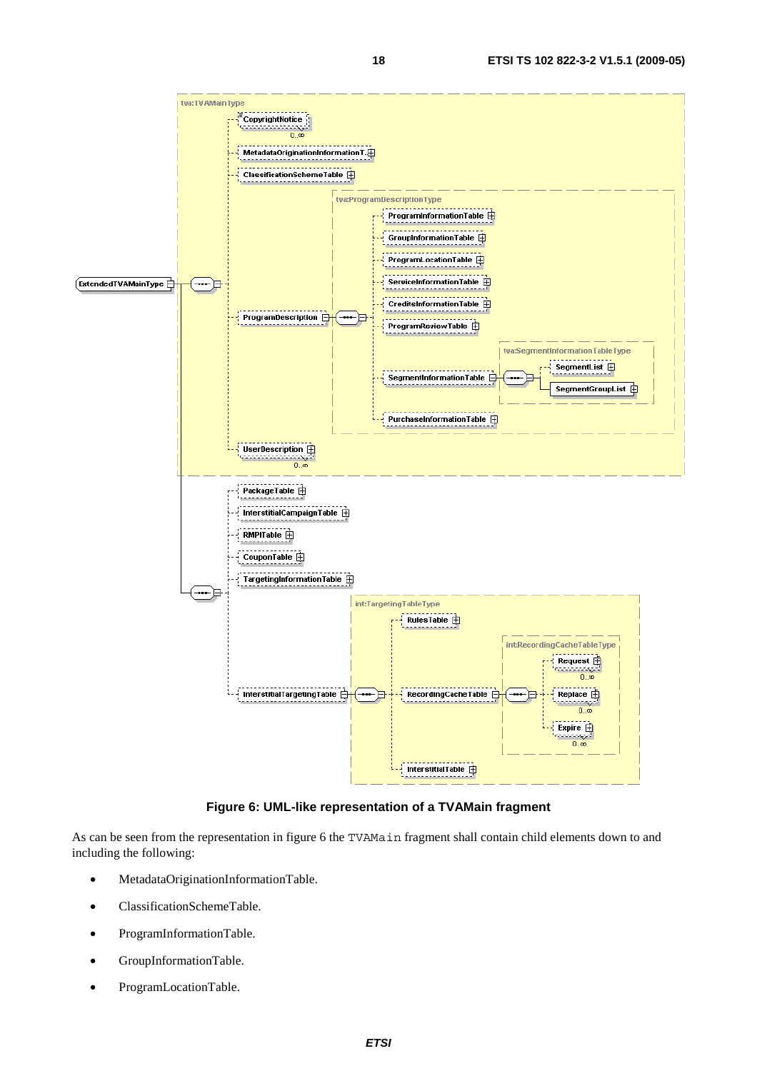Figure 6: UML-like representation of a TVAMain fragment

As can be seen from the representation in figure 6 the TVAMain fragment shall contain child elements down to and including the following:

- MetadataOriginationInformationTable.
- ClassificationSchemeTable.
- ProgramInformationTable.
- GroupInformationTable.
- ProgramLocationTable.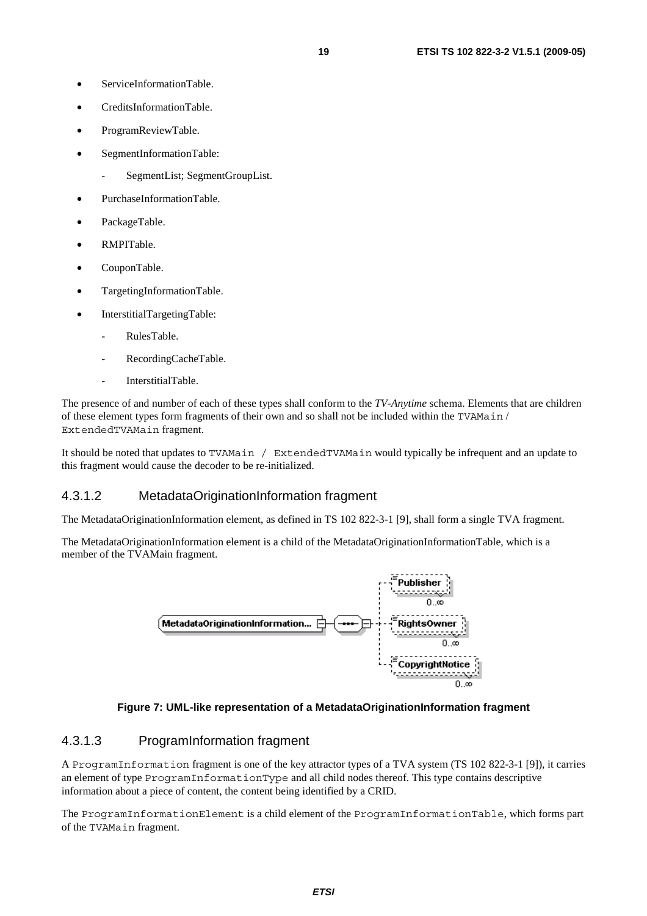- ServiceInformationTable.
- CreditsInformationTable.
- ProgramReviewTable.
- SegmentInformationTable:
    - SegmentList; SegmentGroupList.
- PurchaseInformationTable.
- PackageTable.
- RMPITable.
- CouponTable.
- TargetingInformationTable.
- InterstitialTargetingTable:
    - RulesTable.
    - RecordingCacheTable.
    - InterstitialTable.

The presence of and number of each of these types shall conform to the *TV-Anytime* schema. Elements that are children of these element types form fragments of their own and so shall not be included within the `TVAMain` / `ExtendedTVAMain` fragment.

It should be noted that updates to `TVAMain / ExtendedTVAMain` would typically be infrequent and an update to this fragment would cause the decoder to be re-initialized.

#### 4.3.1.2 MetadataOriginationInformation fragment

The MetadataOriginationInformation element, as defined in TS 102 822-3-1 [9], shall form a single TVA fragment.

The MetadataOriginationInformation element is a child of the MetadataOriginationInformationTable, which is a member of the TVAMain fragment.

**Figure 7: UML-like representation of a MetadataOriginationInformation fragment**

#### 4.3.1.3 ProgramInformation fragment

A `ProgramInformation` fragment is one of the key attractor types of a TVA system (TS 102 822-3-1 [9]), it carries an element of type `ProgramInformationType` and all child nodes thereof. This type contains descriptive information about a piece of content, the content being identified by a CRID.

The `ProgramInformationElement` is a child element of the `ProgramInformationTable`, which forms part of the `TVAMain` fragment.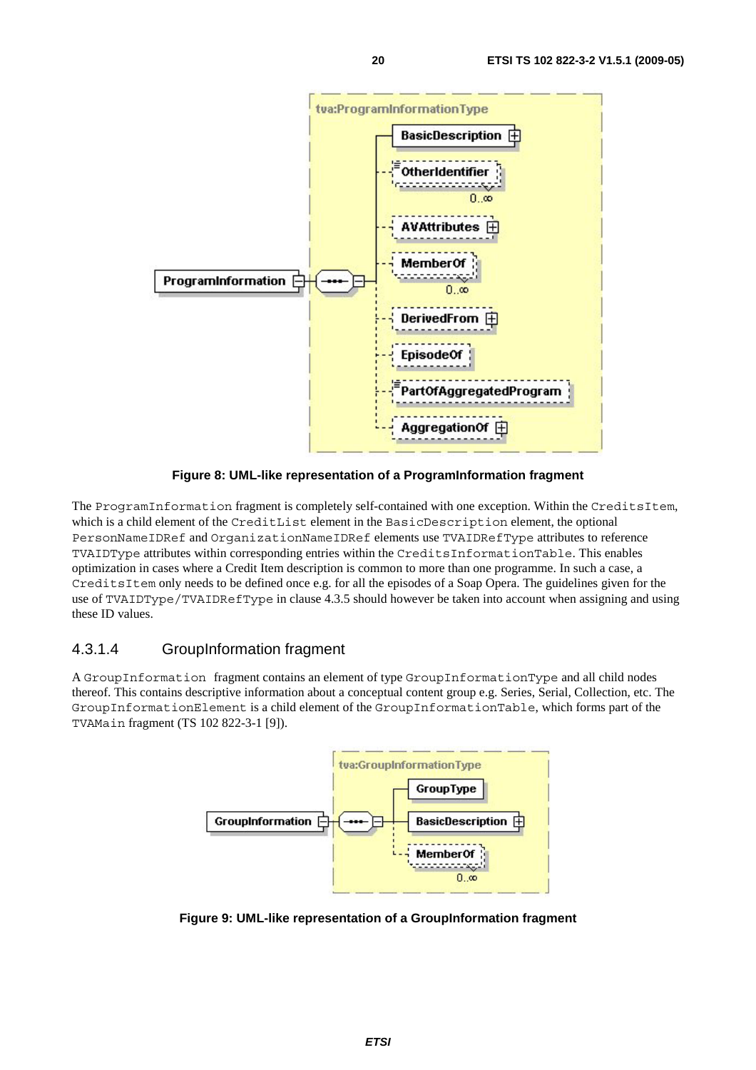Figure 8: UML-like representation of a ProgramInformation fragment

The ProgramInformation fragment is completely self-contained with one exception. Within the CreditsItem, which is a child element of the CreditList element in the BasicDescription element, the optional PersonNameIDRef and OrganizationNameIDRef elements use TVAIDRefType attributes to reference TVAIDType attributes within corresponding entries within the CreditsInformationTable. This enables optimization in cases where a Credit Item description is common to more than one programme. In such a case, a CreditsItem only needs to be defined once e.g. for all the episodes of a Soap Opera. The guidelines given for the use of TVAIDType/TVAIDRefType in clause 4.3.5 should however be taken into account when assigning and using these ID values.

### 4.3.1.4 GroupInformation fragment

A GroupInformation fragment contains an element of type GroupInformationType and all child nodes thereof. This contains descriptive information about a conceptual content group e.g. Series, Serial, Collection, etc. The GroupInformationElement is a child element of the GroupInformationTable, which forms part of the TVAMain fragment (TS 102 822-3-1 [9]).

Figure 9: UML-like representation of a GroupInformation fragment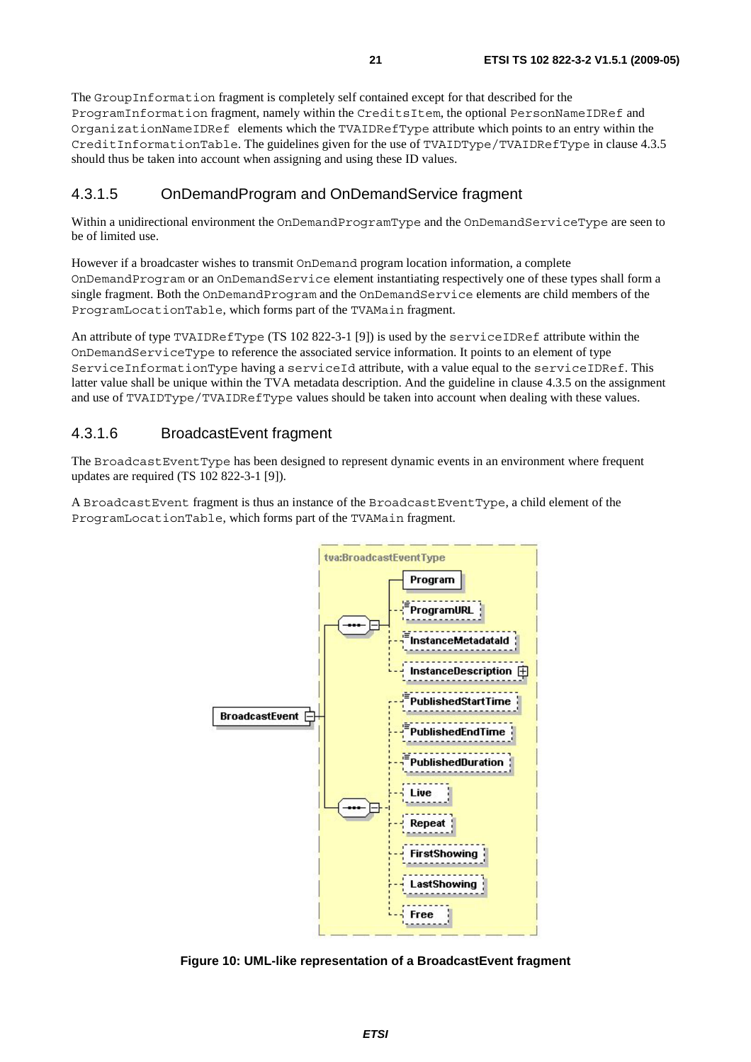The GroupInformation fragment is completely self contained except for that described for the ProgramInformation fragment, namely within the CreditsItem, the optional PersonNameIDRef and OrganizationNameIDRef elements which the TVAIDRefType attribute which points to an entry within the CreditInformationTable. The guidelines given for the use of TVAIDType/TVAIDRefType in clause 4.3.5 should thus be taken into account when assigning and using these ID values.

#### 4.3.1.5 OnDemandProgram and OnDemandService fragment

Within a unidirectional environment the OnDemandProgramType and the OnDemandServiceType are seen to be of limited use.

However if a broadcaster wishes to transmit OnDemand program location information, a complete OnDemandProgram or an OnDemandService element instantiating respectively one of these types shall form a single fragment. Both the OnDemandProgram and the OnDemandService elements are child members of the ProgramLocationTable, which forms part of the TVAMain fragment.

An attribute of type TVAIDRefType (TS 102 822-3-1 [9]) is used by the serviceIDRef attribute within the OnDemandServiceType to reference the associated service information. It points to an element of type ServiceInformationType having a serviceId attribute, with a value equal to the serviceIDRef. This latter value shall be unique within the TVA metadata description. And the guideline in clause 4.3.5 on the assignment and use of TVAIDType/TVAIDRefType values should be taken into account when dealing with these values.

#### 4.3.1.6 BroadcastEvent fragment

The BroadcastEventType has been designed to represent dynamic events in an environment where frequent updates are required (TS 102 822-3-1 [9]).

A BroadcastEvent fragment is thus an instance of the BroadcastEventType, a child element of the ProgramLocationTable, which forms part of the TVAMain fragment.

**Figure 10: UML-like representation of a BroadcastEvent fragment**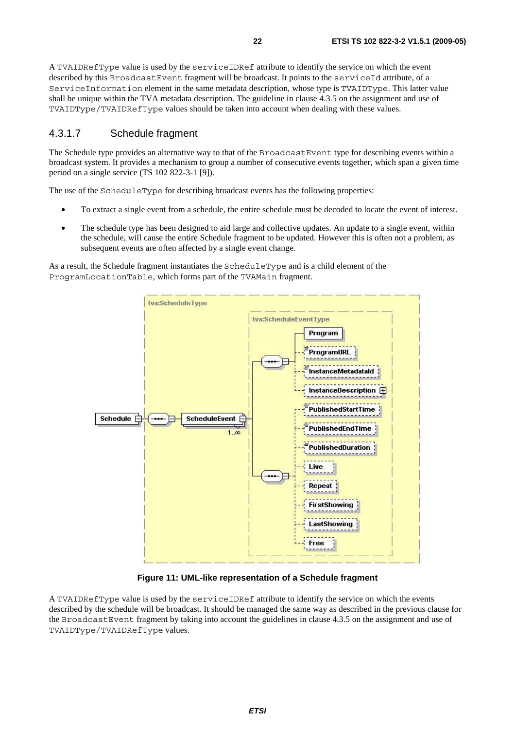A TVAIDRefType value is used by the serviceIDRef attribute to identify the service on which the event described by this BroadcastEvent fragment will be broadcast. It points to the serviceId attribute, of a ServiceInformation element in the same metadata description, whose type is TVAIDType. This latter value shall be unique within the TVA metadata description. The guideline in clause 4.3.5 on the assignment and use of TVAIDType/TVAIDRefType values should be taken into account when dealing with these values.

### 4.3.1.7 Schedule fragment

The Schedule type provides an alternative way to that of the BroadcastEvent type for describing events within a broadcast system. It provides a mechanism to group a number of consecutive events together, which span a given time period on a single service (TS 102 822-3-1 [9]).

The use of the ScheduleType for describing broadcast events has the following properties:

- To extract a single event from a schedule, the entire schedule must be decoded to locate the event of interest.
- The schedule type has been designed to aid large and collective updates. An update to a single event, within the schedule, will cause the entire Schedule fragment to be updated. However this is often not a problem, as subsequent events are often affected by a single event change.

As a result, the Schedule fragment instantiates the ScheduleType and is a child element of the ProgramLocationTable, which forms part of the TVAMain fragment.

**Figure 11: UML-like representation of a Schedule fragment**

A TVAIDRefType value is used by the serviceIDRef attribute to identify the service on which the events described by the schedule will be broadcast. It should be managed the same way as described in the previous clause for the BroadcastEvent fragment by taking into account the guidelines in clause 4.3.5 on the assignment and use of TVAIDType/TVAIDRefType values.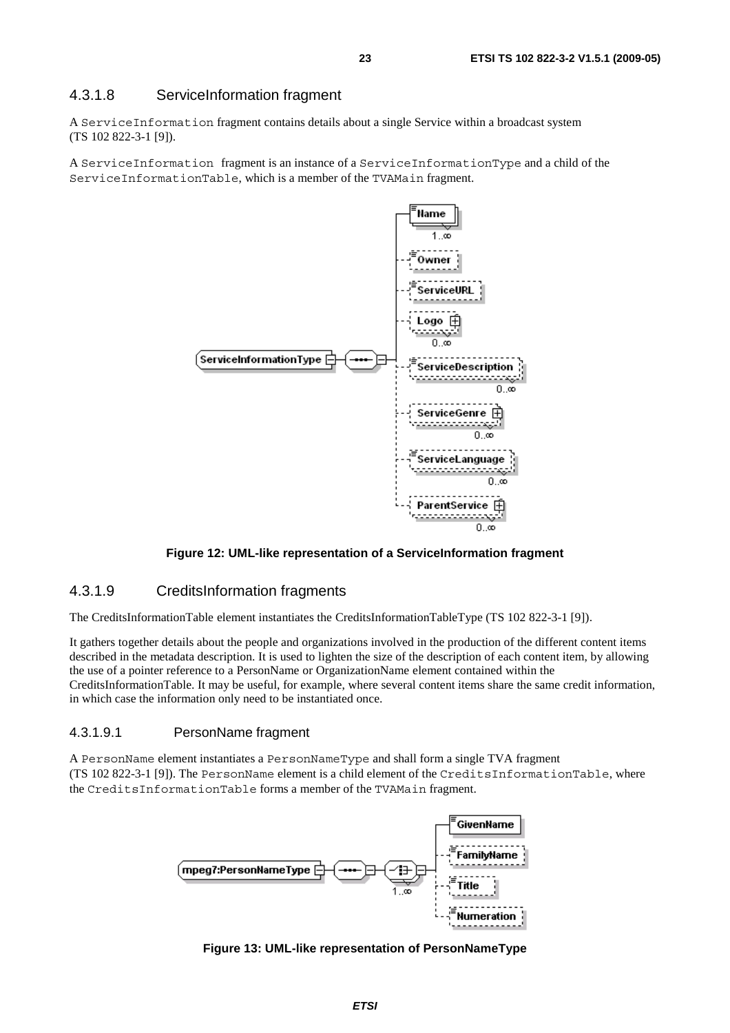#### 4.3.1.8 ServiceInformation fragment

A `ServiceInformation` fragment contains details about a single Service within a broadcast system (TS 102 822-3-1 [9]).

A `ServiceInformation` fragment is an instance of a `ServiceInformationType` and a child of the `ServiceInformationTable`, which is a member of the `TVAMain` fragment.

**Figure 12: UML-like representation of a ServiceInformation fragment**

#### 4.3.1.9 CreditsInformation fragments

The CreditsInformationTable element instantiates the CreditsInformationTableType (TS 102 822-3-1 [9]).

It gathers together details about the people and organizations involved in the production of the different content items described in the metadata description. It is used to lighten the size of the description of each content item, by allowing the use of a pointer reference to a PersonName or OrganizationName element contained within the CreditsInformationTable. It may be useful, for example, where several content items share the same credit information, in which case the information only need to be instantiated once.

##### 4.3.1.9.1 PersonName fragment

A `PersonName` element instantiates a `PersonNameType` and shall form a single TVA fragment (TS 102 822-3-1 [9]). The `PersonName` element is a child element of the `CreditsInformationTable`, where the `CreditsInformationTable` forms a member of the `TVAMain` fragment.

**Figure 13: UML-like representation of PersonNameType**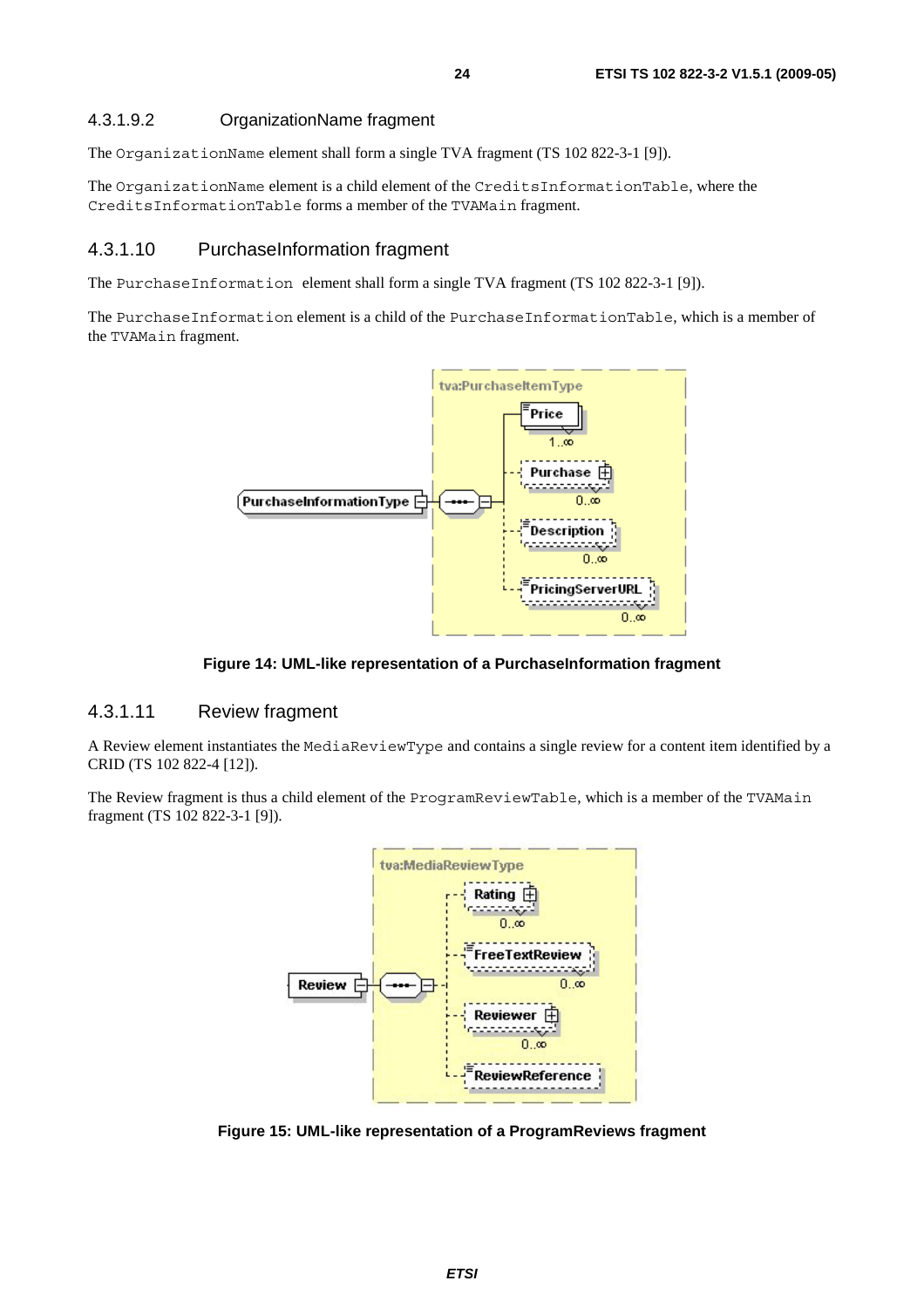#### 4.3.1.9.2 OrganizationName fragment

The `OrganizationName` element shall form a single TVA fragment (TS 102 822-3-1 [9]).

The `OrganizationName` element is a child element of the `CreditsInformationTable`, where the `CreditsInformationTable` forms a member of the `TVAMain` fragment.

### 4.3.1.10 PurchaseInformation fragment

The `PurchaseInformation` element shall form a single TVA fragment (TS 102 822-3-1 [9]).

The `PurchaseInformation` element is a child of the `PurchaseInformationTable`, which is a member of the `TVAMain` fragment.

**Figure 14: UML-like representation of a PurchaseInformation fragment**

### 4.3.1.11 Review fragment

A Review element instantiates the `MediaReviewType` and contains a single review for a content item identified by a CRID (TS 102 822-4 [12]).

The Review fragment is thus a child element of the `ProgramReviewTable`, which is a member of the `TVAMain` fragment (TS 102 822-3-1 [9]).

**Figure 15: UML-like representation of a ProgramReviews fragment**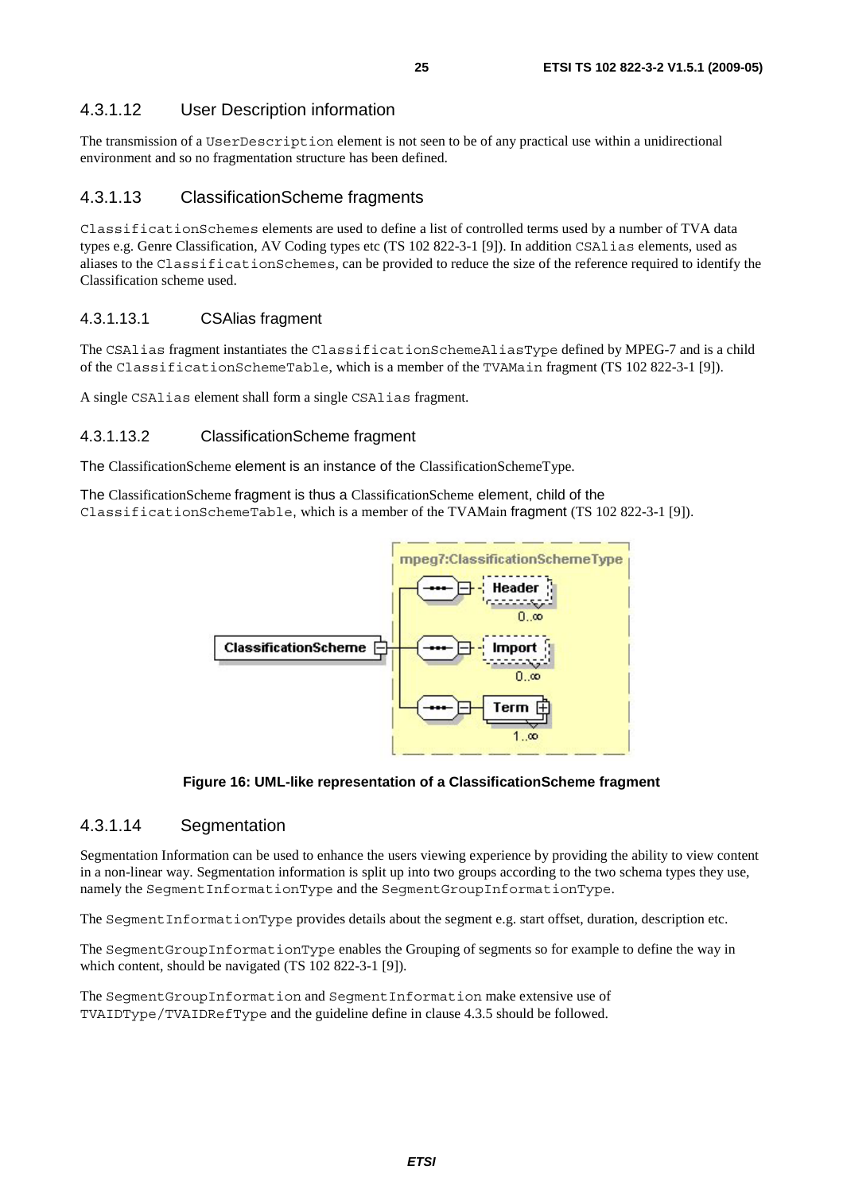### 4.3.1.12 User Description information

The transmission of a UserDescription element is not seen to be of any practical use within a unidirectional environment and so no fragmentation structure has been defined.

### 4.3.1.13 ClassificationScheme fragments

ClassificationSchemes elements are used to define a list of controlled terms used by a number of TVA data types e.g. Genre Classification, AV Coding types etc (TS 102 822-3-1 [9]). In addition CSAlias elements, used as aliases to the ClassificationSchemes, can be provided to reduce the size of the reference required to identify the Classification scheme used.

#### 4.3.1.13.1 CSAlias fragment

The CSAlias fragment instantiates the ClassificationSchemeAliasType defined by MPEG-7 and is a child of the ClassificationSchemeTable, which is a member of the TVAMain fragment (TS 102 822-3-1 [9]).

A single CSAlias element shall form a single CSAlias fragment.

#### 4.3.1.13.2 ClassificationScheme fragment

The ClassificationScheme element is an instance of the ClassificationSchemeType.

The ClassificationScheme fragment is thus a ClassificationScheme element, child of the ClassificationSchemeTable, which is a member of the TVAMain fragment (TS 102 822-3-1 [9]).

**Figure 16: UML-like representation of a ClassificationScheme fragment**

### 4.3.1.14 Segmentation

Segmentation Information can be used to enhance the users viewing experience by providing the ability to view content in a non-linear way. Segmentation information is split up into two groups according to the two schema types they use, namely the SegmentInformationType and the SegmentGroupInformationType.

The SegmentInformationType provides details about the segment e.g. start offset, duration, description etc.

The SegmentGroupInformationType enables the Grouping of segments so for example to define the way in which content, should be navigated (TS 102 822-3-1 [9]).

The SegmentGroupInformation and SegmentInformation make extensive use of TVAIDType/TVAIDRefType and the guideline define in clause 4.3.5 should be followed.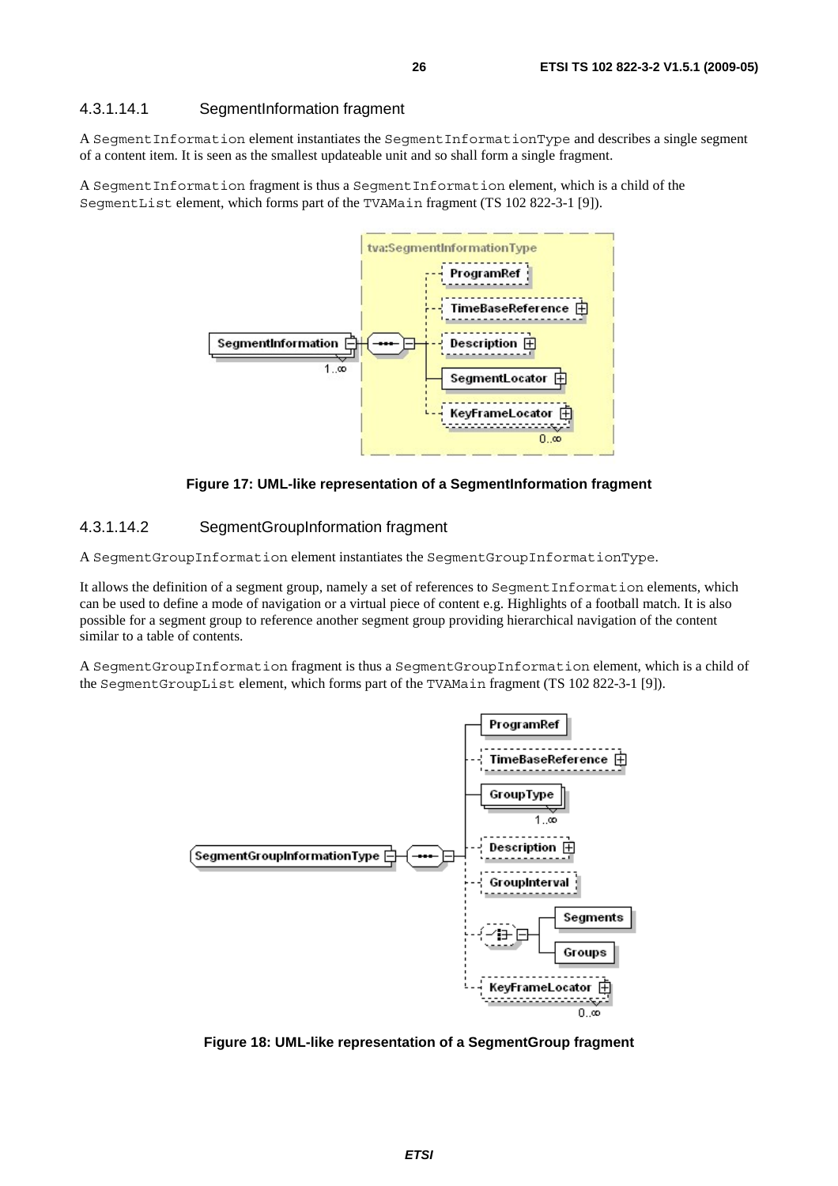#### 4.3.1.14.1 SegmentInformation fragment

A SegmentInformation element instantiates the SegmentInformationType and describes a single segment of a content item. It is seen as the smallest updateable unit and so shall form a single fragment.

A SegmentInformation fragment is thus a SegmentInformation element, which is a child of the SegmentList element, which forms part of the TVAMain fragment (TS 102 822-3-1 [9]).

**Figure 17: UML-like representation of a SegmentInformation fragment**

#### 4.3.1.14.2 SegmentGroupInformation fragment

A SegmentGroupInformation element instantiates the SegmentGroupInformationType.

It allows the definition of a segment group, namely a set of references to SegmentInformation elements, which can be used to define a mode of navigation or a virtual piece of content e.g. Highlights of a football match. It is also possible for a segment group to reference another segment group providing hierarchical navigation of the content similar to a table of contents.

A SegmentGroupInformation fragment is thus a SegmentGroupInformation element, which is a child of the SegmentGroupList element, which forms part of the TVAMain fragment (TS 102 822-3-1 [9]).

**Figure 18: UML-like representation of a SegmentGroup fragment**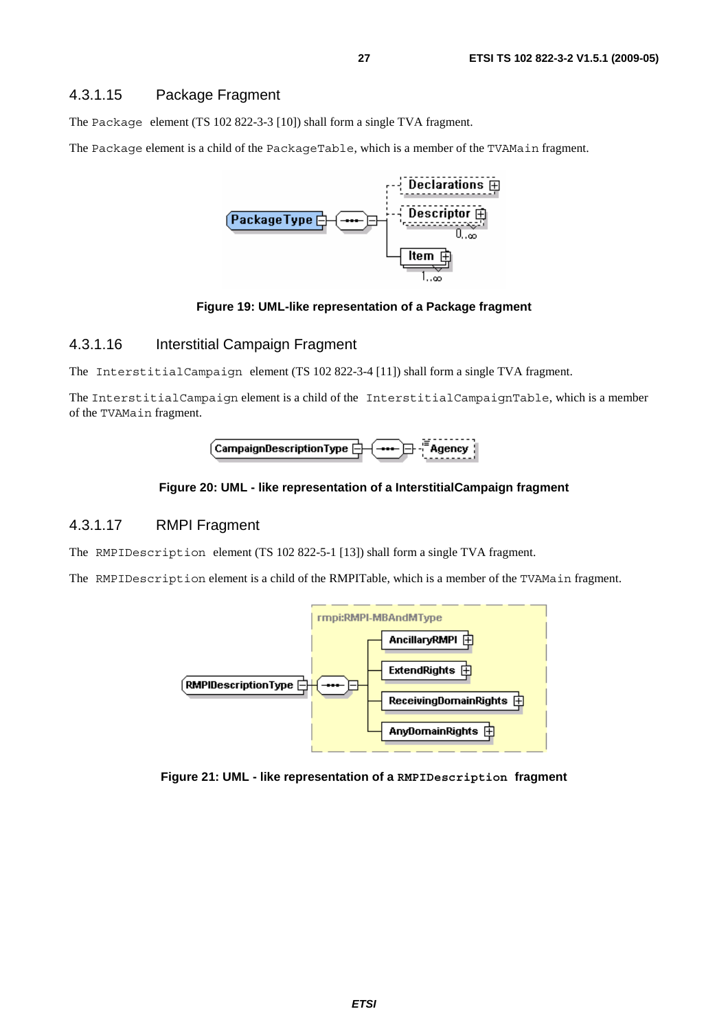### 4.3.1.15 Package Fragment

The `Package` element (TS 102 822-3-3 [10]) shall form a single TVA fragment.

The `Package` element is a child of the `PackageTable`, which is a member of the `TVAMain` fragment.

**Figure 19: UML-like representation of a Package fragment**

### 4.3.1.16 Interstitial Campaign Fragment

The `InterstitialCampaign` element (TS 102 822-3-4 [11]) shall form a single TVA fragment.

The `InterstitialCampaign` element is a child of the `InterstitialCampaignTable`, which is a member of the `TVAMain` fragment.

**Figure 20: UML - like representation of a InterstitialCampaign fragment**

### 4.3.1.17 RMPI Fragment

The `RMPIDescription` element (TS 102 822-5-1 [13]) shall form a single TVA fragment.

The `RMPIDescription` element is a child of the RMPITable, which is a member of the `TVAMain` fragment.

**Figure 21: UML - like representation of a `RMPIDescription` fragment**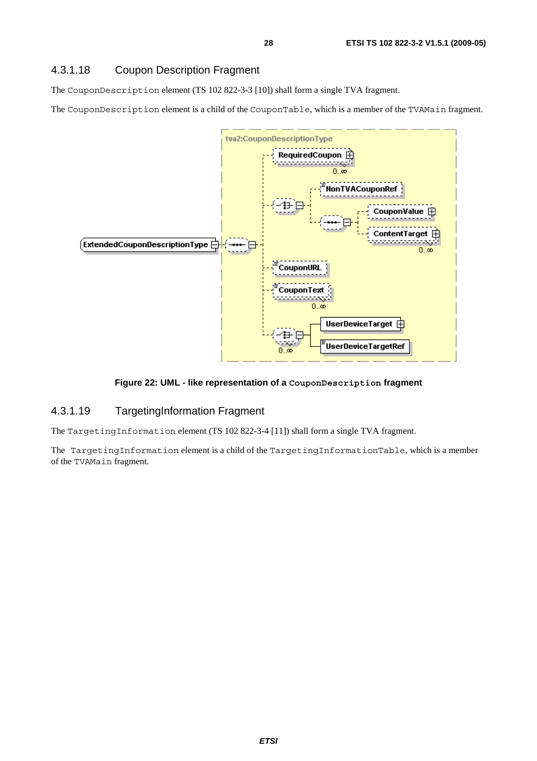### 4.3.1.18 Coupon Description Fragment

The CouponDescription element (TS 102 822-3-3 [10]) shall form a single TVA fragment.

The CouponDescription element is a child of the CouponTable, which is a member of the TVAMain fragment.

**Figure 22: UML - like representation of a CouponDescription fragment**

### 4.3.1.19 TargetingInformation Fragment

The TargetingInformation element (TS 102 822-3-4 [11]) shall form a single TVA fragment.

The TargetingInformation element is a child of the TargetingInformationTable, which is a member of the TVAMain fragment.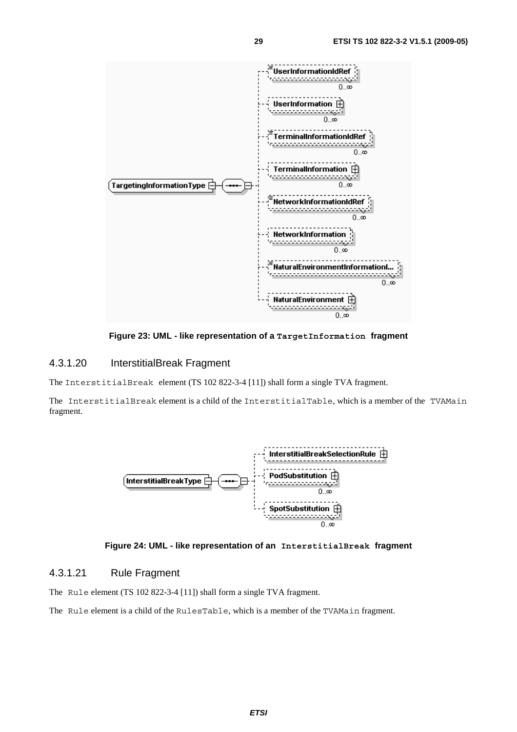Figure 23: UML - like representation of a `TargetInformation` fragment

### 4.3.1.20 InterstitialBreak Fragment

The `InterstitialBreak` element (TS 102 822-3-4 [11]) shall form a single TVA fragment.

The `InterstitialBreak` element is a child of the `InterstitialTable`, which is a member of the `TVAMain` fragment.

Figure 24: UML - like representation of an `InterstitialBreak` fragment

### 4.3.1.21 Rule Fragment

The `Rule` element (TS 102 822-3-4 [11]) shall form a single TVA fragment.

The `Rule` element is a child of the `RulesTable`, which is a member of the `TVAMain` fragment.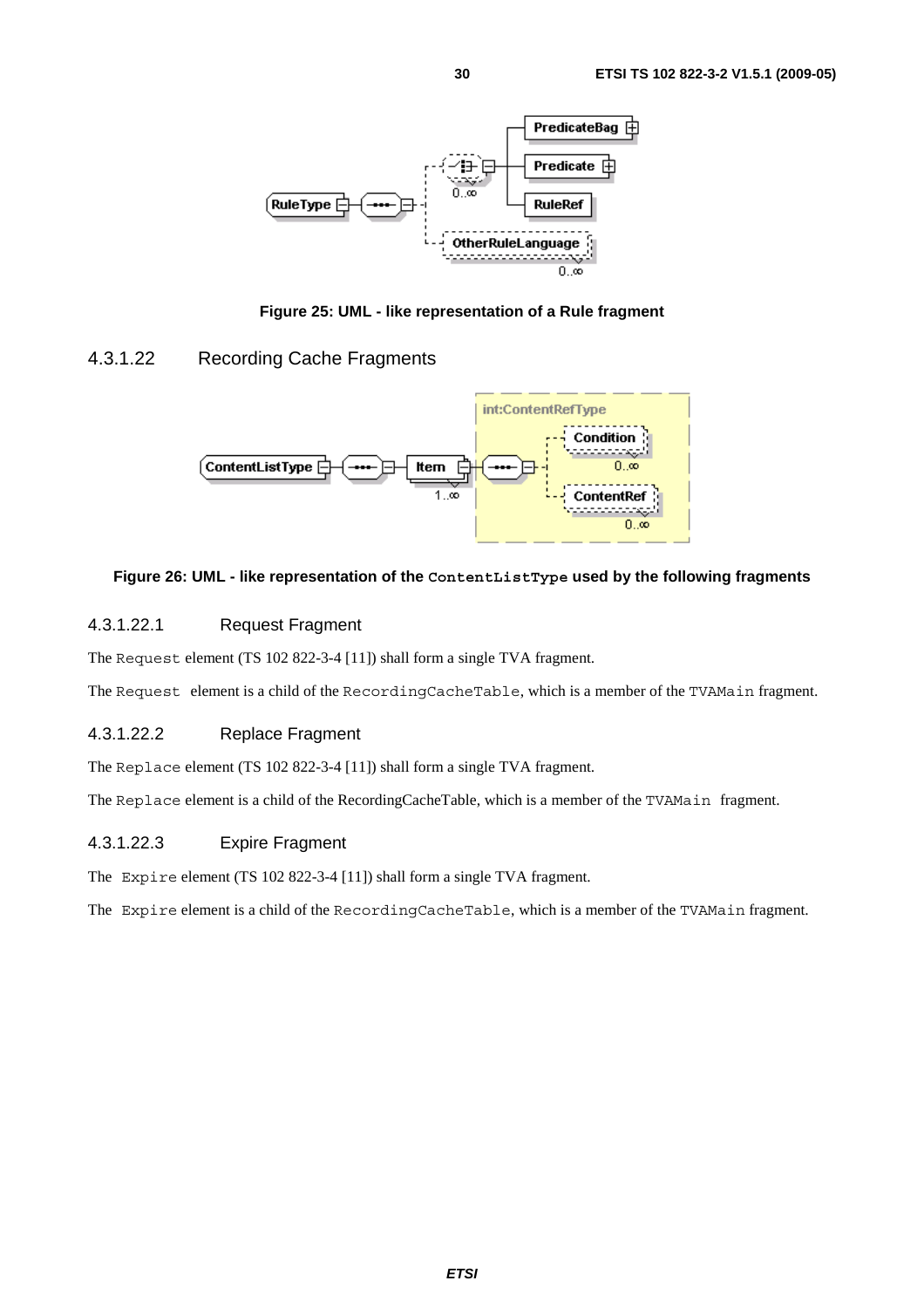**Figure 25: UML - like representation of a Rule fragment**

### 4.3.1.22 Recording Cache Fragments

**Figure 26: UML - like representation of the `ContentListType` used by the following fragments**

#### 4.3.1.22.1 Request Fragment

The `Request` element (TS 102 822-3-4 [11]) shall form a single TVA fragment.

The `Request` element is a child of the `RecordingCacheTable`, which is a member of the `TVAMain` fragment.

#### 4.3.1.22.2 Replace Fragment

The `Replace` element (TS 102 822-3-4 [11]) shall form a single TVA fragment.

The `Replace` element is a child of the RecordingCacheTable, which is a member of the `TVAMain` fragment.

#### 4.3.1.22.3 Expire Fragment

The `Expire` element (TS 102 822-3-4 [11]) shall form a single TVA fragment.

The `Expire` element is a child of the `RecordingCacheTable`, which is a member of the `TVAMain` fragment.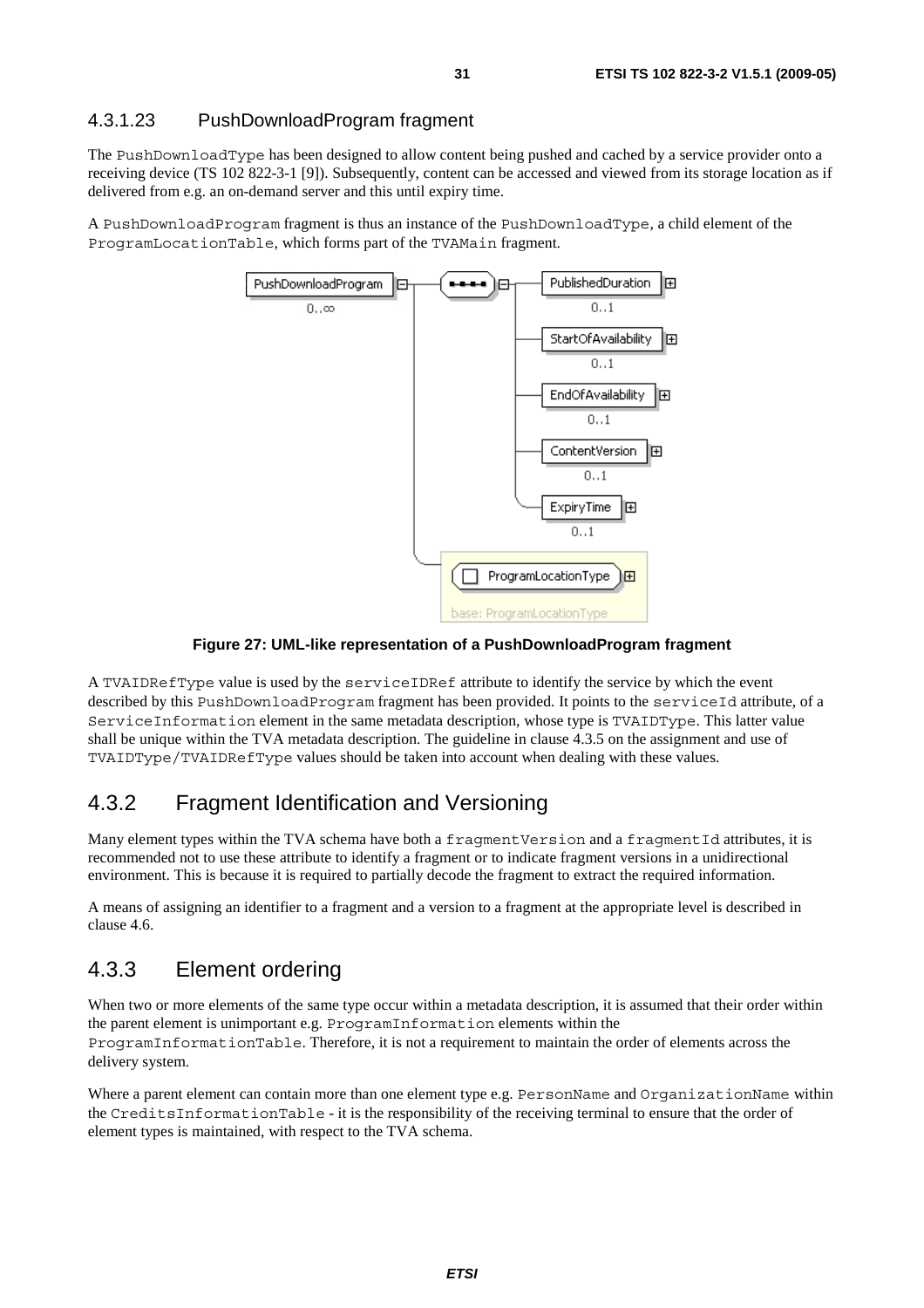#### 4.3.1.23 PushDownloadProgram fragment

The PushDownloadType has been designed to allow content being pushed and cached by a service provider onto a receiving device (TS 102 822-3-1 [9]). Subsequently, content can be accessed and viewed from its storage location as if delivered from e.g. an on-demand server and this until expiry time.

A PushDownloadProgram fragment is thus an instance of the PushDownloadType, a child element of the ProgramLocationTable, which forms part of the TVAMain fragment.

**Figure 27: UML-like representation of a PushDownloadProgram fragment**

A TVAIDRefType value is used by the serviceIDRef attribute to identify the service by which the event described by this PushDownloadProgram fragment has been provided. It points to the serviceId attribute, of a ServiceInformation element in the same metadata description, whose type is TVAIDType. This latter value shall be unique within the TVA metadata description. The guideline in clause 4.3.5 on the assignment and use of TVAIDType/TVAIDRefType values should be taken into account when dealing with these values.

### 4.3.2 Fragment Identification and Versioning

Many element types within the TVA schema have both a fragmentVersion and a fragmentId attributes, it is recommended not to use these attribute to identify a fragment or to indicate fragment versions in a unidirectional environment. This is because it is required to partially decode the fragment to extract the required information.

A means of assigning an identifier to a fragment and a version to a fragment at the appropriate level is described in clause 4.6.

### 4.3.3 Element ordering

When two or more elements of the same type occur within a metadata description, it is assumed that their order within the parent element is unimportant e.g. ProgramInformation elements within the ProgramInformationTable. Therefore, it is not a requirement to maintain the order of elements across the delivery system.

Where a parent element can contain more than one element type e.g. PersonName and OrganizationName within the CreditsInformationTable - it is the responsibility of the receiving terminal to ensure that the order of element types is maintained, with respect to the TVA schema.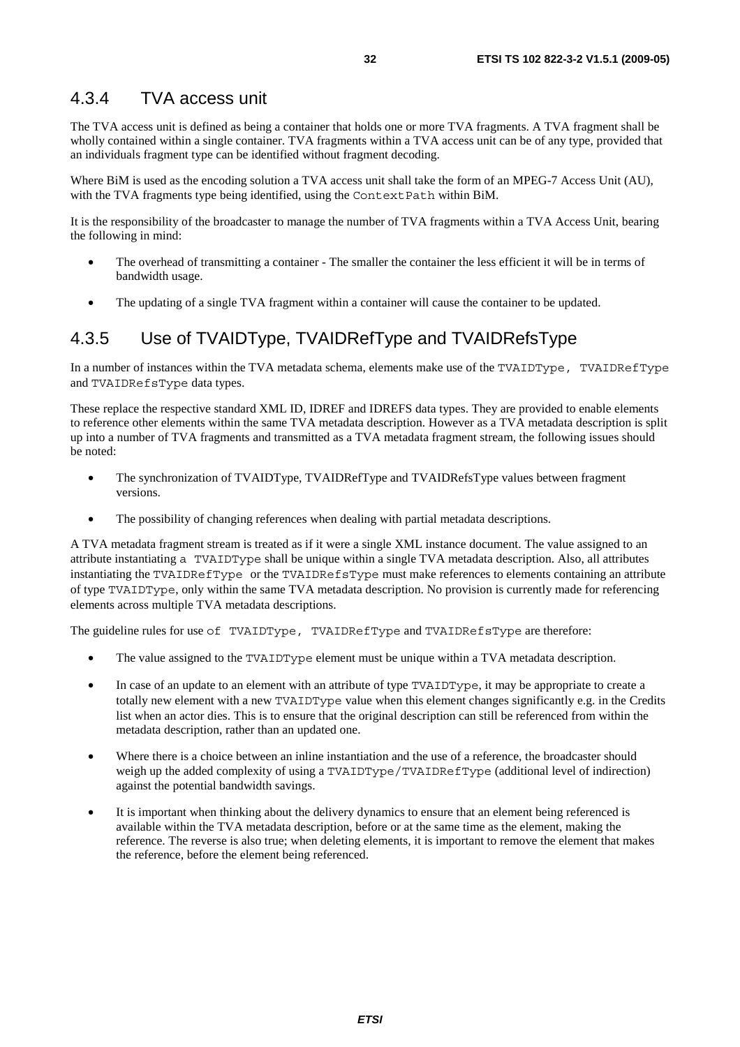### 4.3.4 TVA access unit

The TVA access unit is defined as being a container that holds one or more TVA fragments. A TVA fragment shall be wholly contained within a single container. TVA fragments within a TVA access unit can be of any type, provided that an individuals fragment type can be identified without fragment decoding.

Where BiM is used as the encoding solution a TVA access unit shall take the form of an MPEG-7 Access Unit (AU), with the TVA fragments type being identified, using the `ContextPath` within BiM.

It is the responsibility of the broadcaster to manage the number of TVA fragments within a TVA Access Unit, bearing the following in mind:

- The overhead of transmitting a container - The smaller the container the less efficient it will be in terms of bandwidth usage.
- The updating of a single TVA fragment within a container will cause the container to be updated.

### 4.3.5 Use of TVAIDType, TVAIDRefType and TVAIDRefsType

In a number of instances within the TVA metadata schema, elements make use of the `TVAIDType`, `TVAIDRefType` and `TVAIDRefsType` data types.

These replace the respective standard XML ID, IDREF and IDREFS data types. They are provided to enable elements to reference other elements within the same TVA metadata description. However as a TVA metadata description is split up into a number of TVA fragments and transmitted as a TVA metadata fragment stream, the following issues should be noted:

- The synchronization of TVAIDType, TVAIDRefType and TVAIDRefsType values between fragment versions.
- The possibility of changing references when dealing with partial metadata descriptions.

A TVA metadata fragment stream is treated as if it were a single XML instance document. The value assigned to an attribute instantiating a `TVAIDType` shall be unique within a single TVA metadata description. Also, all attributes instantiating the `TVAIDRefType` or the `TVAIDRefsType` must make references to elements containing an attribute of type `TVAIDType`, only within the same TVA metadata description. No provision is currently made for referencing elements across multiple TVA metadata descriptions.

The guideline rules for use of `TVAIDType`, `TVAIDRefType` and `TVAIDRefsType` are therefore:

- The value assigned to the `TVAIDType` element must be unique within a TVA metadata description.
- In case of an update to an element with an attribute of type `TVAIDType`, it may be appropriate to create a totally new element with a new `TVAIDType` value when this element changes significantly e.g. in the Credits list when an actor dies. This is to ensure that the original description can still be referenced from within the metadata description, rather than an updated one.
- Where there is a choice between an inline instantiation and the use of a reference, the broadcaster should weigh up the added complexity of using a `TVAIDType/TVAIDRefType` (additional level of indirection) against the potential bandwidth savings.
- It is important when thinking about the delivery dynamics to ensure that an element being referenced is available within the TVA metadata description, before or at the same time as the element, making the reference. The reverse is also true; when deleting elements, it is important to remove the element that makes the reference, before the element being referenced.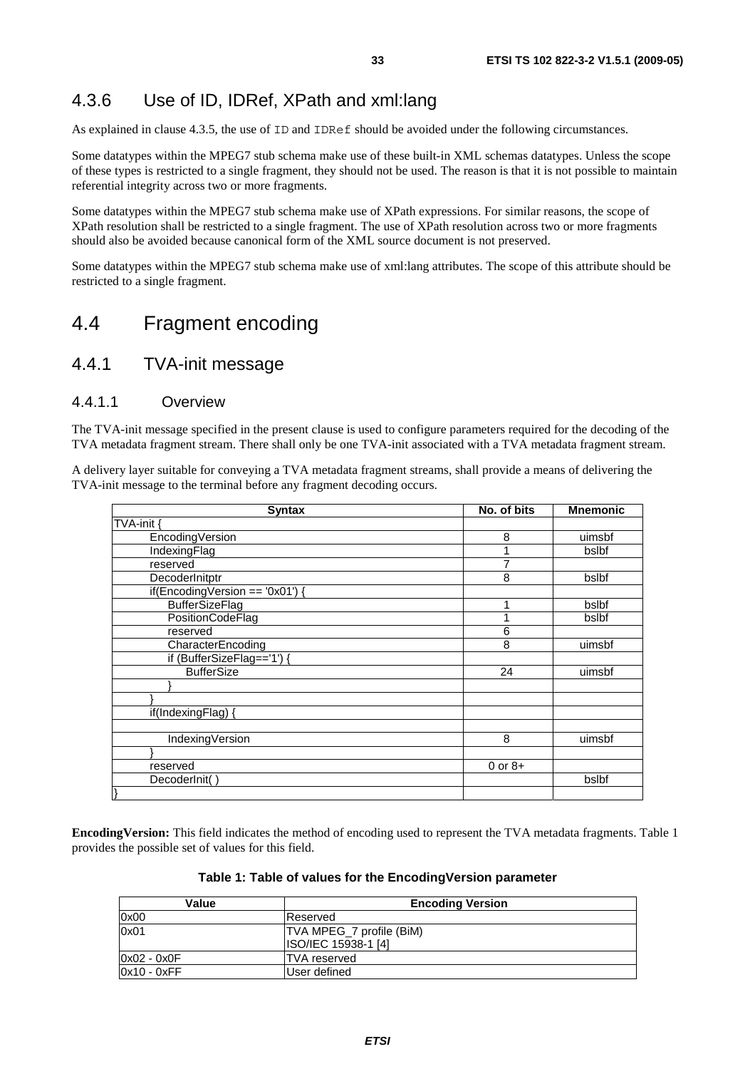### 4.3.6 Use of ID, IDRef, XPath and xml:lang

As explained in clause 4.3.5, the use of ID and IDRef should be avoided under the following circumstances.

Some datatypes within the MPEG7 stub schema make use of these built-in XML schemas datatypes. Unless the scope of these types is restricted to a single fragment, they should not be used. The reason is that it is not possible to maintain referential integrity across two or more fragments.

Some datatypes within the MPEG7 stub schema make use of XPath expressions. For similar reasons, the scope of XPath resolution shall be restricted to a single fragment. The use of XPath resolution across two or more fragments should also be avoided because canonical form of the XML source document is not preserved.

Some datatypes within the MPEG7 stub schema make use of xml:lang attributes. The scope of this attribute should be restricted to a single fragment.

## 4.4 Fragment encoding

### 4.4.1 TVA-init message

#### 4.4.1.1 Overview

The TVA-init message specified in the present clause is used to configure parameters required for the decoding of the TVA metadata fragment stream. There shall only be one TVA-init associated with a TVA metadata fragment stream.

A delivery layer suitable for conveying a TVA metadata fragment streams, shall provide a means of delivering the TVA-init message to the terminal before any fragment decoding occurs.

| Syntax | No. of bits | Mnemonic |
|---|---|---|
| TVA-init { | | |
| EncodingVersion | 8 | uimsbf |
| IndexingFlag | 1 | bslbf |
| reserved | 7 | |
| DecoderInitptr | 8 | bslbf |
| if(EncodingVersion == '0x01') { | | |
| BufferSizeFlag | 1 | bslbf |
| PositionCodeFlag | 1 | bslbf |
| reserved | 6 | |
| CharacterEncoding | 8 | uimsbf |
| if (BufferSizeFlag=='1') { | | |
| BufferSize | 24 | uimsbf |
| } | | |
| } | | |
| if(IndexingFlag) { | | |
| | | |
| IndexingVersion | 8 | uimsbf |
| } | | |
| reserved | 0 or 8+ | |
| DecoderInit( ) | | bslbf |
| } | | |

**EncodingVersion:** This field indicates the method of encoding used to represent the TVA metadata fragments. Table 1 provides the possible set of values for this field.

**Table 1: Table of values for the EncodingVersion parameter**

| Value | Encoding Version |
|---|---|
| 0x00 | Reserved |
| 0x01 | TVA MPEG_7 profile (BiM) ISO/IEC 15938-1 [4] |
| 0x02 - 0x0F | TVA reserved |
| 0x10 - 0xFF | User defined |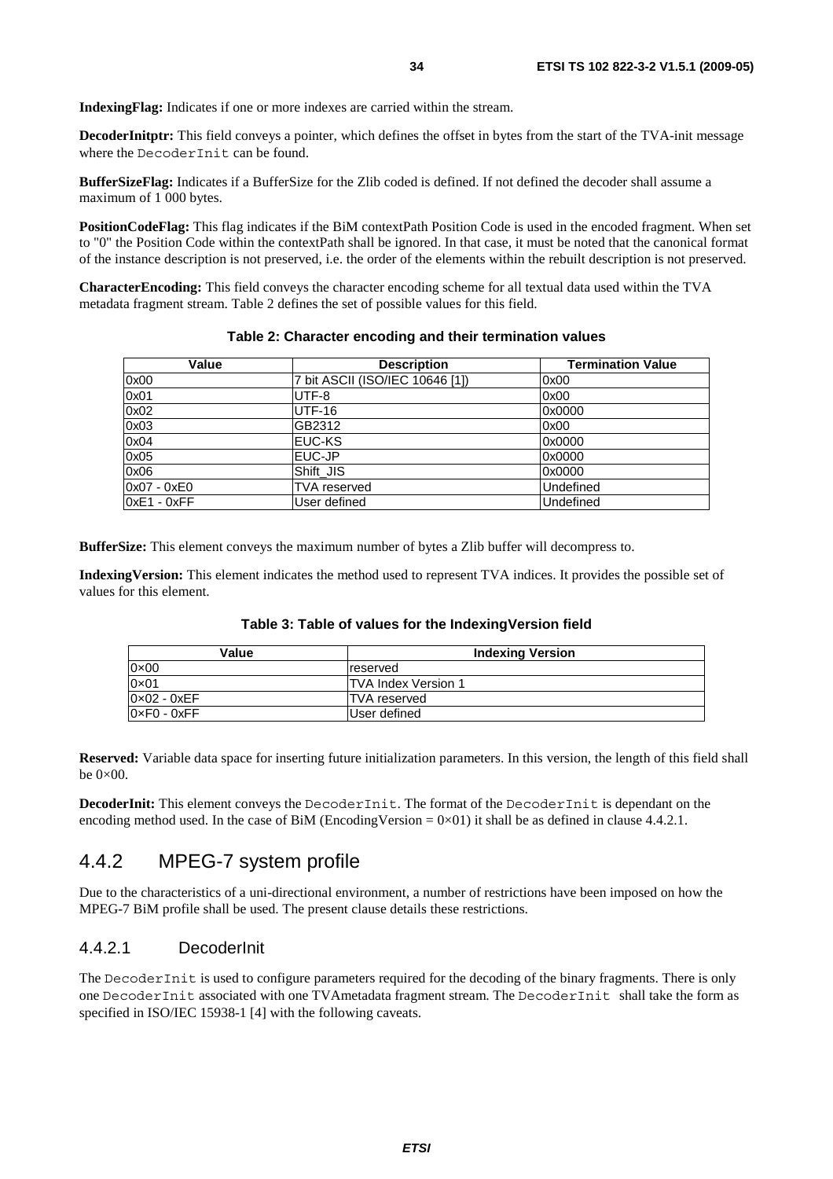**IndexingFlag:** Indicates if one or more indexes are carried within the stream.

**DecoderInitptr:** This field conveys a pointer, which defines the offset in bytes from the start of the TVA-init message where the DecoderInit can be found.

**BufferSizeFlag:** Indicates if a BufferSize for the Zlib coded is defined. If not defined the decoder shall assume a maximum of 1 000 bytes.

**PositionCodeFlag:** This flag indicates if the BiM contextPath Position Code is used in the encoded fragment. When set to "0" the Position Code within the contextPath shall be ignored. In that case, it must be noted that the canonical format of the instance description is not preserved, i.e. the order of the elements within the rebuilt description is not preserved.

**CharacterEncoding:** This field conveys the character encoding scheme for all textual data used within the TVA metadata fragment stream. Table 2 defines the set of possible values for this field.

**Table 2: Character encoding and their termination values**

| Value | Description | Termination Value |
|---|---|---|
| 0x00 | 7 bit ASCII (ISO/IEC 10646 [1]) | 0x00 |
| 0x01 | UTF-8 | 0x00 |
| 0x02 | UTF-16 | 0x0000 |
| 0x03 | GB2312 | 0x00 |
| 0x04 | EUC-KS | 0x0000 |
| 0x05 | EUC-JP | 0x0000 |
| 0x06 | Shift_JIS | 0x0000 |
| 0x07 - 0xE0 | TVA reserved | Undefined |
| 0xE1 - 0xFF | User defined | Undefined |

**BufferSize:** This element conveys the maximum number of bytes a Zlib buffer will decompress to.

**IndexingVersion:** This element indicates the method used to represent TVA indices. It provides the possible set of values for this element.

**Table 3: Table of values for the IndexingVersion field**

| Value | Indexing Version |
|---|---|
| 0×00 | reserved |
| 0×01 | TVA Index Version 1 |
| 0×02 - 0xEF | TVA reserved |
| 0×F0 - 0xFF | User defined |

**Reserved:** Variable data space for inserting future initialization parameters. In this version, the length of this field shall be 0×00.

**DecoderInit:** This element conveys the DecoderInit. The format of the DecoderInit is dependant on the encoding method used. In the case of BiM (EncodingVersion = 0×01) it shall be as defined in clause 4.4.2.1.

## 4.4.2 MPEG-7 system profile

Due to the characteristics of a uni-directional environment, a number of restrictions have been imposed on how the MPEG-7 BiM profile shall be used. The present clause details these restrictions.

### 4.4.2.1 DecoderInit

The DecoderInit is used to configure parameters required for the decoding of the binary fragments. There is only one DecoderInit associated with one TVAmetadata fragment stream. The DecoderInit shall take the form as specified in ISO/IEC 15938-1 [4] with the following caveats.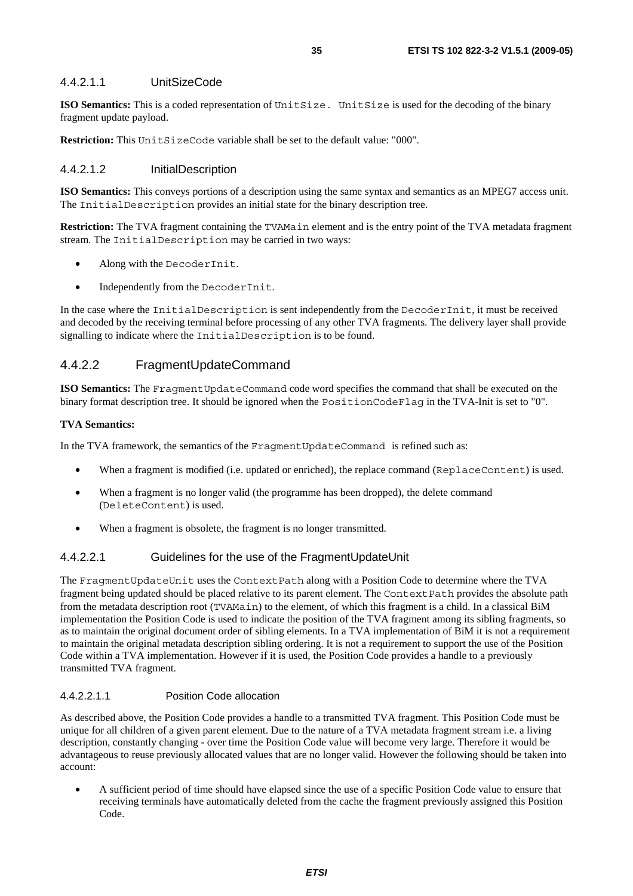#### 4.4.2.1.1 UnitSizeCode

**ISO Semantics:** This is a coded representation of `UnitSize.` `UnitSize` is used for the decoding of the binary fragment update payload.

**Restriction:** This `UnitSizeCode` variable shall be set to the default value: "000".

#### 4.4.2.1.2 InitialDescription

**ISO Semantics:** This conveys portions of a description using the same syntax and semantics as an MPEG7 access unit. The `InitialDescription` provides an initial state for the binary description tree.

**Restriction:** The TVA fragment containing the `TVAMain` element and is the entry point of the TVA metadata fragment stream. The `InitialDescription` may be carried in two ways:

- Along with the `DecoderInit`.
- Independently from the `DecoderInit`.

In the case where the `InitialDescription` is sent independently from the `DecoderInit`, it must be received and decoded by the receiving terminal before processing of any other TVA fragments. The delivery layer shall provide signalling to indicate where the `InitialDescription` is to be found.

### 4.4.2.2 FragmentUpdateCommand

**ISO Semantics:** The `FragmentUpdateCommand` code word specifies the command that shall be executed on the binary format description tree. It should be ignored when the `PositionCodeFlag` in the TVA-Init is set to "0".

**TVA Semantics:**

In the TVA framework, the semantics of the `FragmentUpdateCommand` is refined such as:

- When a fragment is modified (i.e. updated or enriched), the replace command (`ReplaceContent`) is used.
- When a fragment is no longer valid (the programme has been dropped), the delete command (`DeleteContent`) is used.
- When a fragment is obsolete, the fragment is no longer transmitted.

#### 4.4.2.2.1 Guidelines for the use of the FragmentUpdateUnit

The `FragmentUpdateUnit` uses the `ContextPath` along with a Position Code to determine where the TVA fragment being updated should be placed relative to its parent element. The `ContextPath` provides the absolute path from the metadata description root (`TVAMain`) to the element, of which this fragment is a child. In a classical BiM implementation the Position Code is used to indicate the position of the TVA fragment among its sibling fragments, so as to maintain the original document order of sibling elements. In a TVA implementation of BiM it is not a requirement to maintain the original metadata description sibling ordering. It is not a requirement to support the use of the Position Code within a TVA implementation. However if it is used, the Position Code provides a handle to a previously transmitted TVA fragment.

##### 4.4.2.2.1.1 Position Code allocation

As described above, the Position Code provides a handle to a transmitted TVA fragment. This Position Code must be unique for all children of a given parent element. Due to the nature of a TVA metadata fragment stream i.e. a living description, constantly changing - over time the Position Code value will become very large. Therefore it would be advantageous to reuse previously allocated values that are no longer valid. However the following should be taken into account:

- A sufficient period of time should have elapsed since the use of a specific Position Code value to ensure that receiving terminals have automatically deleted from the cache the fragment previously assigned this Position Code.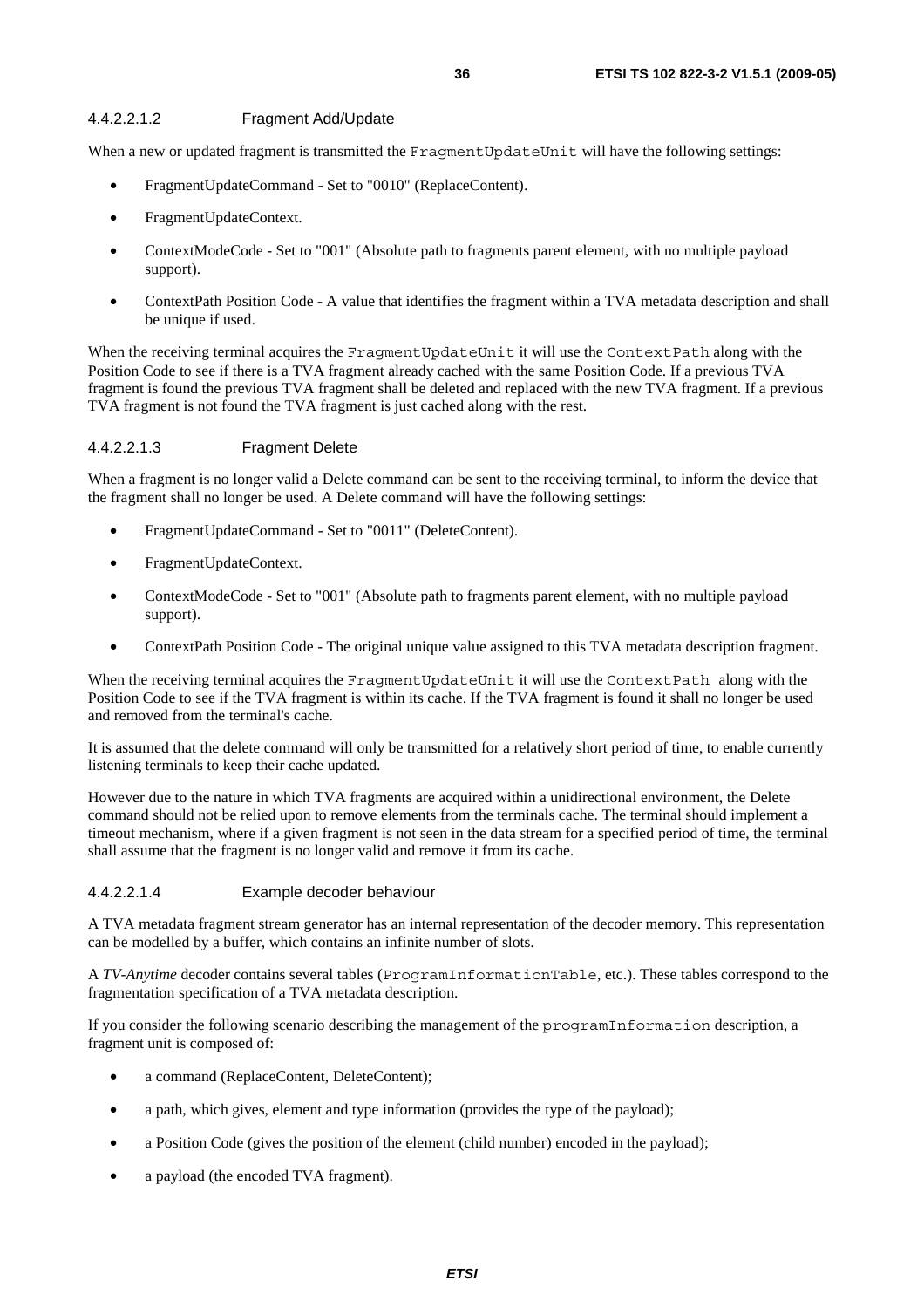#### 4.4.2.2.1.2 Fragment Add/Update

When a new or updated fragment is transmitted the `FragmentUpdateUnit` will have the following settings:

- FragmentUpdateCommand - Set to "0010" (ReplaceContent).
- FragmentUpdateContext.
- ContextModeCode - Set to "001" (Absolute path to fragments parent element, with no multiple payload support).
- ContextPath Position Code - A value that identifies the fragment within a TVA metadata description and shall be unique if used.

When the receiving terminal acquires the `FragmentUpdateUnit` it will use the `ContextPath` along with the Position Code to see if there is a TVA fragment already cached with the same Position Code. If a previous TVA fragment is found the previous TVA fragment shall be deleted and replaced with the new TVA fragment. If a previous TVA fragment is not found the TVA fragment is just cached along with the rest.

#### 4.4.2.2.1.3 Fragment Delete

When a fragment is no longer valid a Delete command can be sent to the receiving terminal, to inform the device that the fragment shall no longer be used. A Delete command will have the following settings:

- FragmentUpdateCommand - Set to "0011" (DeleteContent).
- FragmentUpdateContext.
- ContextModeCode - Set to "001" (Absolute path to fragments parent element, with no multiple payload support).
- ContextPath Position Code - The original unique value assigned to this TVA metadata description fragment.

When the receiving terminal acquires the `FragmentUpdateUnit` it will use the `ContextPath` along with the Position Code to see if the TVA fragment is within its cache. If the TVA fragment is found it shall no longer be used and removed from the terminal's cache.

It is assumed that the delete command will only be transmitted for a relatively short period of time, to enable currently listening terminals to keep their cache updated.

However due to the nature in which TVA fragments are acquired within a unidirectional environment, the Delete command should not be relied upon to remove elements from the terminals cache. The terminal should implement a timeout mechanism, where if a given fragment is not seen in the data stream for a specified period of time, the terminal shall assume that the fragment is no longer valid and remove it from its cache.

#### 4.4.2.2.1.4 Example decoder behaviour

A TVA metadata fragment stream generator has an internal representation of the decoder memory. This representation can be modelled by a buffer, which contains an infinite number of slots.

A *TV-Anytime* decoder contains several tables (`ProgramInformationTable`, etc.). These tables correspond to the fragmentation specification of a TVA metadata description.

If you consider the following scenario describing the management of the `programInformation` description, a fragment unit is composed of:

- a command (ReplaceContent, DeleteContent);
- a path, which gives, element and type information (provides the type of the payload);
- a Position Code (gives the position of the element (child number) encoded in the payload);
- a payload (the encoded TVA fragment).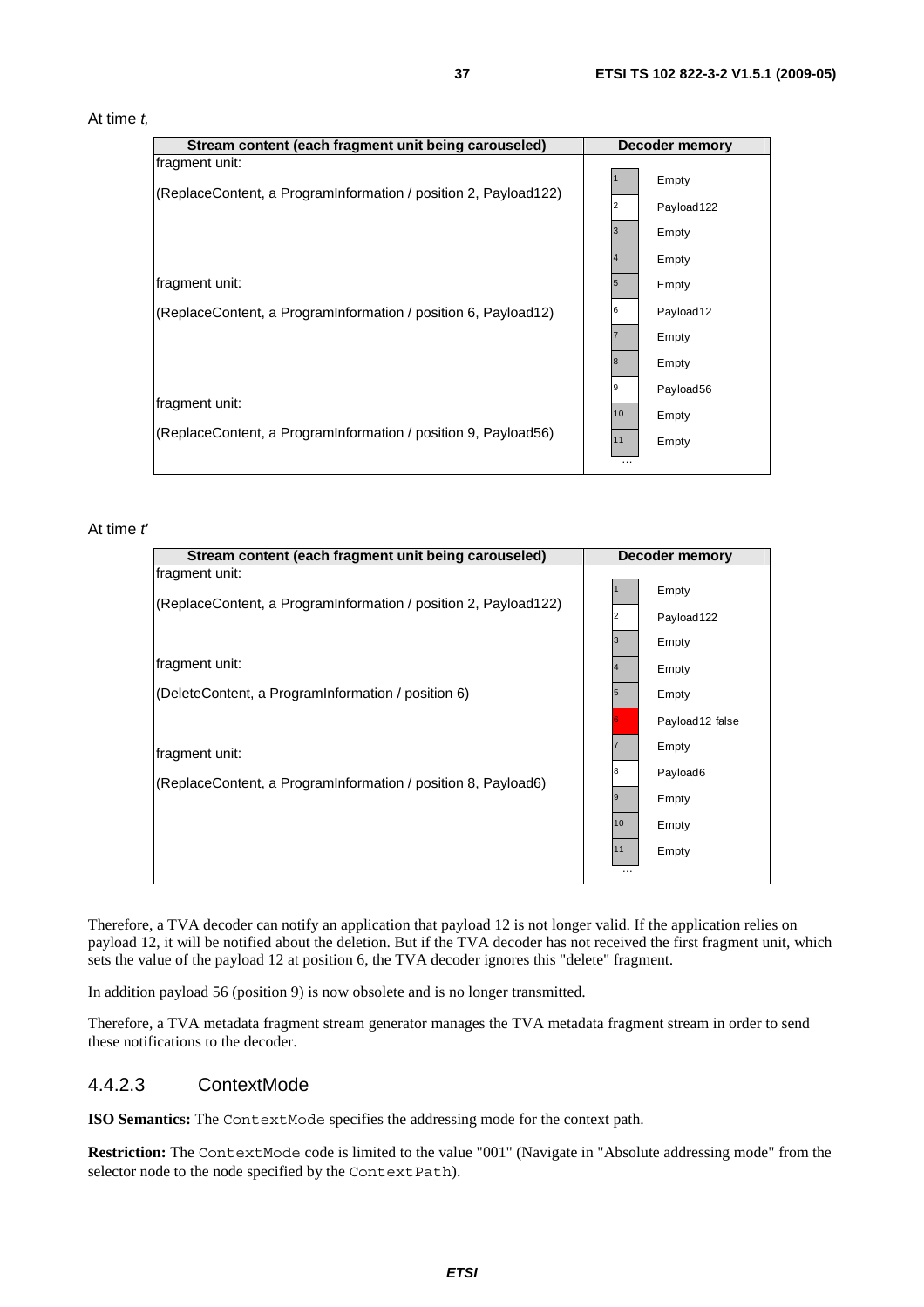At time *t,*

| Stream content (each fragment unit being carouseled) | Decoder memory |
| --- | --- |
| fragment unit:<br>(ReplaceContent, a ProgramInformation / position 2, Payload122)<br><br>fragment unit:<br>(ReplaceContent, a ProgramInformation / position 6, Payload12)<br><br>fragment unit:<br>(ReplaceContent, a ProgramInformation / position 9, Payload56) | 1 Empty<br>2 Payload122<br>3 Empty<br>4 Empty<br>5 Empty<br>6 Payload12<br>7 Empty<br>8 Empty<br>9 Payload56<br>10 Empty<br>11 Empty<br>... |

At time *t'*

| Stream content (each fragment unit being carouseled) | Decoder memory |
| --- | --- |
| fragment unit:<br>(ReplaceContent, a ProgramInformation / position 2, Payload122)<br><br>fragment unit:<br>(DeleteContent, a ProgramInformation / position 6)<br><br>fragment unit:<br>(ReplaceContent, a ProgramInformation / position 8, Payload6) | 1 Empty<br>2 Payload122<br>3 Empty<br>4 Empty<br>5 Empty<br>6 Payload12 false<br>7 Empty<br>8 Payload6<br>9 Empty<br>10 Empty<br>11 Empty<br>... |

Therefore, a TVA decoder can notify an application that payload 12 is not longer valid. If the application relies on payload 12, it will be notified about the deletion. But if the TVA decoder has not received the first fragment unit, which sets the value of the payload 12 at position 6, the TVA decoder ignores this "delete" fragment.

In addition payload 56 (position 9) is now obsolete and is no longer transmitted.

Therefore, a TVA metadata fragment stream generator manages the TVA metadata fragment stream in order to send these notifications to the decoder.

### 4.4.2.3 ContextMode

**ISO Semantics:** The ContextMode specifies the addressing mode for the context path.

**Restriction:** The ContextMode code is limited to the value "001" (Navigate in "Absolute addressing mode" from the selector node to the node specified by the ContextPath).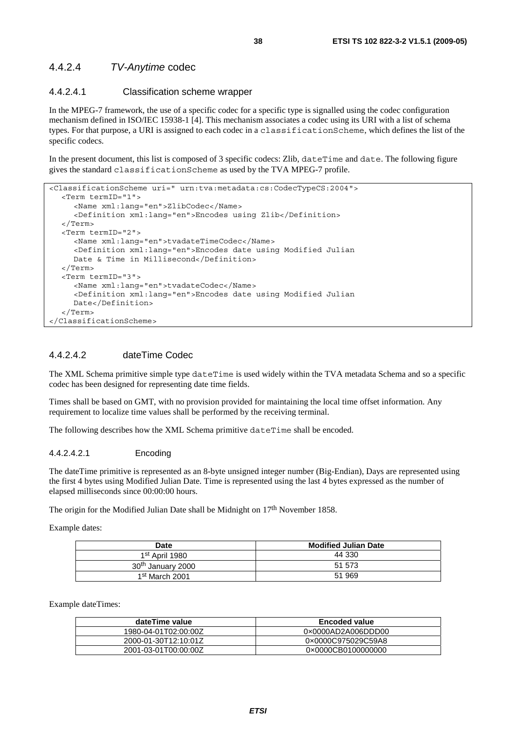#### 4.4.2.4 *TV-Anytime* codec

##### 4.4.2.4.1 Classification scheme wrapper

In the MPEG-7 framework, the use of a specific codec for a specific type is signalled using the codec configuration mechanism defined in ISO/IEC 15938-1 [4]. This mechanism associates a codec using its URI with a list of schema types. For that purpose, a URI is assigned to each codec in a `classificationScheme`, which defines the list of the specific codecs.

In the present document, this list is composed of 3 specific codecs: Zlib, `dateTime` and `date`. The following figure gives the standard `classificationScheme` as used by the TVA MPEG-7 profile.

```
<ClassificationScheme uri=" urn:tva:metadata:cs:CodecTypeCS:2004">
   <Term termID="1">
      <Name xml:lang="en">ZlibCodec</Name>
      <Definition xml:lang="en">Encodes using Zlib</Definition>
   </Term>
   <Term termID="2">
      <Name xml:lang="en">tvadateTimeCodec</Name>
      <Definition xml:lang="en">Encodes date using Modified Julian
      Date & Time in Millisecond</Definition>
   </Term>
   <Term termID="3">
      <Name xml:lang="en">tvadateCodec</Name>
      <Definition xml:lang="en">Encodes date using Modified Julian
      Date</Definition>
   </Term>
</ClassificationScheme>
```

##### 4.4.2.4.2 dateTime Codec

The XML Schema primitive simple type `dateTime` is used widely within the TVA metadata Schema and so a specific codec has been designed for representing date time fields.

Times shall be based on GMT, with no provision provided for maintaining the local time offset information. Any requirement to localize time values shall be performed by the receiving terminal.

The following describes how the XML Schema primitive `dateTime` shall be encoded.

###### 4.4.2.4.2.1 Encoding

The dateTime primitive is represented as an 8-byte unsigned integer number (Big-Endian), Days are represented using the first 4 bytes using Modified Julian Date. Time is represented using the last 4 bytes expressed as the number of elapsed milliseconds since 00:00:00 hours.

The origin for the Modified Julian Date shall be Midnight on 17th November 1858.

Example dates:

| Date | Modified Julian Date |
|---|---|
| 1st April 1980 | 44 330 |
| 30th January 2000 | 51 573 |
| 1st March 2001 | 51 969 |

Example dateTimes:

| dateTime value | Encoded value |
|---|---|
| 1980-04-01T02:00:00Z | 0×0000AD2A006DDD00 |
| 2000-01-30T12:10:01Z | 0×0000C975029C59A8 |
| 2001-03-01T00:00:00Z | 0×0000CB0100000000 |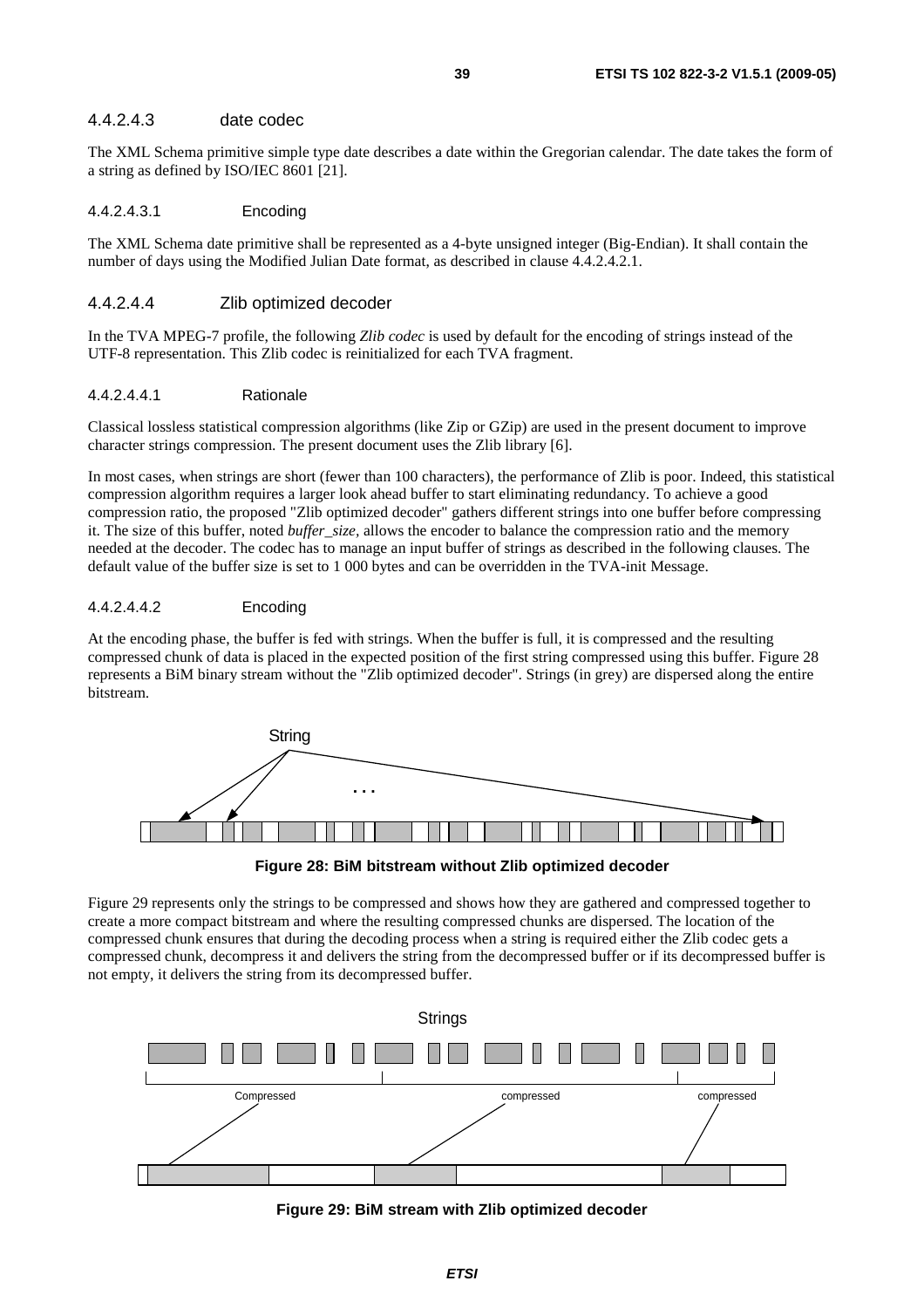#### 4.4.2.4.3 date codec

The XML Schema primitive simple type date describes a date within the Gregorian calendar. The date takes the form of a string as defined by ISO/IEC 8601 [21].

##### 4.4.2.4.3.1 Encoding

The XML Schema date primitive shall be represented as a 4-byte unsigned integer (Big-Endian). It shall contain the number of days using the Modified Julian Date format, as described in clause 4.4.2.4.2.1.

#### 4.4.2.4.4 Zlib optimized decoder

In the TVA MPEG-7 profile, the following *Zlib codec* is used by default for the encoding of strings instead of the UTF-8 representation. This Zlib codec is reinitialized for each TVA fragment.

##### 4.4.2.4.4.1 Rationale

Classical lossless statistical compression algorithms (like Zip or GZip) are used in the present document to improve character strings compression. The present document uses the Zlib library [6].

In most cases, when strings are short (fewer than 100 characters), the performance of Zlib is poor. Indeed, this statistical compression algorithm requires a larger look ahead buffer to start eliminating redundancy. To achieve a good compression ratio, the proposed "Zlib optimized decoder" gathers different strings into one buffer before compressing it. The size of this buffer, noted *buffer_size*, allows the encoder to balance the compression ratio and the memory needed at the decoder. The codec has to manage an input buffer of strings as described in the following clauses. The default value of the buffer size is set to 1 000 bytes and can be overridden in the TVA-init Message.

##### 4.4.2.4.4.2 Encoding

At the encoding phase, the buffer is fed with strings. When the buffer is full, it is compressed and the resulting compressed chunk of data is placed in the expected position of the first string compressed using this buffer. Figure 28 represents a BiM binary stream without the "Zlib optimized decoder". Strings (in grey) are dispersed along the entire bitstream.

**Figure 28: BiM bitstream without Zlib optimized decoder**

Figure 29 represents only the strings to be compressed and shows how they are gathered and compressed together to create a more compact bitstream and where the resulting compressed chunks are dispersed. The location of the compressed chunk ensures that during the decoding process when a string is required either the Zlib codec gets a compressed chunk, decompress it and delivers the string from the decompressed buffer or if its decompressed buffer is not empty, it delivers the string from its decompressed buffer.

**Figure 29: BiM stream with Zlib optimized decoder**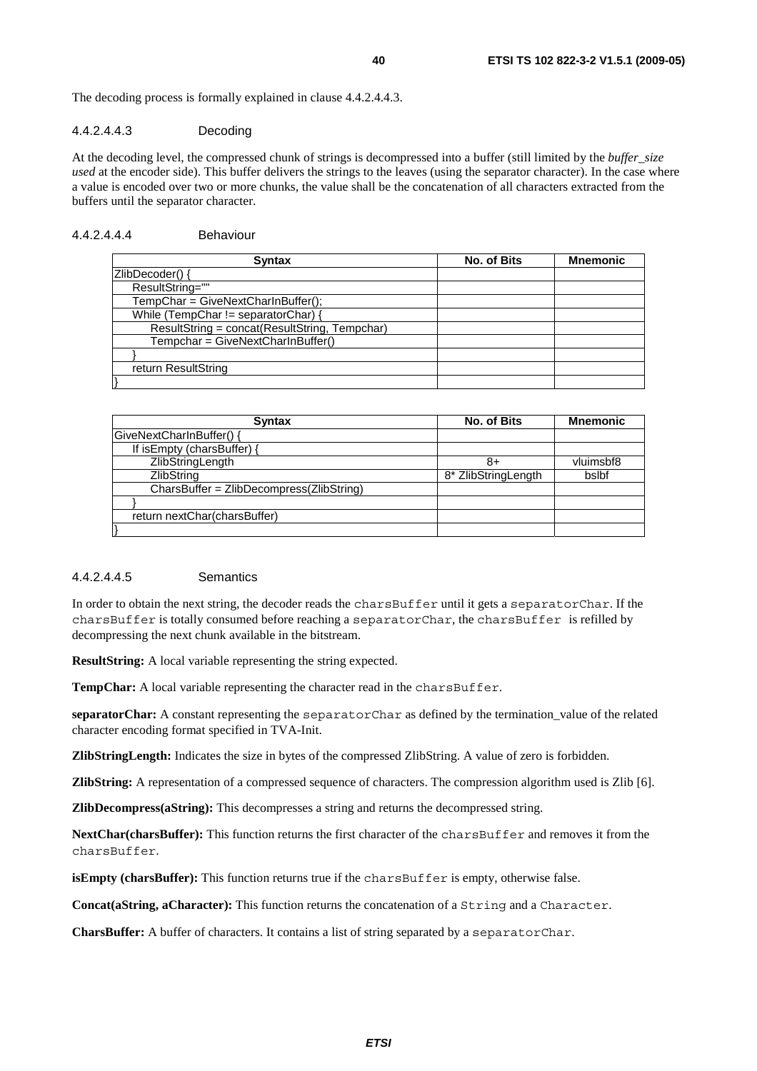The decoding process is formally explained in clause 4.4.2.4.4.3.

#### 4.4.2.4.4.3 Decoding

At the decoding level, the compressed chunk of strings is decompressed into a buffer (still limited by the *buffer_size used* at the encoder side). This buffer delivers the strings to the leaves (using the separator character). In the case where a value is encoded over two or more chunks, the value shall be the concatenation of all characters extracted from the buffers until the separator character.

#### 4.4.2.4.4.4 Behaviour

| Syntax | No. of Bits | Mnemonic |
|---|---|---|
| ZlibDecoder() { | | |
| &nbsp;&nbsp;&nbsp;&nbsp;ResultString="" | | |
| &nbsp;&nbsp;&nbsp;&nbsp;TempChar = GiveNextCharInBuffer(); | | |
| &nbsp;&nbsp;&nbsp;&nbsp;While (TempChar != separatorChar) { | | |
| &nbsp;&nbsp;&nbsp;&nbsp;&nbsp;&nbsp;&nbsp;&nbsp;ResultString = concat(ResultString, Tempchar) | | |
| &nbsp;&nbsp;&nbsp;&nbsp;&nbsp;&nbsp;&nbsp;&nbsp;Tempchar = GiveNextCharInBuffer() | | |
| &nbsp;&nbsp;&nbsp;&nbsp;} | | |
| &nbsp;&nbsp;&nbsp;&nbsp;return ResultString | | |
| } | | |

| Syntax | No. of Bits | Mnemonic |
|---|---|---|
| GiveNextCharInBuffer() { | | |
| &nbsp;&nbsp;&nbsp;&nbsp;If isEmpty (charsBuffer) { | | |
| &nbsp;&nbsp;&nbsp;&nbsp;&nbsp;&nbsp;&nbsp;&nbsp;ZlibStringLength | 8+ | vluimsbf8 |
| &nbsp;&nbsp;&nbsp;&nbsp;&nbsp;&nbsp;&nbsp;&nbsp;ZlibString | 8* ZlibStringLength | bslbf |
| &nbsp;&nbsp;&nbsp;&nbsp;&nbsp;&nbsp;&nbsp;&nbsp;CharsBuffer = ZlibDecompress(ZlibString) | | |
| &nbsp;&nbsp;&nbsp;&nbsp;} | | |
| &nbsp;&nbsp;&nbsp;&nbsp;return nextChar(charsBuffer) | | |
| } | | |

#### 4.4.2.4.4.5 Semantics

In order to obtain the next string, the decoder reads the `charsBuffer` until it gets a `separatorChar`. If the `charsBuffer` is totally consumed before reaching a `separatorChar`, the `charsBuffer` is refilled by decompressing the next chunk available in the bitstream.

**ResultString:** A local variable representing the string expected.

**TempChar:** A local variable representing the character read in the `charsBuffer`.

**separatorChar:** A constant representing the `separatorChar` as defined by the termination_value of the related character encoding format specified in TVA-Init.

**ZlibStringLength:** Indicates the size in bytes of the compressed ZlibString. A value of zero is forbidden.

**ZlibString:** A representation of a compressed sequence of characters. The compression algorithm used is Zlib [6].

**ZlibDecompress(aString):** This decompresses a string and returns the decompressed string.

**NextChar(charsBuffer):** This function returns the first character of the `charsBuffer` and removes it from the `charsBuffer`.

**isEmpty (charsBuffer):** This function returns true if the `charsBuffer` is empty, otherwise false.

**Concat(aString, aCharacter):** This function returns the concatenation of a `String` and a `Character`.

**CharsBuffer:** A buffer of characters. It contains a list of string separated by a `separatorChar`.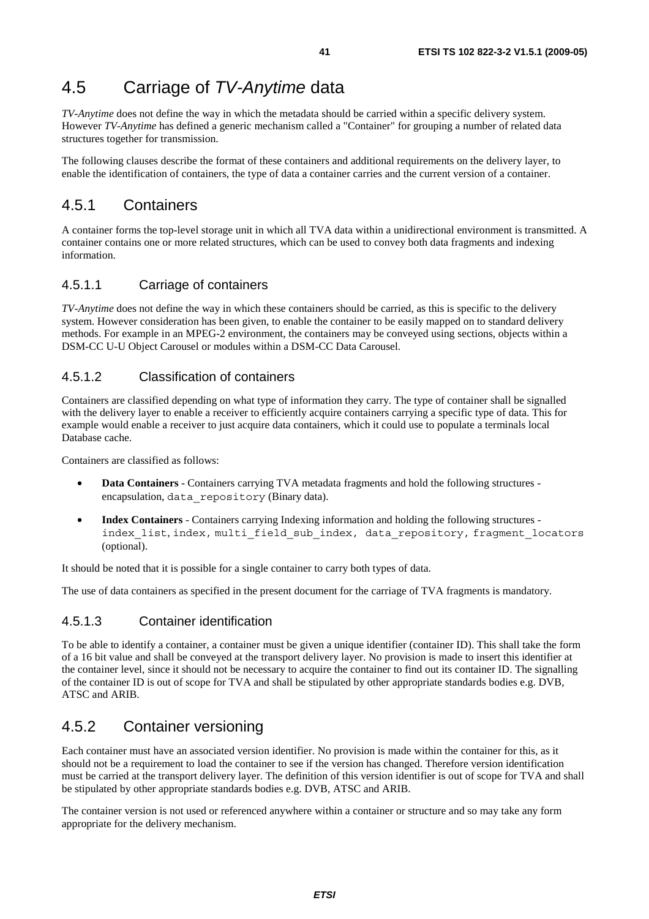# 4.5 Carriage of *TV-Anytime* data

*TV-Anytime* does not define the way in which the metadata should be carried within a specific delivery system. However *TV-Anytime* has defined a generic mechanism called a "Container" for grouping a number of related data structures together for transmission.

The following clauses describe the format of these containers and additional requirements on the delivery layer, to enable the identification of containers, the type of data a container carries and the current version of a container.

## 4.5.1 Containers

A container forms the top-level storage unit in which all TVA data within a unidirectional environment is transmitted. A container contains one or more related structures, which can be used to convey both data fragments and indexing information.

### 4.5.1.1 Carriage of containers

*TV-Anytime* does not define the way in which these containers should be carried, as this is specific to the delivery system. However consideration has been given, to enable the container to be easily mapped on to standard delivery methods. For example in an MPEG-2 environment, the containers may be conveyed using sections, objects within a DSM-CC U-U Object Carousel or modules within a DSM-CC Data Carousel.

### 4.5.1.2 Classification of containers

Containers are classified depending on what type of information they carry. The type of container shall be signalled with the delivery layer to enable a receiver to efficiently acquire containers carrying a specific type of data. This for example would enable a receiver to just acquire data containers, which it could use to populate a terminals local Database cache.

Containers are classified as follows:

- **Data Containers** - Containers carrying TVA metadata fragments and hold the following structures - encapsulation, `data_repository` (Binary data).
- **Index Containers** - Containers carrying Indexing information and holding the following structures - `index_list`, `index`, `multi_field_sub_index`, `data_repository`, `fragment_locators` (optional).

It should be noted that it is possible for a single container to carry both types of data.

The use of data containers as specified in the present document for the carriage of TVA fragments is mandatory.

### 4.5.1.3 Container identification

To be able to identify a container, a container must be given a unique identifier (container ID). This shall take the form of a 16 bit value and shall be conveyed at the transport delivery layer. No provision is made to insert this identifier at the container level, since it should not be necessary to acquire the container to find out its container ID. The signalling of the container ID is out of scope for TVA and shall be stipulated by other appropriate standards bodies e.g. DVB, ATSC and ARIB.

## 4.5.2 Container versioning

Each container must have an associated version identifier. No provision is made within the container for this, as it should not be a requirement to load the container to see if the version has changed. Therefore version identification must be carried at the transport delivery layer. The definition of this version identifier is out of scope for TVA and shall be stipulated by other appropriate standards bodies e.g. DVB, ATSC and ARIB.

The container version is not used or referenced anywhere within a container or structure and so may take any form appropriate for the delivery mechanism.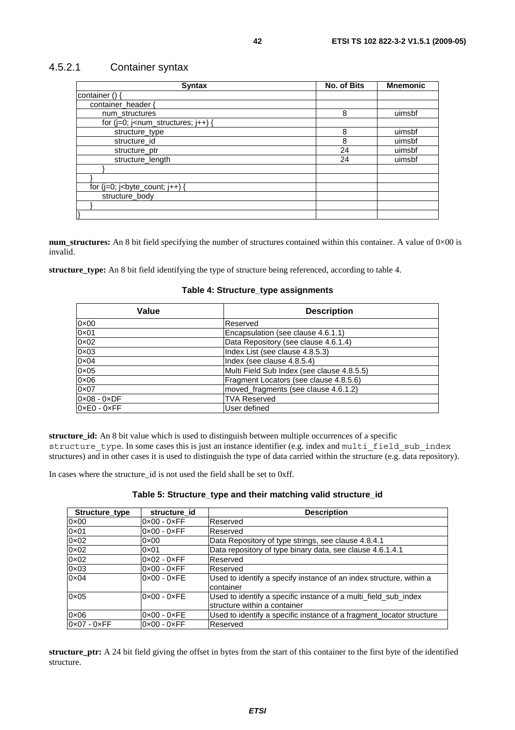#### 4.5.2.1 Container syntax

| Syntax | No. of Bits | Mnemonic |
|---|---|---|
| container () { | | |
| container_header { | | |
| num_structures | 8 | uimsbf |
| for (j=0; j<num_structures; j++) { | | |
| structure_type | 8 | uimsbf |
| structure_id | 8 | uimsbf |
| structure_ptr | 24 | uimsbf |
| structure_length | 24 | uimsbf |
| } | | |
| } | | |
| for (j=0; j<byte_count; j++) { | | |
| structure_body | | |
| } | | |
| } | | |

**num_structures:** An 8 bit field specifying the number of structures contained within this container. A value of 0×00 is invalid.

**structure_type:** An 8 bit field identifying the type of structure being referenced, according to table 4.

**Table 4: Structure_type assignments**

| Value | Description |
|---|---|
| 0×00 | Reserved |
| 0×01 | Encapsulation (see clause 4.6.1.1) |
| 0×02 | Data Repository (see clause 4.6.1.4) |
| 0×03 | Index List (see clause 4.8.5.3) |
| 0×04 | Index (see clause 4.8.5.4) |
| 0×05 | Multi Field Sub Index (see clause 4.8.5.5) |
| 0×06 | Fragment Locators (see clause 4.8.5.6) |
| 0×07 | moved_fragments (see clause 4.6.1.2) |
| 0×08 - 0×DF | TVA Reserved |
| 0×E0 - 0×FF | User defined |

**structure_id:** An 8 bit value which is used to distinguish between multiple occurrences of a specific `structure_type`. In some cases this is just an instance identifier (e.g. index and `multi_field_sub_index` structures) and in other cases it is used to distinguish the type of data carried within the structure (e.g. data repository).

In cases where the structure_id is not used the field shall be set to 0xff.

**Table 5: Structure_type and their matching valid structure_id**

| Structure_type | structure_id | Description |
|---|---|---|
| 0×00 | 0×00 - 0×FF | Reserved |
| 0×01 | 0×00 - 0×FF | Reserved |
| 0×02 | 0×00 | Data Repository of type strings, see clause 4.8.4.1 |
| 0×02 | 0×01 | Data repository of type binary data, see clause 4.6.1.4.1 |
| 0×02 | 0×02 - 0×FF | Reserved |
| 0×03 | 0×00 - 0×FF | Reserved |
| 0×04 | 0×00 - 0×FE | Used to identify a specify instance of an index structure, within a container |
| 0×05 | 0×00 - 0×FE | Used to identify a specific instance of a multi_field_sub_index structure within a container |
| 0×06 | 0×00 - 0×FE | Used to identify a specific instance of a fragment_locator structure |
| 0×07 - 0×FF | 0×00 - 0×FF | Reserved |

**structure_ptr:** A 24 bit field giving the offset in bytes from the start of this container to the first byte of the identified structure.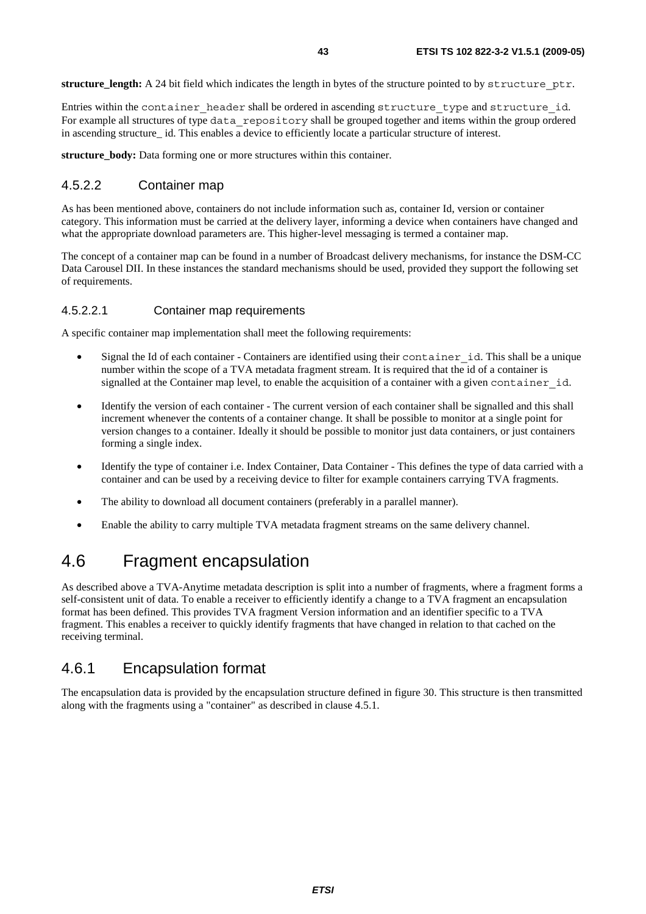**structure_length:** A 24 bit field which indicates the length in bytes of the structure pointed to by `structure_ptr`.

Entries within the `container_header` shall be ordered in ascending `structure_type` and `structure_id`. For example all structures of type `data_repository` shall be grouped together and items within the group ordered in ascending structure_ id. This enables a device to efficiently locate a particular structure of interest.

**structure_body:** Data forming one or more structures within this container.

#### 4.5.2.2 Container map

As has been mentioned above, containers do not include information such as, container Id, version or container category. This information must be carried at the delivery layer, informing a device when containers have changed and what the appropriate download parameters are. This higher-level messaging is termed a container map.

The concept of a container map can be found in a number of Broadcast delivery mechanisms, for instance the DSM-CC Data Carousel DII. In these instances the standard mechanisms should be used, provided they support the following set of requirements.

##### 4.5.2.2.1 Container map requirements

A specific container map implementation shall meet the following requirements:

- Signal the Id of each container - Containers are identified using their `container_id`. This shall be a unique number within the scope of a TVA metadata fragment stream. It is required that the id of a container is signalled at the Container map level, to enable the acquisition of a container with a given `container_id`.
- Identify the version of each container - The current version of each container shall be signalled and this shall increment whenever the contents of a container change. It shall be possible to monitor at a single point for version changes to a container. Ideally it should be possible to monitor just data containers, or just containers forming a single index.
- Identify the type of container i.e. Index Container, Data Container - This defines the type of data carried with a container and can be used by a receiving device to filter for example containers carrying TVA fragments.
- The ability to download all document containers (preferably in a parallel manner).
- Enable the ability to carry multiple TVA metadata fragment streams on the same delivery channel.

## 4.6 Fragment encapsulation

As described above a TVA-Anytime metadata description is split into a number of fragments, where a fragment forms a self-consistent unit of data. To enable a receiver to efficiently identify a change to a TVA fragment an encapsulation format has been defined. This provides TVA fragment Version information and an identifier specific to a TVA fragment. This enables a receiver to quickly identify fragments that have changed in relation to that cached on the receiving terminal.

### 4.6.1 Encapsulation format

The encapsulation data is provided by the encapsulation structure defined in figure 30. This structure is then transmitted along with the fragments using a "container" as described in clause 4.5.1.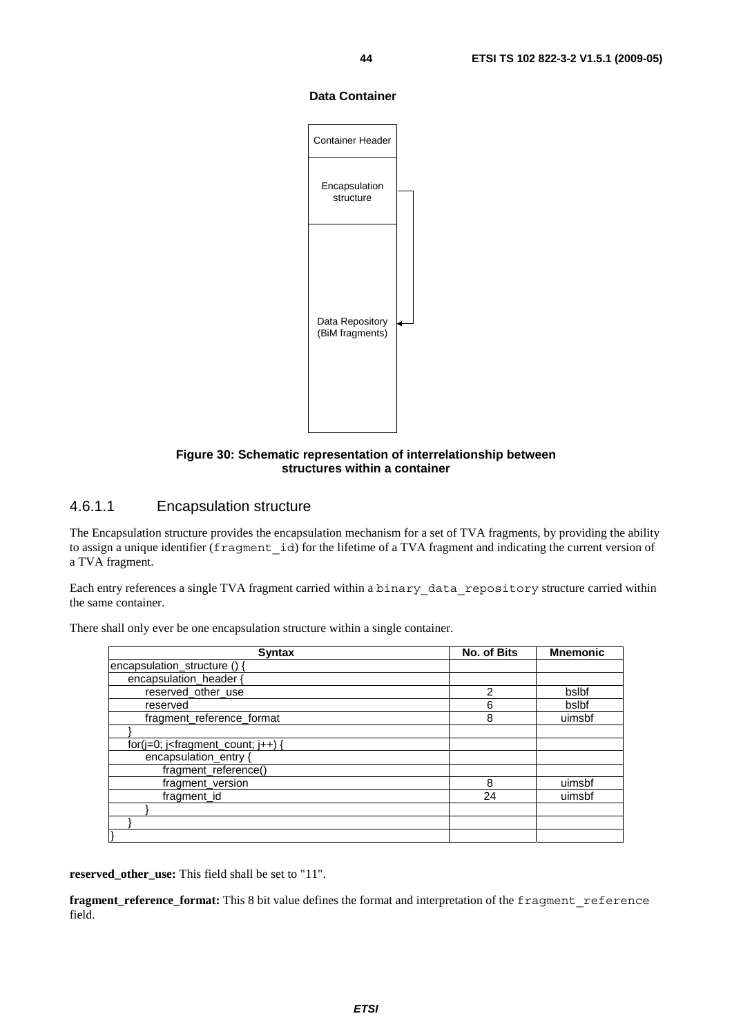**Data Container**

Container Header

Encapsulation structure

Data Repository (BiM fragments)

**Figure 30: Schematic representation of interrelationship between structures within a container**

### 4.6.1.1 Encapsulation structure

The Encapsulation structure provides the encapsulation mechanism for a set of TVA fragments, by providing the ability to assign a unique identifier (`fragment_id`) for the lifetime of a TVA fragment and indicating the current version of a TVA fragment.

Each entry references a single TVA fragment carried within a `binary_data_repository` structure carried within the same container.

There shall only ever be one encapsulation structure within a single container.

| Syntax | No. of Bits | Mnemonic |
|---|---|---|
| encapsulation_structure () { | | |
| encapsulation_header { | | |
| reserved_other_use | 2 | bslbf |
| reserved | 6 | bslbf |
| fragment_reference_format | 8 | uimsbf |
| } | | |
| for(j=0; j<fragment_count; j++) { | | |
| encapsulation_entry { | | |
| fragment_reference() | | |
| fragment_version | 8 | uimsbf |
| fragment_id | 24 | uimsbf |
| } | | |
| } | | |
| } | | |

**reserved_other_use:** This field shall be set to "11".

**fragment_reference_format:** This 8 bit value defines the format and interpretation of the `fragment_reference` field.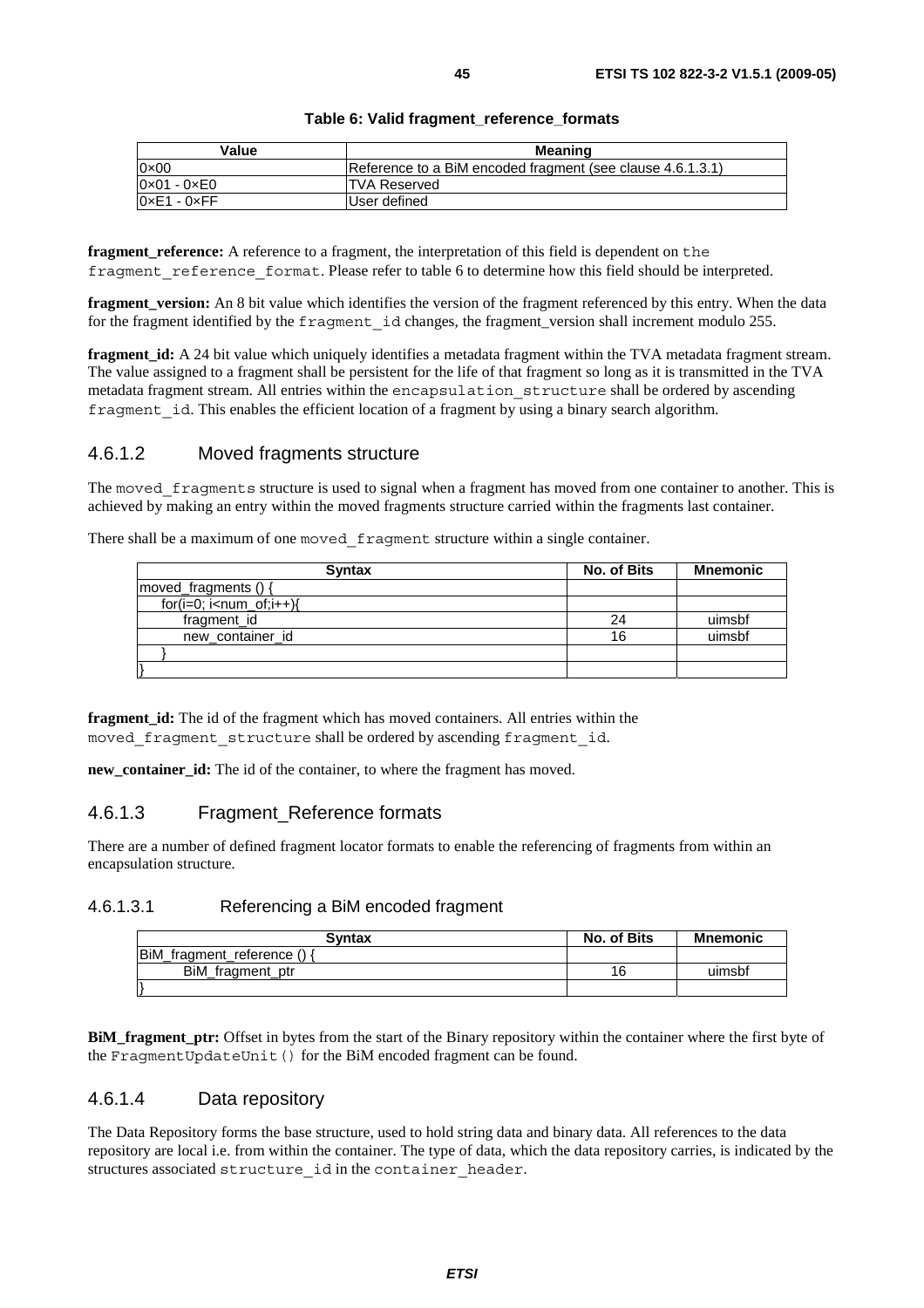**Table 6: Valid fragment_reference_formats**

| Value | Meaning |
|---|---|
| 0×00 | Reference to a BiM encoded fragment (see clause 4.6.1.3.1) |
| 0×01 - 0×E0 | TVA Reserved |
| 0×E1 - 0×FF | User defined |

**fragment_reference:** A reference to a fragment, the interpretation of this field is dependent on the fragment_reference_format. Please refer to table 6 to determine how this field should be interpreted.

**fragment_version:** An 8 bit value which identifies the version of the fragment referenced by this entry. When the data for the fragment identified by the fragment_id changes, the fragment_version shall increment modulo 255.

**fragment_id:** A 24 bit value which uniquely identifies a metadata fragment within the TVA metadata fragment stream. The value assigned to a fragment shall be persistent for the life of that fragment so long as it is transmitted in the TVA metadata fragment stream. All entries within the encapsulation_structure shall be ordered by ascending fragment_id. This enables the efficient location of a fragment by using a binary search algorithm.

### 4.6.1.2 Moved fragments structure

The moved_fragments structure is used to signal when a fragment has moved from one container to another. This is achieved by making an entry within the moved fragments structure carried within the fragments last container.

There shall be a maximum of one moved_fragment structure within a single container.

| Syntax | No. of Bits | Mnemonic |
|---|---|---|
| moved_fragments () { | | |
| for(i=0; i<num_of;i++){ | | |
| fragment_id | 24 | uimsbf |
| new_container_id | 16 | uimsbf |
| } | | |
| } | | |

**fragment_id:** The id of the fragment which has moved containers. All entries within the moved_fragment_structure shall be ordered by ascending fragment_id.

**new_container_id:** The id of the container, to where the fragment has moved.

### 4.6.1.3 Fragment_Reference formats

There are a number of defined fragment locator formats to enable the referencing of fragments from within an encapsulation structure.

#### 4.6.1.3.1 Referencing a BiM encoded fragment

| Syntax | No. of Bits | Mnemonic |
|---|---|---|
| BiM_fragment_reference () { | | |
| BiM_fragment_ptr | 16 | uimsbf |
| } | | |

**BiM_fragment_ptr:** Offset in bytes from the start of the Binary repository within the container where the first byte of the FragmentUpdateUnit() for the BiM encoded fragment can be found.

### 4.6.1.4 Data repository

The Data Repository forms the base structure, used to hold string data and binary data. All references to the data repository are local i.e. from within the container. The type of data, which the data repository carries, is indicated by the structures associated structure_id in the container_header.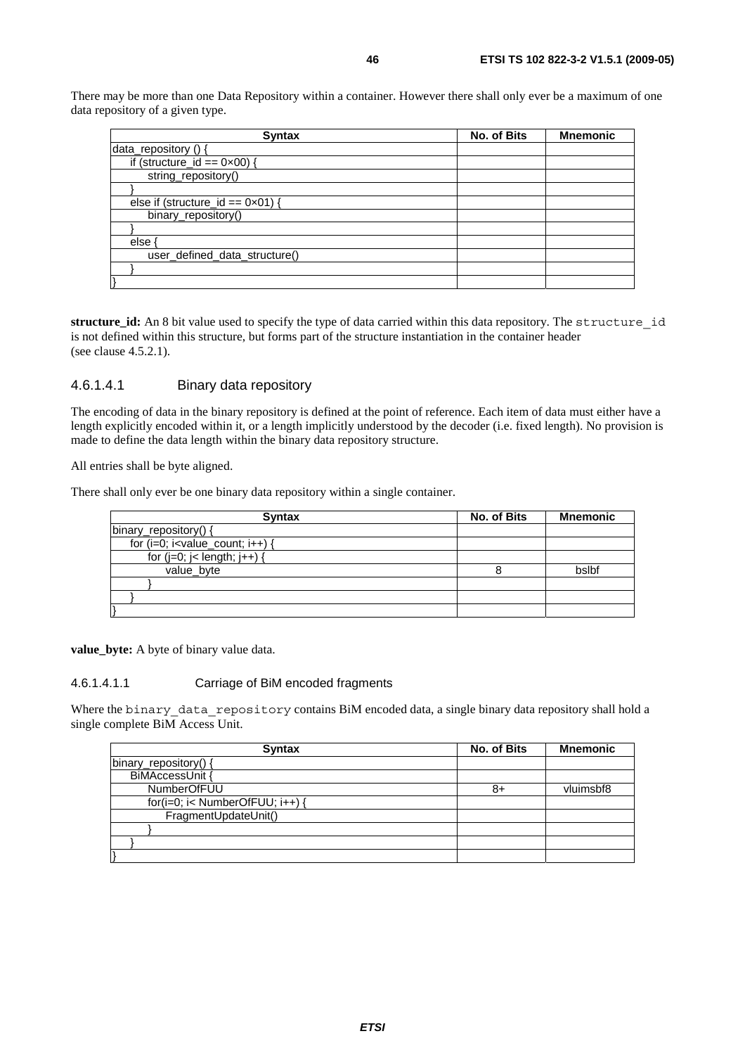There may be more than one Data Repository within a container. However there shall only ever be a maximum of one data repository of a given type.

| Syntax | No. of Bits | Mnemonic |
|---|---|---|
| data_repository () { | | |
| &nbsp;&nbsp;&nbsp;&nbsp;if (structure_id == 0×00) { | | |
| &nbsp;&nbsp;&nbsp;&nbsp;&nbsp;&nbsp;&nbsp;&nbsp;string_repository() | | |
| &nbsp;&nbsp;&nbsp;&nbsp;} | | |
| &nbsp;&nbsp;&nbsp;&nbsp;else if (structure_id == 0×01) { | | |
| &nbsp;&nbsp;&nbsp;&nbsp;&nbsp;&nbsp;&nbsp;&nbsp;binary_repository() | | |
| &nbsp;&nbsp;&nbsp;&nbsp;} | | |
| &nbsp;&nbsp;&nbsp;&nbsp;else { | | |
| &nbsp;&nbsp;&nbsp;&nbsp;&nbsp;&nbsp;&nbsp;&nbsp;user_defined_data_structure() | | |
| &nbsp;&nbsp;&nbsp;&nbsp;} | | |
| } | | |

**structure_id:** An 8 bit value used to specify the type of data carried within this data repository. The `structure_id` is not defined within this structure, but forms part of the structure instantiation in the container header (see clause 4.5.2.1).

#### 4.6.1.4.1 Binary data repository

The encoding of data in the binary repository is defined at the point of reference. Each item of data must either have a length explicitly encoded within it, or a length implicitly understood by the decoder (i.e. fixed length). No provision is made to define the data length within the binary data repository structure.

All entries shall be byte aligned.

There shall only ever be one binary data repository within a single container.

| Syntax | No. of Bits | Mnemonic |
|---|---|---|
| binary_repository() { | | |
| &nbsp;&nbsp;&nbsp;&nbsp;for (i=0; i<value_count; i++) { | | |
| &nbsp;&nbsp;&nbsp;&nbsp;&nbsp;&nbsp;&nbsp;&nbsp;for (j=0; j< length; j++) { | | |
| &nbsp;&nbsp;&nbsp;&nbsp;&nbsp;&nbsp;&nbsp;&nbsp;&nbsp;&nbsp;&nbsp;&nbsp;value_byte | 8 | bslbf |
| &nbsp;&nbsp;&nbsp;&nbsp;&nbsp;&nbsp;&nbsp;&nbsp;} | | |
| &nbsp;&nbsp;&nbsp;&nbsp;} | | |
| } | | |

**value_byte:** A byte of binary value data.

##### 4.6.1.4.1.1 Carriage of BiM encoded fragments

Where the `binary_data_repository` contains BiM encoded data, a single binary data repository shall hold a single complete BiM Access Unit.

| Syntax | No. of Bits | Mnemonic |
|---|---|---|
| binary_repository() { | | |
| &nbsp;&nbsp;&nbsp;&nbsp;BiMAccessUnit { | | |
| &nbsp;&nbsp;&nbsp;&nbsp;&nbsp;&nbsp;&nbsp;&nbsp;NumberOfFUU | 8+ | vluimsbf8 |
| &nbsp;&nbsp;&nbsp;&nbsp;&nbsp;&nbsp;&nbsp;&nbsp;for(i=0; i< NumberOfFUU; i++) { | | |
| &nbsp;&nbsp;&nbsp;&nbsp;&nbsp;&nbsp;&nbsp;&nbsp;&nbsp;&nbsp;&nbsp;&nbsp;FragmentUpdateUnit() | | |
| &nbsp;&nbsp;&nbsp;&nbsp;&nbsp;&nbsp;&nbsp;&nbsp;} | | |
| &nbsp;&nbsp;&nbsp;&nbsp;} | | |
| } | | |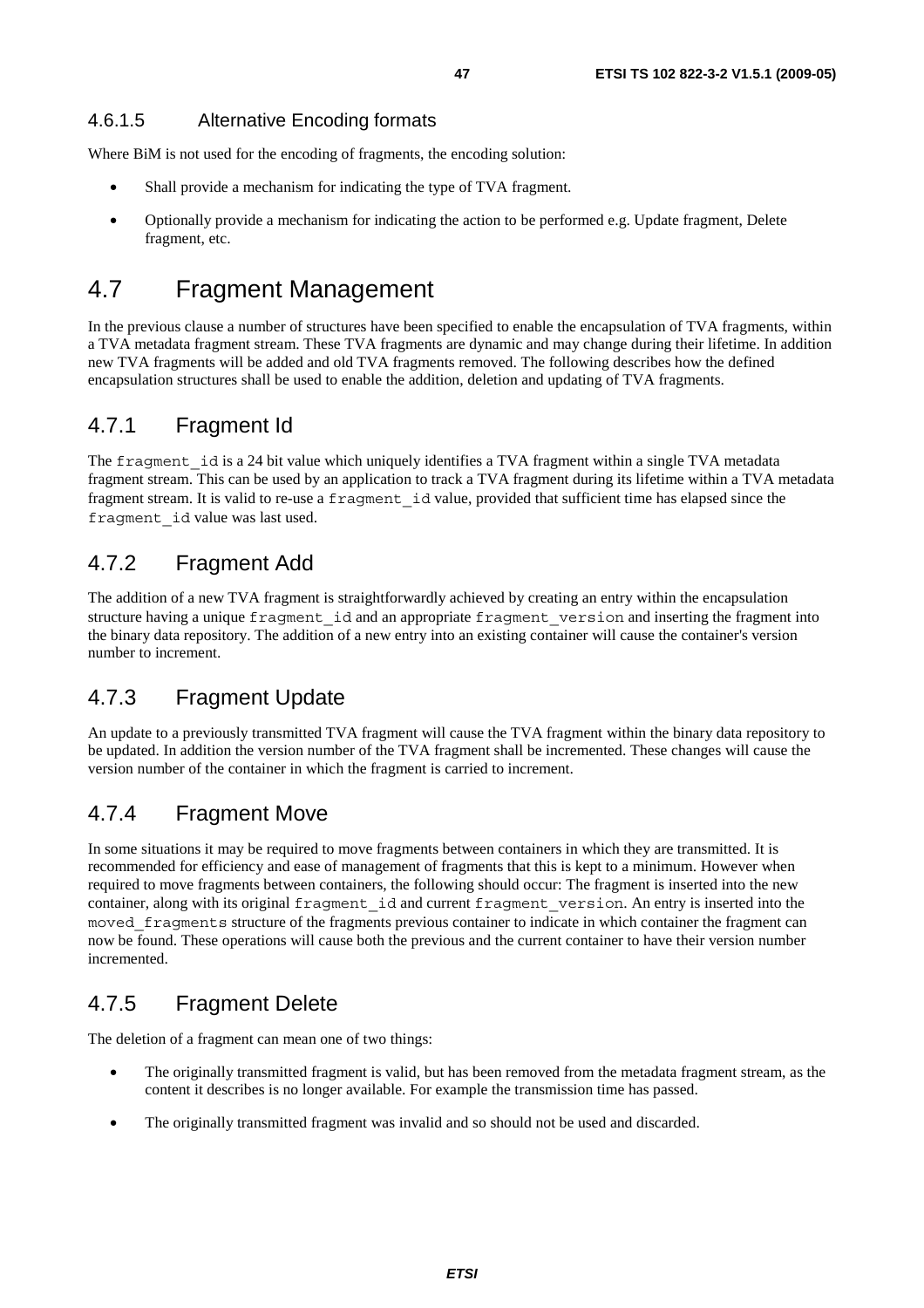#### 4.6.1.5 Alternative Encoding formats

Where BiM is not used for the encoding of fragments, the encoding solution:

- Shall provide a mechanism for indicating the type of TVA fragment.
- Optionally provide a mechanism for indicating the action to be performed e.g. Update fragment, Delete fragment, etc.

## 4.7 Fragment Management

In the previous clause a number of structures have been specified to enable the encapsulation of TVA fragments, within a TVA metadata fragment stream. These TVA fragments are dynamic and may change during their lifetime. In addition new TVA fragments will be added and old TVA fragments removed. The following describes how the defined encapsulation structures shall be used to enable the addition, deletion and updating of TVA fragments.

### 4.7.1 Fragment Id

The `fragment_id` is a 24 bit value which uniquely identifies a TVA fragment within a single TVA metadata fragment stream. This can be used by an application to track a TVA fragment during its lifetime within a TVA metadata fragment stream. It is valid to re-use a `fragment_id` value, provided that sufficient time has elapsed since the `fragment_id` value was last used.

### 4.7.2 Fragment Add

The addition of a new TVA fragment is straightforwardly achieved by creating an entry within the encapsulation structure having a unique `fragment_id` and an appropriate `fragment_version` and inserting the fragment into the binary data repository. The addition of a new entry into an existing container will cause the container's version number to increment.

### 4.7.3 Fragment Update

An update to a previously transmitted TVA fragment will cause the TVA fragment within the binary data repository to be updated. In addition the version number of the TVA fragment shall be incremented. These changes will cause the version number of the container in which the fragment is carried to increment.

### 4.7.4 Fragment Move

In some situations it may be required to move fragments between containers in which they are transmitted. It is recommended for efficiency and ease of management of fragments that this is kept to a minimum. However when required to move fragments between containers, the following should occur: The fragment is inserted into the new container, along with its original `fragment_id` and current `fragment_version`. An entry is inserted into the `moved_fragments` structure of the fragments previous container to indicate in which container the fragment can now be found. These operations will cause both the previous and the current container to have their version number incremented.

### 4.7.5 Fragment Delete

The deletion of a fragment can mean one of two things:

- The originally transmitted fragment is valid, but has been removed from the metadata fragment stream, as the content it describes is no longer available. For example the transmission time has passed.
- The originally transmitted fragment was invalid and so should not be used and discarded.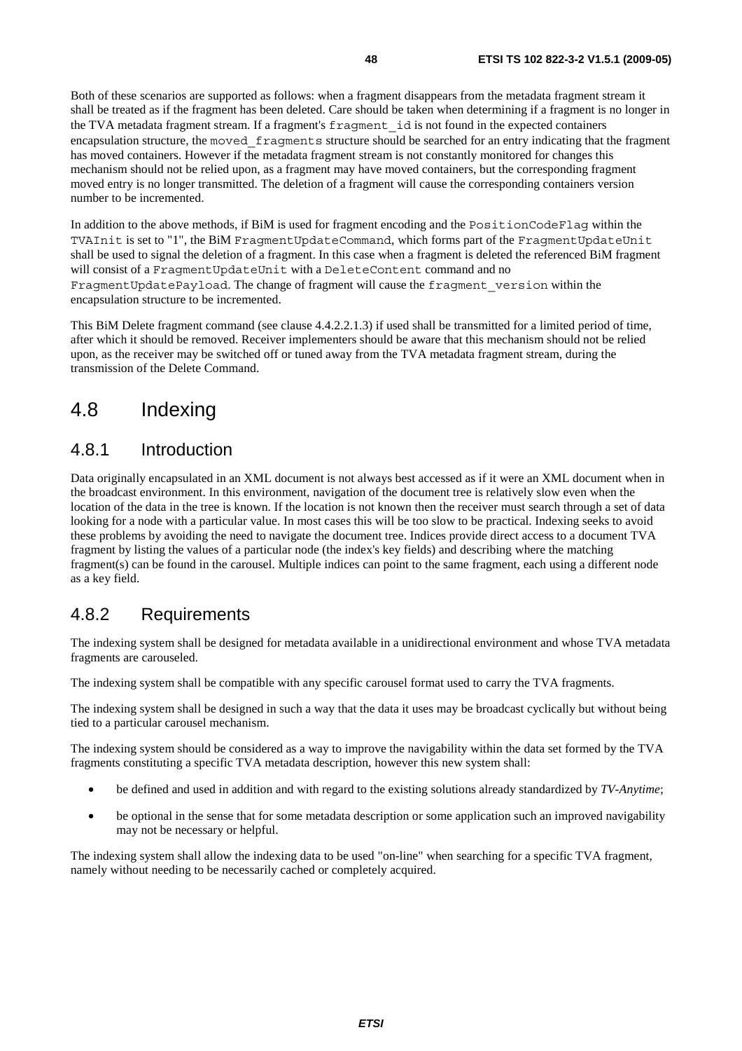Both of these scenarios are supported as follows: when a fragment disappears from the metadata fragment stream it shall be treated as if the fragment has been deleted. Care should be taken when determining if a fragment is no longer in the TVA metadata fragment stream. If a fragment's `fragment_id` is not found in the expected containers encapsulation structure, the `moved_fragments` structure should be searched for an entry indicating that the fragment has moved containers. However if the metadata fragment stream is not constantly monitored for changes this mechanism should not be relied upon, as a fragment may have moved containers, but the corresponding fragment moved entry is no longer transmitted. The deletion of a fragment will cause the corresponding containers version number to be incremented.

In addition to the above methods, if BiM is used for fragment encoding and the `PositionCodeFlag` within the `TVAInit` is set to "1", the BiM `FragmentUpdateCommand`, which forms part of the `FragmentUpdateUnit` shall be used to signal the deletion of a fragment. In this case when a fragment is deleted the referenced BiM fragment will consist of a `FragmentUpdateUnit` with a `DeleteContent` command and no `FragmentUpdatePayload`. The change of fragment will cause the `fragment_version` within the encapsulation structure to be incremented.

This BiM Delete fragment command (see clause 4.4.2.2.1.3) if used shall be transmitted for a limited period of time, after which it should be removed. Receiver implementers should be aware that this mechanism should not be relied upon, as the receiver may be switched off or tuned away from the TVA metadata fragment stream, during the transmission of the Delete Command.

# 4.8 Indexing

## 4.8.1 Introduction

Data originally encapsulated in an XML document is not always best accessed as if it were an XML document when in the broadcast environment. In this environment, navigation of the document tree is relatively slow even when the location of the data in the tree is known. If the location is not known then the receiver must search through a set of data looking for a node with a particular value. In most cases this will be too slow to be practical. Indexing seeks to avoid these problems by avoiding the need to navigate the document tree. Indices provide direct access to a document TVA fragment by listing the values of a particular node (the index's key fields) and describing where the matching fragment(s) can be found in the carousel. Multiple indices can point to the same fragment, each using a different node as a key field.

## 4.8.2 Requirements

The indexing system shall be designed for metadata available in a unidirectional environment and whose TVA metadata fragments are carouseled.

The indexing system shall be compatible with any specific carousel format used to carry the TVA fragments.

The indexing system shall be designed in such a way that the data it uses may be broadcast cyclically but without being tied to a particular carousel mechanism.

The indexing system should be considered as a way to improve the navigability within the data set formed by the TVA fragments constituting a specific TVA metadata description, however this new system shall:

- be defined and used in addition and with regard to the existing solutions already standardized by *TV-Anytime*;
- be optional in the sense that for some metadata description or some application such an improved navigability may not be necessary or helpful.

The indexing system shall allow the indexing data to be used "on-line" when searching for a specific TVA fragment, namely without needing to be necessarily cached or completely acquired.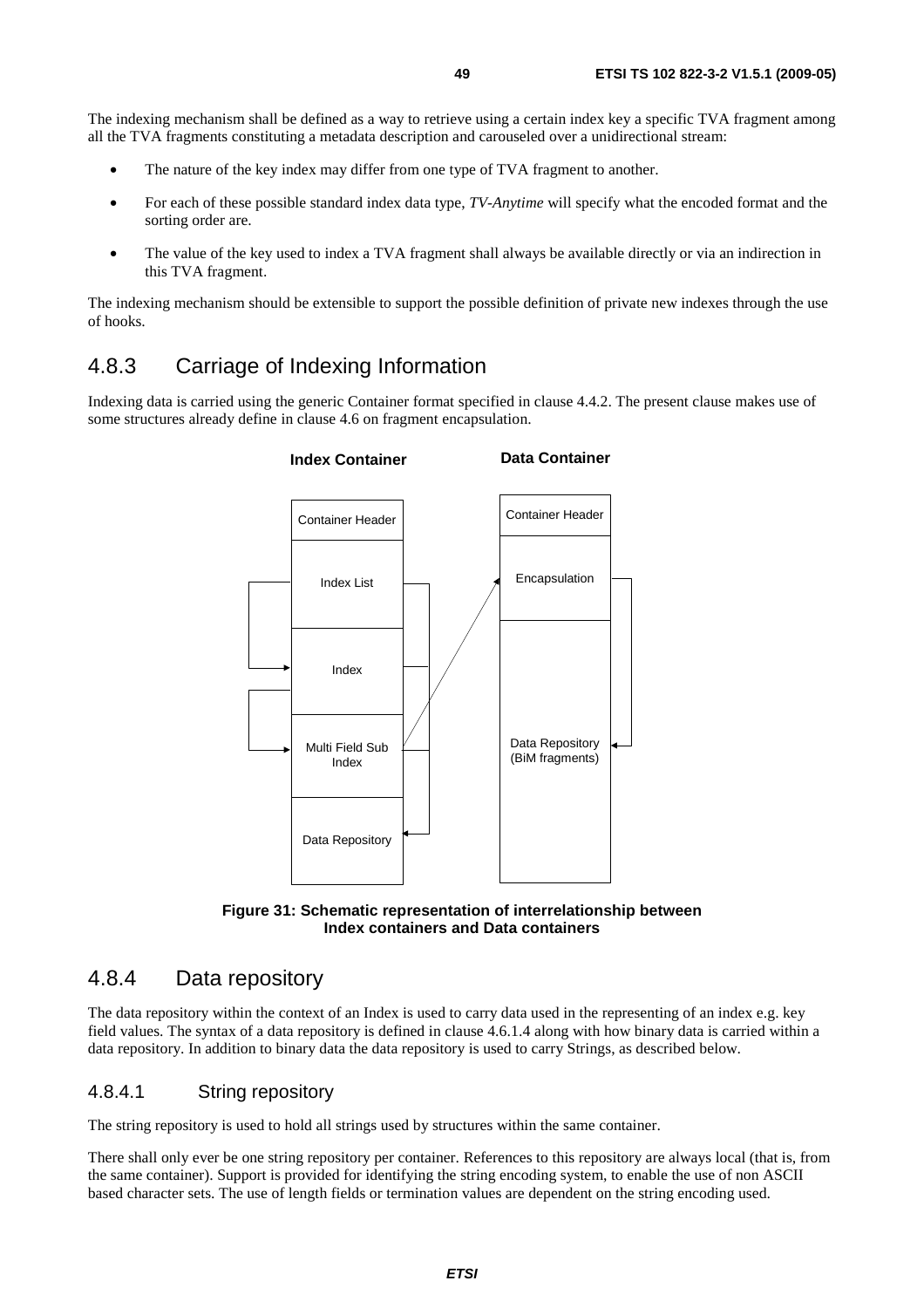The indexing mechanism shall be defined as a way to retrieve using a certain index key a specific TVA fragment among all the TVA fragments constituting a metadata description and carouseled over a unidirectional stream:

- The nature of the key index may differ from one type of TVA fragment to another.
- For each of these possible standard index data type, *TV-Anytime* will specify what the encoded format and the sorting order are.
- The value of the key used to index a TVA fragment shall always be available directly or via an indirection in this TVA fragment.

The indexing mechanism should be extensible to support the possible definition of private new indexes through the use of hooks.

## 4.8.3 Carriage of Indexing Information

Indexing data is carried using the generic Container format specified in clause 4.4.2. The present clause makes use of some structures already define in clause 4.6 on fragment encapsulation.

**Index Container** | **Data Container**

| Index Container | Data Container |
| --- | --- |
| Container Header | Container Header |
| Index List | Encapsulation |
| Index | Data Repository (BiM fragments) |
| Multi Field Sub Index | |
| Data Repository | |

**Figure 31: Schematic representation of interrelationship between Index containers and Data containers**

## 4.8.4 Data repository

The data repository within the context of an Index is used to carry data used in the representing of an index e.g. key field values. The syntax of a data repository is defined in clause 4.6.1.4 along with how binary data is carried within a data repository. In addition to binary data the data repository is used to carry Strings, as described below.

### 4.8.4.1 String repository

The string repository is used to hold all strings used by structures within the same container.

There shall only ever be one string repository per container. References to this repository are always local (that is, from the same container). Support is provided for identifying the string encoding system, to enable the use of non ASCII based character sets. The use of length fields or termination values are dependent on the string encoding used.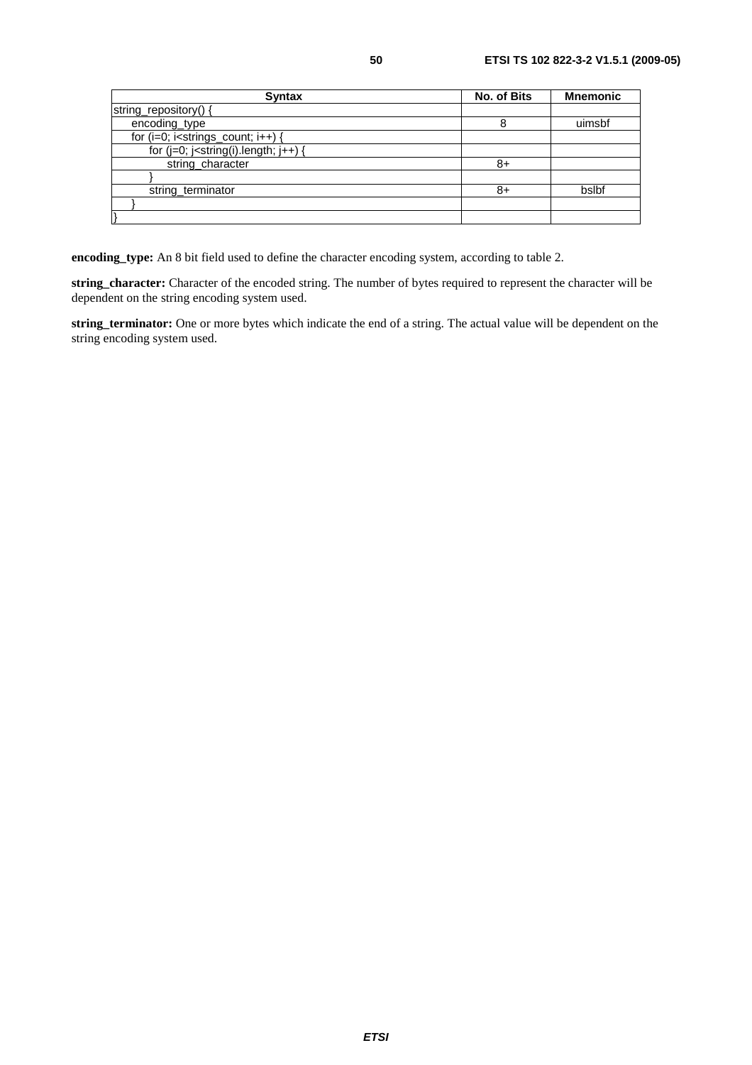| Syntax | No. of Bits | Mnemonic |
| --- | --- | --- |
| string_repository() { | | |
| encoding_type | 8 | uimsbf |
| for (i=0; i<strings_count; i++) { | | |
| for (j=0; j<string(i).length; j++) { | | |
| string_character | 8+ | |
| } | | |
| string_terminator | 8+ | bslbf |
| } | | |
| } | | |

**encoding_type:** An 8 bit field used to define the character encoding system, according to table 2.

**string_character:** Character of the encoded string. The number of bytes required to represent the character will be dependent on the string encoding system used.

**string_terminator:** One or more bytes which indicate the end of a string. The actual value will be dependent on the string encoding system used.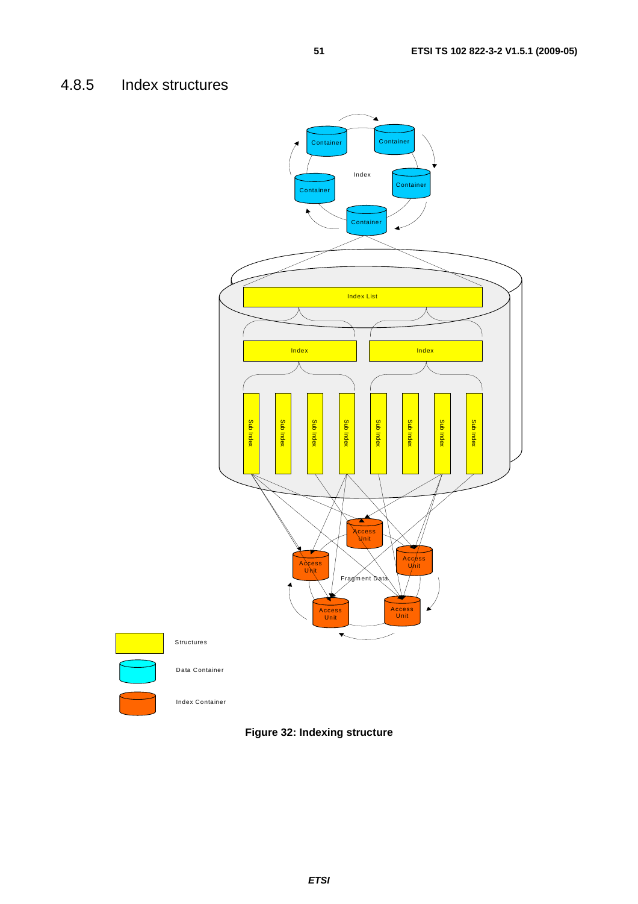## 4.8.5 Index structures

Figure 32: Indexing structure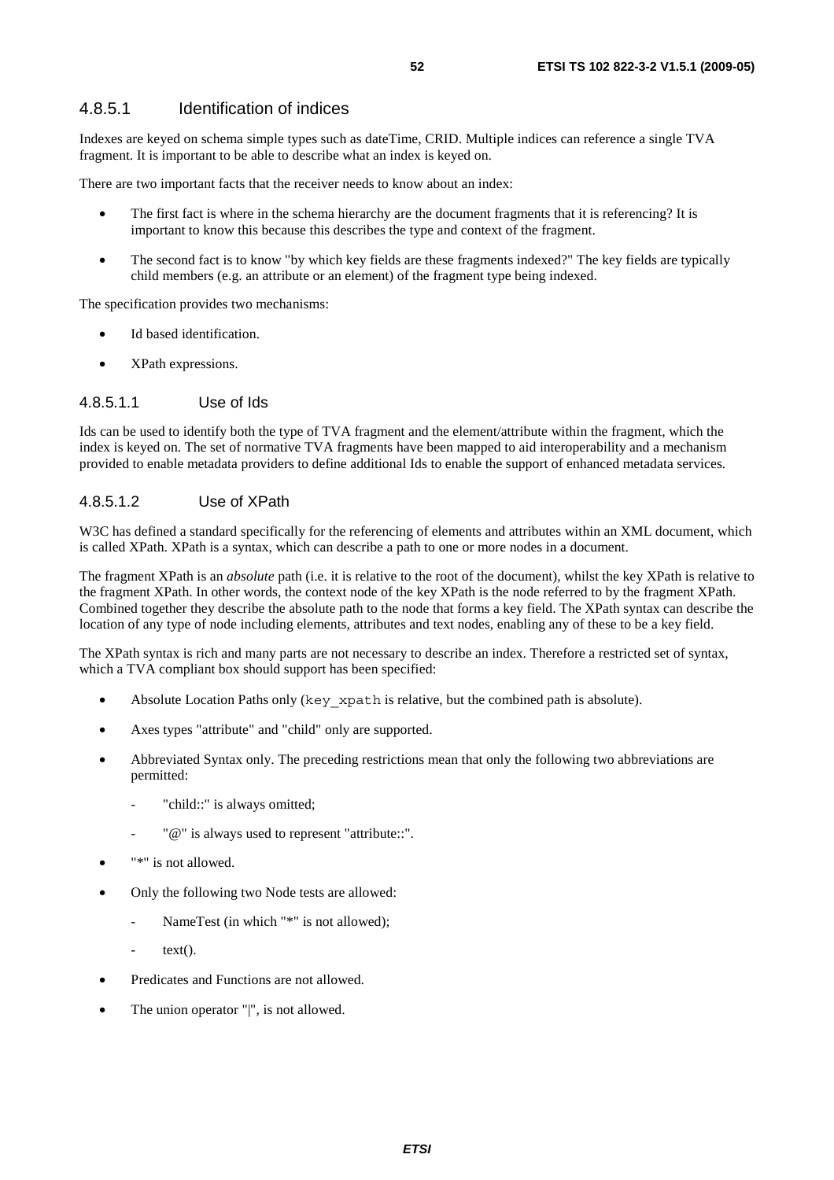#### 4.8.5.1 Identification of indices

Indexes are keyed on schema simple types such as dateTime, CRID. Multiple indices can reference a single TVA fragment. It is important to be able to describe what an index is keyed on.

There are two important facts that the receiver needs to know about an index:

- The first fact is where in the schema hierarchy are the document fragments that it is referencing? It is important to know this because this describes the type and context of the fragment.
- The second fact is to know "by which key fields are these fragments indexed?" The key fields are typically child members (e.g. an attribute or an element) of the fragment type being indexed.

The specification provides two mechanisms:

- Id based identification.
- XPath expressions.

##### 4.8.5.1.1 Use of Ids

Ids can be used to identify both the type of TVA fragment and the element/attribute within the fragment, which the index is keyed on. The set of normative TVA fragments have been mapped to aid interoperability and a mechanism provided to enable metadata providers to define additional Ids to enable the support of enhanced metadata services.

##### 4.8.5.1.2 Use of XPath

W3C has defined a standard specifically for the referencing of elements and attributes within an XML document, which is called XPath. XPath is a syntax, which can describe a path to one or more nodes in a document.

The fragment XPath is an *absolute* path (i.e. it is relative to the root of the document), whilst the key XPath is relative to the fragment XPath. In other words, the context node of the key XPath is the node referred to by the fragment XPath. Combined together they describe the absolute path to the node that forms a key field. The XPath syntax can describe the location of any type of node including elements, attributes and text nodes, enabling any of these to be a key field.

The XPath syntax is rich and many parts are not necessary to describe an index. Therefore a restricted set of syntax, which a TVA compliant box should support has been specified:

- Absolute Location Paths only (`key_xpath` is relative, but the combined path is absolute).
- Axes types "attribute" and "child" only are supported.
- Abbreviated Syntax only. The preceding restrictions mean that only the following two abbreviations are permitted:
  - "child::" is always omitted;
  - "@" is always used to represent "attribute::".
- "*" is not allowed.
- Only the following two Node tests are allowed:
  - NameTest (in which "*" is not allowed);
  - text().
- Predicates and Functions are not allowed.
- The union operator "|", is not allowed.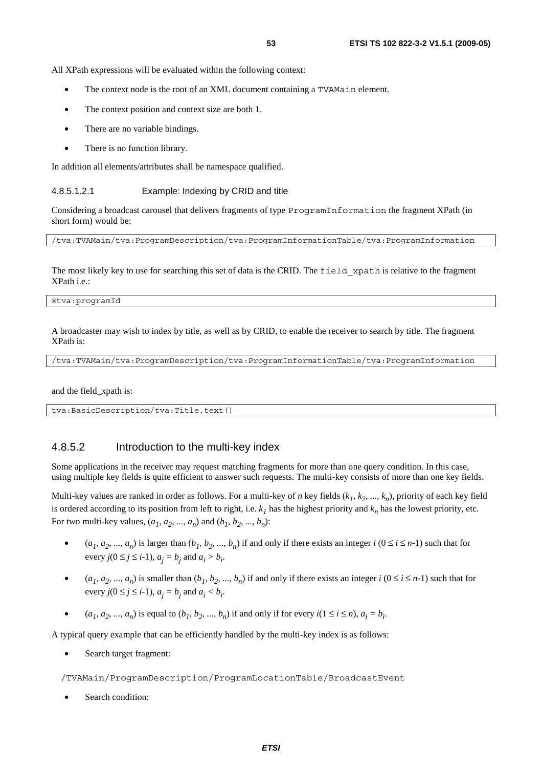All XPath expressions will be evaluated within the following context:

- The context node is the root of an XML document containing a TVAMain element.
- The context position and context size are both 1.
- There are no variable bindings.
- There is no function library.

In addition all elements/attributes shall be namespace qualified.

#### 4.8.5.1.2.1 Example: Indexing by CRID and title

Considering a broadcast carousel that delivers fragments of type ProgramInformation the fragment XPath (in short form) would be:

```
/tva:TVAMain/tva:ProgramDescription/tva:ProgramInformationTable/tva:ProgramInformation
```

The most likely key to use for searching this set of data is the CRID. The field_xpath is relative to the fragment XPath i.e.:

```
@tva:programId
```

A broadcaster may wish to index by title, as well as by CRID, to enable the receiver to search by title. The fragment XPath is:

```
/tva:TVAMain/tva:ProgramDescription/tva:ProgramInformationTable/tva:ProgramInformation
```

and the field_xpath is:

```
tva:BasicDescription/tva:Title.text()
```

### 4.8.5.2 Introduction to the multi-key index

Some applications in the receiver may request matching fragments for more than one query condition. In this case, using multiple key fields is quite efficient to answer such requests. The multi-key consists of more than one key fields.

Multi-key values are ranked in order as follows. For a multi-key of *n* key fields ($k_1, k_2, ..., k_n$), priority of each key field is ordered according to its position from left to right, i.e. $k_1$ has the highest priority and $k_n$ has the lowest priority, etc. For two multi-key values, ($a_1, a_2, ..., a_n$) and ($b_1, b_2, ..., b_n$):

- ($a_1, a_2, ..., a_n$) is larger than ($b_1, b_2, ..., b_n$) if and only if there exists an integer $i$ ($0 \leq i \leq n$-1) such that for every $j(0 \leq j \leq i$-1), $a_j = b_j$ and $a_i > b_i$.
- ($a_1, a_2, ..., a_n$) is smaller than ($b_1, b_2, ..., b_n$) if and only if there exists an integer $i$ ($0 \leq i \leq n$-1) such that for every $j(0 \leq j \leq i$-1), $a_j = b_j$ and $a_i < b_i$.
- ($a_1, a_2, ..., a_n$) is equal to ($b_1, b_2, ..., b_n$) if and only if for every $i(1 \leq i \leq n)$, $a_i = b_i$.

A typical query example that can be efficiently handled by the multi-key index is as follows:

- Search target fragment:

```
/TVAMain/ProgramDescription/ProgramLocationTable/BroadcastEvent
```

- Search condition: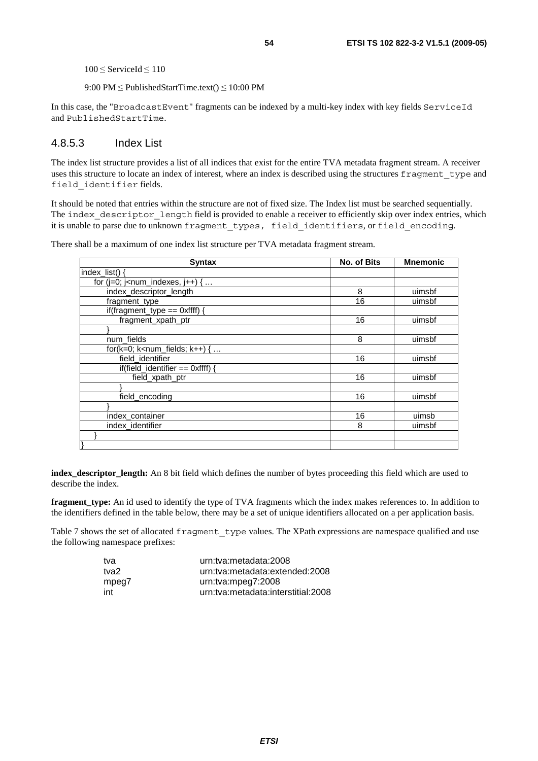$100 \leq \text{ServiceId} \leq 110$

$9{:}00\ \text{PM} \leq \text{PublishedStartTime.text()} \leq 10{:}00\ \text{PM}$

In this case, the "BroadcastEvent" fragments can be indexed by a multi-key index with key fields ServiceId and PublishedStartTime.

#### 4.8.5.3 Index List

The index list structure provides a list of all indices that exist for the entire TVA metadata fragment stream. A receiver uses this structure to locate an index of interest, where an index is described using the structures fragment_type and field_identifier fields.

It should be noted that entries within the structure are not of fixed size. The Index list must be searched sequentially. The index_descriptor_length field is provided to enable a receiver to efficiently skip over index entries, which it is unable to parse due to unknown fragment_types, field_identifiers, or field_encoding.

There shall be a maximum of one index list structure per TVA metadata fragment stream.

| Syntax | No. of Bits | Mnemonic |
|---|---|---|
| index_list() { | | |
| &nbsp;&nbsp;for (j=0; j<num_indexes, j++) { … | | |
| &nbsp;&nbsp;&nbsp;&nbsp;index_descriptor_length | 8 | uimsbf |
| &nbsp;&nbsp;&nbsp;&nbsp;fragment_type | 16 | uimsbf |
| &nbsp;&nbsp;&nbsp;&nbsp;if(fragment_type == 0xffff) { | | |
| &nbsp;&nbsp;&nbsp;&nbsp;&nbsp;&nbsp;fragment_xpath_ptr | 16 | uimsbf |
| &nbsp;&nbsp;&nbsp;&nbsp;} | | |
| &nbsp;&nbsp;&nbsp;&nbsp;num_fields | 8 | uimsbf |
| &nbsp;&nbsp;&nbsp;&nbsp;for(k=0; k<num_fields; k++) { … | | |
| &nbsp;&nbsp;&nbsp;&nbsp;&nbsp;&nbsp;field_identifier | 16 | uimsbf |
| &nbsp;&nbsp;&nbsp;&nbsp;&nbsp;&nbsp;if(field_identifier == 0xffff) { | | |
| &nbsp;&nbsp;&nbsp;&nbsp;&nbsp;&nbsp;&nbsp;&nbsp;field_xpath_ptr | 16 | uimsbf |
| &nbsp;&nbsp;&nbsp;&nbsp;&nbsp;&nbsp;} | | |
| &nbsp;&nbsp;&nbsp;&nbsp;&nbsp;&nbsp;field_encoding | 16 | uimsbf |
| &nbsp;&nbsp;&nbsp;&nbsp;} | | |
| &nbsp;&nbsp;&nbsp;&nbsp;index_container | 16 | uimsb |
| &nbsp;&nbsp;&nbsp;&nbsp;index_identifier | 8 | uimsbf |
| &nbsp;&nbsp;} | | |
| } | | |

**index_descriptor_length:** An 8 bit field which defines the number of bytes proceeding this field which are used to describe the index.

**fragment_type:** An id used to identify the type of TVA fragments which the index makes references to. In addition to the identifiers defined in the table below, there may be a set of unique identifiers allocated on a per application basis.

Table 7 shows the set of allocated fragment_type values. The XPath expressions are namespace qualified and use the following namespace prefixes:

| | |
|---|---|
| tva | urn:tva:metadata:2008 |
| tva2 | urn:tva:metadata:extended:2008 |
| mpeg7 | urn:tva:mpeg7:2008 |
| int | urn:tva:metadata:interstitial:2008 |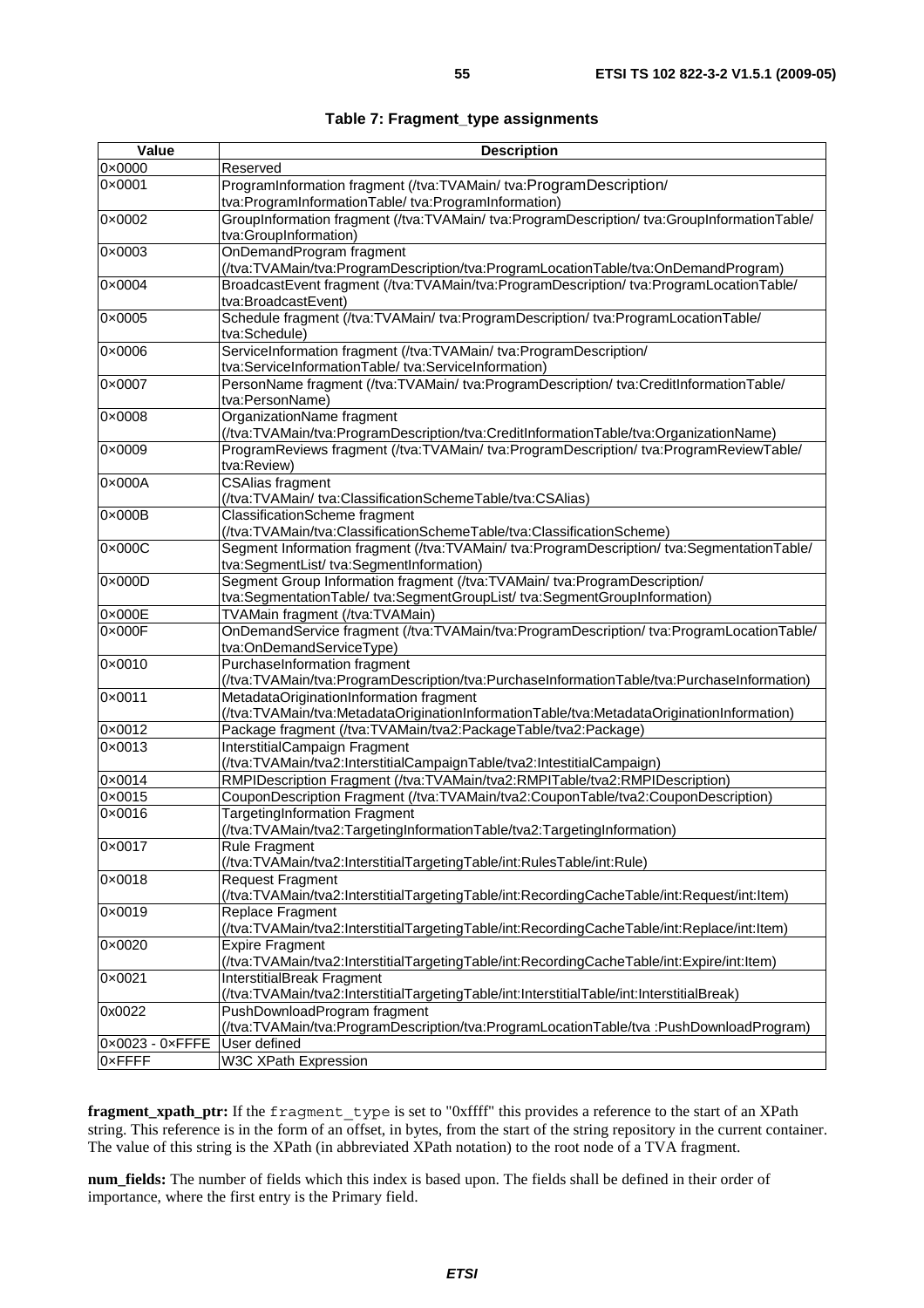**Table 7: Fragment_type assignments**

| Value | Description |
|---|---|
| 0×0000 | Reserved |
| 0×0001 | ProgramInformation fragment (/tva:TVAMain/ tva:ProgramDescription/ tva:ProgramInformationTable/ tva:ProgramInformation) |
| 0×0002 | GroupInformation fragment (/tva:TVAMain/ tva:ProgramDescription/ tva:GroupInformationTable/ tva:GroupInformation) |
| 0×0003 | OnDemandProgram fragment (/tva:TVAMain/tva:ProgramDescription/tva:ProgramLocationTable/tva:OnDemandProgram) |
| 0×0004 | BroadcastEvent fragment (/tva:TVAMain/tva:ProgramDescription/ tva:ProgramLocationTable/ tva:BroadcastEvent) |
| 0×0005 | Schedule fragment (/tva:TVAMain/ tva:ProgramDescription/ tva:ProgramLocationTable/ tva:Schedule) |
| 0×0006 | ServiceInformation fragment (/tva:TVAMain/ tva:ProgramDescription/ tva:ServiceInformationTable/ tva:ServiceInformation) |
| 0×0007 | PersonName fragment (/tva:TVAMain/ tva:ProgramDescription/ tva:CreditInformationTable/ tva:PersonName) |
| 0×0008 | OrganizationName fragment (/tva:TVAMain/tva:ProgramDescription/tva:CreditInformationTable/tva:OrganizationName) |
| 0×0009 | ProgramReviews fragment (/tva:TVAMain/ tva:ProgramDescription/ tva:ProgramReviewTable/ tva:Review) |
| 0×000A | CSAlias fragment (/tva:TVAMain/ tva:ClassificationSchemeTable/tva:CSAlias) |
| 0×000B | ClassificationScheme fragment (/tva:TVAMain/tva:ClassificationSchemeTable/tva:ClassificationScheme) |
| 0×000C | Segment Information fragment (/tva:TVAMain/ tva:ProgramDescription/ tva:SegmentationTable/ tva:SegmentList/ tva:SegmentInformation) |
| 0×000D | Segment Group Information fragment (/tva:TVAMain/ tva:ProgramDescription/ tva:SegmentationTable/ tva:SegmentGroupList/ tva:SegmentGroupInformation) |
| 0×000E | TVAMain fragment (/tva:TVAMain) |
| 0×000F | OnDemandService fragment (/tva:TVAMain/tva:ProgramDescription/ tva:ProgramLocationTable/ tva:OnDemandServiceType) |
| 0×0010 | PurchaseInformation fragment (/tva:TVAMain/tva:ProgramDescription/tva:PurchaseInformationTable/tva:PurchaseInformation) |
| 0×0011 | MetadataOriginationInformation fragment (/tva:TVAMain/tva:MetadataOriginationInformationTable/tva:MetadataOriginationInformation) |
| 0×0012 | Package fragment (/tva:TVAMain/tva2:PackageTable/tva2:Package) |
| 0×0013 | InterstitialCampaign Fragment (/tva:TVAMain/tva2:InterstitialCampaignTable/tva2:IntestitialCampaign) |
| 0×0014 | RMPIDescription Fragment (/tva:TVAMain/tva2:RMPITable/tva2:RMPIDescription) |
| 0×0015 | CouponDescription Fragment (/tva:TVAMain/tva2:CouponTable/tva2:CouponDescription) |
| 0×0016 | TargetingInformation Fragment (/tva:TVAMain/tva2:TargetingInformationTable/tva2:TargetingInformation) |
| 0×0017 | Rule Fragment (/tva:TVAMain/tva2:InterstitialTargetingTable/int:RulesTable/int:Rule) |
| 0×0018 | Request Fragment (/tva:TVAMain/tva2:InterstitialTargetingTable/int:RecordingCacheTable/int:Request/int:Item) |
| 0×0019 | Replace Fragment (/tva:TVAMain/tva2:InterstitialTargetingTable/int:RecordingCacheTable/int:Replace/int:Item) |
| 0×0020 | Expire Fragment (/tva:TVAMain/tva2:InterstitialTargetingTable/int:RecordingCacheTable/int:Expire/int:Item) |
| 0×0021 | InterstitialBreak Fragment (/tva:TVAMain/tva2:InterstitialTargetingTable/int:InterstitialTable/int:InterstitialBreak) |
| 0x0022 | PushDownloadProgram fragment (/tva:TVAMain/tva:ProgramDescription/tva:ProgramLocationTable/tva :PushDownloadProgram) |
| 0×0023 - 0×FFFE | User defined |
| 0×FFFF | W3C XPath Expression |

**fragment_xpath_ptr:** If the fragment_type is set to "0xffff" this provides a reference to the start of an XPath string. This reference is in the form of an offset, in bytes, from the start of the string repository in the current container. The value of this string is the XPath (in abbreviated XPath notation) to the root node of a TVA fragment.

**num_fields:** The number of fields which this index is based upon. The fields shall be defined in their order of importance, where the first entry is the Primary field.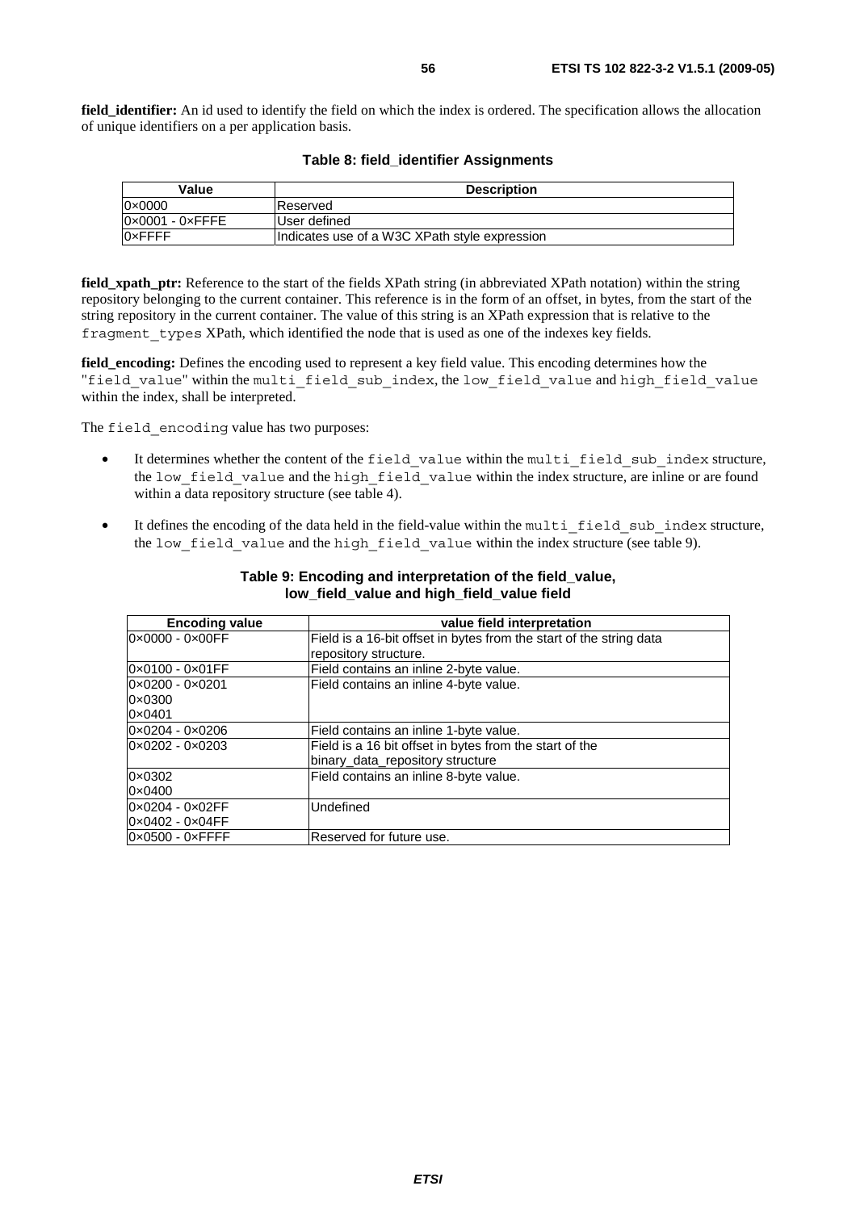**field_identifier:** An id used to identify the field on which the index is ordered. The specification allows the allocation of unique identifiers on a per application basis.

**Table 8: field_identifier Assignments**

| Value | Description |
|---|---|
| 0×0000 | Reserved |
| 0×0001 - 0×FFFE | User defined |
| 0×FFFF | Indicates use of a W3C XPath style expression |

**field_xpath_ptr:** Reference to the start of the fields XPath string (in abbreviated XPath notation) within the string repository belonging to the current container. This reference is in the form of an offset, in bytes, from the start of the string repository in the current container. The value of this string is an XPath expression that is relative to the `fragment_types` XPath, which identified the node that is used as one of the indexes key fields.

**field_encoding:** Defines the encoding used to represent a key field value. This encoding determines how the "`field_value`" within the `multi_field_sub_index`, the `low_field_value` and `high_field_value` within the index, shall be interpreted.

The `field_encoding` value has two purposes:

- It determines whether the content of the `field_value` within the `multi_field_sub_index` structure, the `low_field_value` and the `high_field_value` within the index structure, are inline or are found within a data repository structure (see table 4).
- It defines the encoding of the data held in the field-value within the `multi_field_sub_index` structure, the `low_field_value` and the `high_field_value` within the index structure (see table 9).

**Table 9: Encoding and interpretation of the field_value, low_field_value and high_field_value field**

| Encoding value | value field interpretation |
|---|---|
| 0×0000 - 0×00FF | Field is a 16-bit offset in bytes from the start of the string data repository structure. |
| 0×0100 - 0×01FF | Field contains an inline 2-byte value. |
| 0×0200 - 0×0201<br>0×0300<br>0×0401 | Field contains an inline 4-byte value. |
| 0×0204 - 0×0206 | Field contains an inline 1-byte value. |
| 0×0202 - 0×0203 | Field is a 16 bit offset in bytes from the start of the binary_data_repository structure |
| 0×0302<br>0×0400 | Field contains an inline 8-byte value. |
| 0×0204 - 0×02FF<br>0×0402 - 0×04FF | Undefined |
| 0×0500 - 0×FFFF | Reserved for future use. |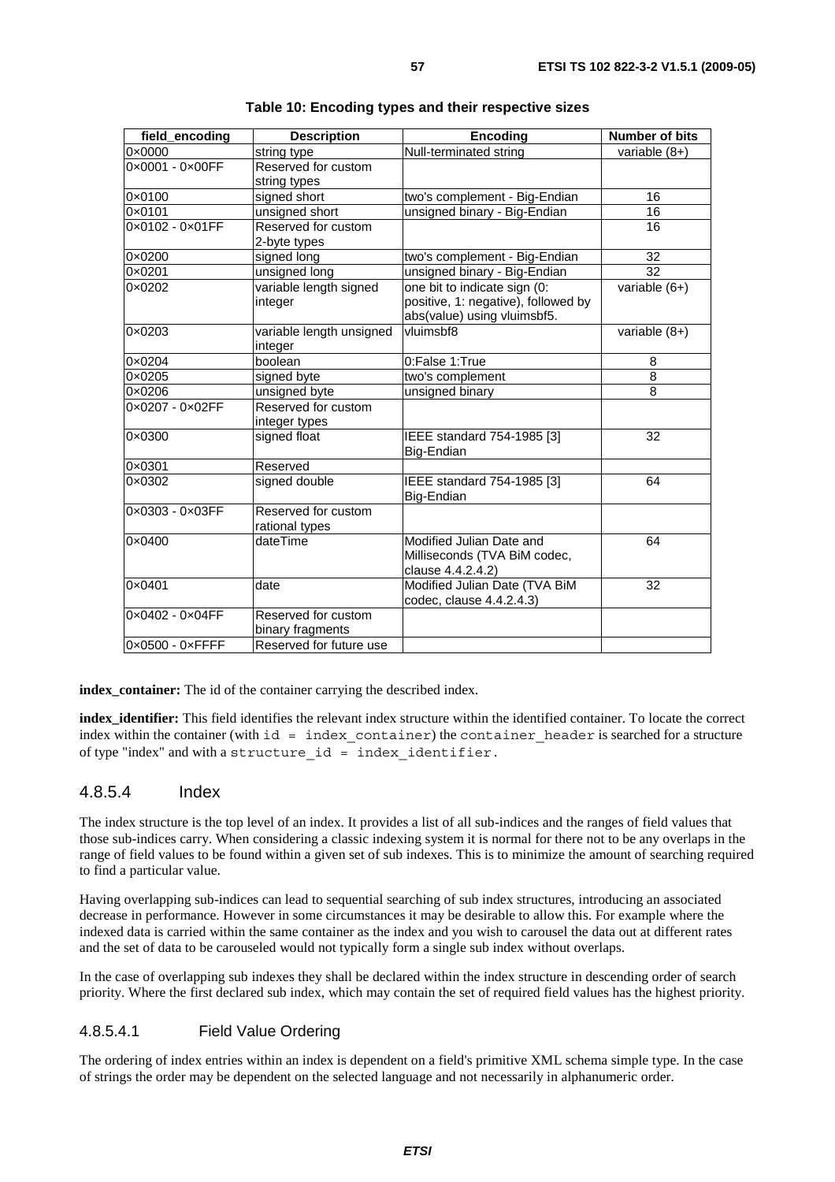**Table 10: Encoding types and their respective sizes**

| field_encoding | Description | Encoding | Number of bits |
|---|---|---|---|
| 0×0000 | string type | Null-terminated string | variable (8+) |
| 0×0001 - 0×00FF | Reserved for custom string types | | |
| 0×0100 | signed short | two's complement - Big-Endian | 16 |
| 0×0101 | unsigned short | unsigned binary - Big-Endian | 16 |
| 0×0102 - 0×01FF | Reserved for custom 2-byte types | | 16 |
| 0×0200 | signed long | two's complement - Big-Endian | 32 |
| 0×0201 | unsigned long | unsigned binary - Big-Endian | 32 |
| 0×0202 | variable length signed integer | one bit to indicate sign (0: positive, 1: negative), followed by abs(value) using vluimsbf5. | variable (6+) |
| 0×0203 | variable length unsigned integer | vluimsbf8 | variable (8+) |
| 0×0204 | boolean | 0:False 1:True | 8 |
| 0×0205 | signed byte | two's complement | 8 |
| 0×0206 | unsigned byte | unsigned binary | 8 |
| 0×0207 - 0×02FF | Reserved for custom integer types | | |
| 0×0300 | signed float | IEEE standard 754-1985 [3] Big-Endian | 32 |
| 0×0301 | Reserved | | |
| 0×0302 | signed double | IEEE standard 754-1985 [3] Big-Endian | 64 |
| 0×0303 - 0×03FF | Reserved for custom rational types | | |
| 0×0400 | dateTime | Modified Julian Date and Milliseconds (TVA BiM codec, clause 4.4.2.4.2) | 64 |
| 0×0401 | date | Modified Julian Date (TVA BiM codec, clause 4.4.2.4.3) | 32 |
| 0×0402 - 0×04FF | Reserved for custom binary fragments | | |
| 0×0500 - 0×FFFF | Reserved for future use | | |

**index_container:** The id of the container carrying the described index.

**index_identifier:** This field identifies the relevant index structure within the identified container. To locate the correct index within the container (with `id = index_container`) the `container_header` is searched for a structure of type "index" and with a `structure_id = index_identifier`.

### 4.8.5.4 Index

The index structure is the top level of an index. It provides a list of all sub-indices and the ranges of field values that those sub-indices carry. When considering a classic indexing system it is normal for there not to be any overlaps in the range of field values to be found within a given set of sub indexes. This is to minimize the amount of searching required to find a particular value.

Having overlapping sub-indices can lead to sequential searching of sub index structures, introducing an associated decrease in performance. However in some circumstances it may be desirable to allow this. For example where the indexed data is carried within the same container as the index and you wish to carousel the data out at different rates and the set of data to be carouseled would not typically form a single sub index without overlaps.

In the case of overlapping sub indexes they shall be declared within the index structure in descending order of search priority. Where the first declared sub index, which may contain the set of required field values has the highest priority.

#### 4.8.5.4.1 Field Value Ordering

The ordering of index entries within an index is dependent on a field's primitive XML schema simple type. In the case of strings the order may be dependent on the selected language and not necessarily in alphanumeric order.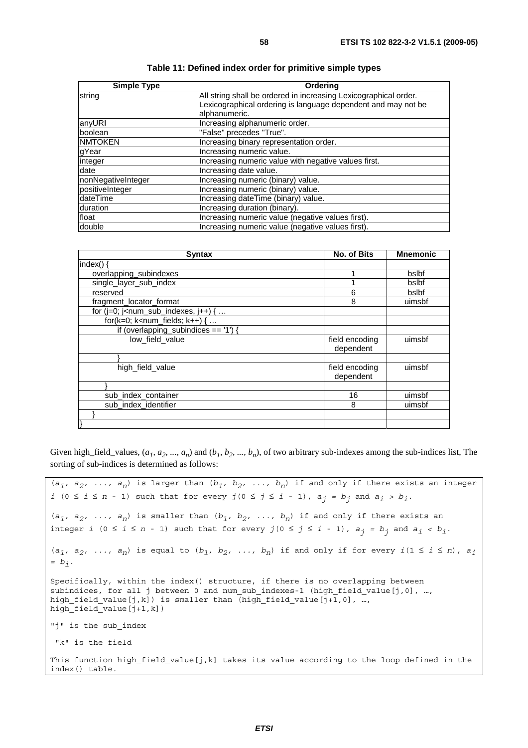**Table 11: Defined index order for primitive simple types**

| Simple Type | Ordering |
| --- | --- |
| string | All string shall be ordered in increasing Lexicographical order. Lexicographical ordering is language dependent and may not be alphanumeric. |
| anyURI | Increasing alphanumeric order. |
| boolean | "False" precedes "True". |
| NMTOKEN | Increasing binary representation order. |
| gYear | Increasing numeric value. |
| integer | Increasing numeric value with negative values first. |
| date | Increasing date value. |
| nonNegativeInteger | Increasing numeric (binary) value. |
| positiveInteger | Increasing numeric (binary) value. |
| dateTime | Increasing dateTime (binary) value. |
| duration | Increasing duration (binary). |
| float | Increasing numeric value (negative values first). |
| double | Increasing numeric value (negative values first). |

| Syntax | No. of Bits | Mnemonic |
| --- | --- | --- |
| index() { | | |
| overlapping_subindexes | 1 | bslbf |
| single_layer_sub_index | 1 | bslbf |
| reserved | 6 | bslbf |
| fragment_locator_format | 8 | uimsbf |
| for (j=0; j<num_sub_indexes, j++) { … | | |
| for(k=0; k<num_fields; k++) { … | | |
| if (overlapping_subindices == '1') { | | |
| low_field_value | field encoding dependent | uimsbf |
| } | | |
| high_field_value | field encoding dependent | uimsbf |
| } | | |
| sub_index_container | 16 | uimsbf |
| sub_index_identifier | 8 | uimsbf |
| } | | |
| } | | |

Given high_field_values, $(a_1, a_2, ..., a_n)$ and $(b_1, b_2, ..., b_n)$, of two arbitrary sub-indexes among the sub-indices list, The sorting of sub-indices is determined as follows:

$(a_1, a_2, ..., a_n)$ is larger than $(b_1, b_2, ..., b_n)$ if and only if there exists an integer $i$ $(0 \leq i \leq n - 1)$ such that for every $j (0 \leq j \leq i - 1)$, $a_j = b_j$ and $a_i > b_i$.

$(a_1, a_2, ..., a_n)$ is smaller than $(b_1, b_2, ..., b_n)$ if and only if there exists an integer $i$ $(0 \leq i \leq n - 1)$ such that for every $j (0 \leq j \leq i - 1)$, $a_j = b_j$ and $a_i < b_i$.

$(a_1, a_2, ..., a_n)$ is equal to $(b_1, b_2, ..., b_n)$ if and only if for every $i (1 \leq i \leq n)$, $a_i = b_i$.

Specifically, within the index() structure, if there is no overlapping between subindices, for all j between 0 and num_sub_indexes-1 (high_field_value[j,0], …, high_field_value[j,k]) is smaller than (high_field_value[j+1,0], …, high_field_value[j+1,k])

"j" is the sub_index

"k" is the field

This function high_field_value[j,k] takes its value according to the loop defined in the index() table.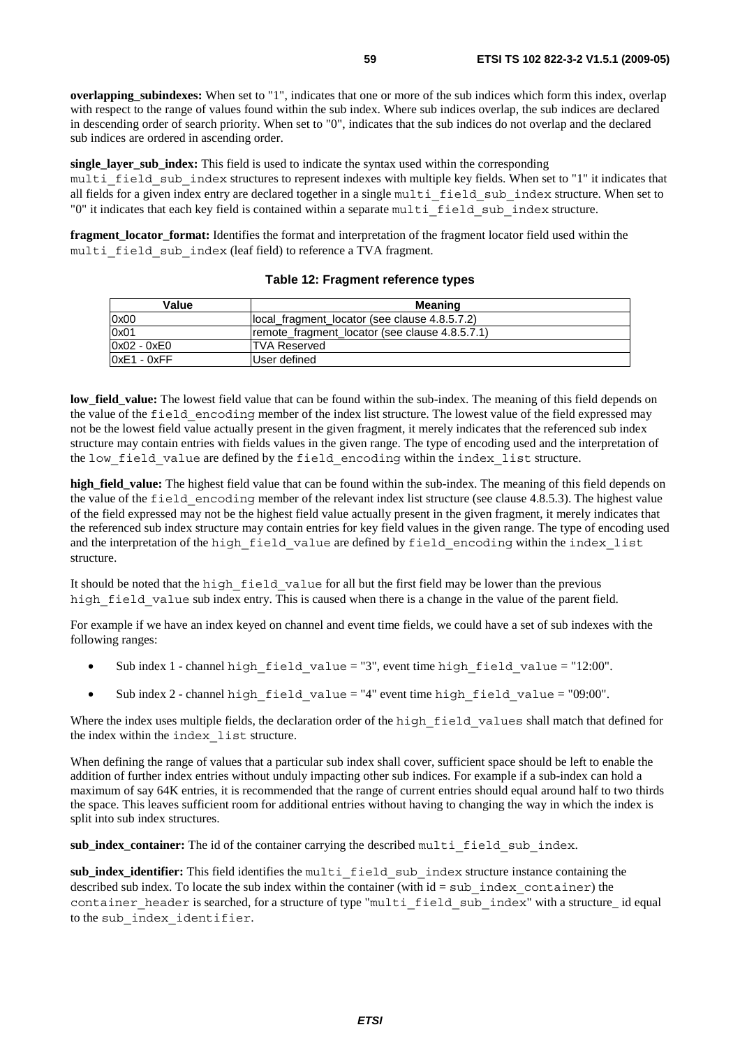**overlapping_subindexes:** When set to "1", indicates that one or more of the sub indices which form this index, overlap with respect to the range of values found within the sub index. Where sub indices overlap, the sub indices are declared in descending order of search priority. When set to "0", indicates that the sub indices do not overlap and the declared sub indices are ordered in ascending order.

**single_layer_sub_index:** This field is used to indicate the syntax used within the corresponding `multi_field_sub_index` structures to represent indexes with multiple key fields. When set to "1" it indicates that all fields for a given index entry are declared together in a single `multi_field_sub_index` structure. When set to "0" it indicates that each key field is contained within a separate `multi_field_sub_index` structure.

**fragment_locator_format:** Identifies the format and interpretation of the fragment locator field used within the `multi_field_sub_index` (leaf field) to reference a TVA fragment.

**Table 12: Fragment reference types**

| Value | Meaning |
|---|---|
| 0x00 | local_fragment_locator (see clause 4.8.5.7.2) |
| 0x01 | remote_fragment_locator (see clause 4.8.5.7.1) |
| 0x02 - 0xE0 | TVA Reserved |
| 0xE1 - 0xFF | User defined |

**low_field_value:** The lowest field value that can be found within the sub-index. The meaning of this field depends on the value of the `field_encoding` member of the index list structure. The lowest value of the field expressed may not be the lowest field value actually present in the given fragment, it merely indicates that the referenced sub index structure may contain entries with fields values in the given range. The type of encoding used and the interpretation of the `low_field_value` are defined by the `field_encoding` within the `index_list` structure.

**high_field_value:** The highest field value that can be found within the sub-index. The meaning of this field depends on the value of the `field_encoding` member of the relevant index list structure (see clause 4.8.5.3). The highest value of the field expressed may not be the highest field value actually present in the given fragment, it merely indicates that the referenced sub index structure may contain entries for key field values in the given range. The type of encoding used and the interpretation of the `high_field_value` are defined by `field_encoding` within the `index_list` structure.

It should be noted that the `high_field_value` for all but the first field may be lower than the previous `high_field_value` sub index entry. This is caused when there is a change in the value of the parent field.

For example if we have an index keyed on channel and event time fields, we could have a set of sub indexes with the following ranges:

- Sub index 1 - channel `high_field_value` = "3", event time `high_field_value` = "12:00".
- Sub index 2 - channel `high_field_value` = "4" event time `high_field_value` = "09:00".

Where the index uses multiple fields, the declaration order of the `high_field_values` shall match that defined for the index within the `index_list` structure.

When defining the range of values that a particular sub index shall cover, sufficient space should be left to enable the addition of further index entries without unduly impacting other sub indices. For example if a sub-index can hold a maximum of say 64K entries, it is recommended that the range of current entries should equal around half to two thirds the space. This leaves sufficient room for additional entries without having to changing the way in which the index is split into sub index structures.

**sub_index_container:** The id of the container carrying the described `multi_field_sub_index`.

**sub_index_identifier:** This field identifies the `multi_field_sub_index` structure instance containing the described sub index. To locate the sub index within the container (with id = `sub_index_container`) the `container_header` is searched, for a structure of type "`multi_field_sub_index`" with a structure_ id equal to the `sub_index_identifier`.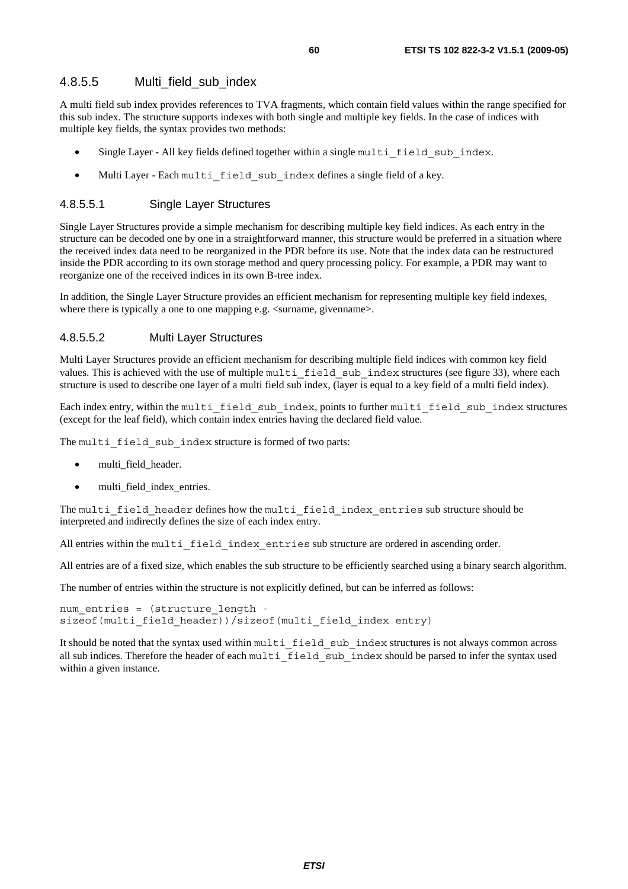### 4.8.5.5 Multi_field_sub_index

A multi field sub index provides references to TVA fragments, which contain field values within the range specified for this sub index. The structure supports indexes with both single and multiple key fields. In the case of indices with multiple key fields, the syntax provides two methods:

- Single Layer - All key fields defined together within a single `multi_field_sub_index`.
- Multi Layer - Each `multi_field_sub_index` defines a single field of a key.

#### 4.8.5.5.1 Single Layer Structures

Single Layer Structures provide a simple mechanism for describing multiple key field indices. As each entry in the structure can be decoded one by one in a straightforward manner, this structure would be preferred in a situation where the received index data need to be reorganized in the PDR before its use. Note that the index data can be restructured inside the PDR according to its own storage method and query processing policy. For example, a PDR may want to reorganize one of the received indices in its own B-tree index.

In addition, the Single Layer Structure provides an efficient mechanism for representing multiple key field indexes, where there is typically a one to one mapping e.g. <surname, givenname>.

#### 4.8.5.5.2 Multi Layer Structures

Multi Layer Structures provide an efficient mechanism for describing multiple field indices with common key field values. This is achieved with the use of multiple `multi_field_sub_index` structures (see figure 33), where each structure is used to describe one layer of a multi field sub index, (layer is equal to a key field of a multi field index).

Each index entry, within the `multi_field_sub_index`, points to further `multi_field_sub_index` structures (except for the leaf field), which contain index entries having the declared field value.

The `multi_field_sub_index` structure is formed of two parts:

- multi_field_header.
- multi_field_index_entries.

The `multi_field_header` defines how the `multi_field_index_entries` sub structure should be interpreted and indirectly defines the size of each index entry.

All entries within the `multi_field_index_entries` sub structure are ordered in ascending order.

All entries are of a fixed size, which enables the sub structure to be efficiently searched using a binary search algorithm.

The number of entries within the structure is not explicitly defined, but can be inferred as follows:

```
num_entries = (structure_length -
sizeof(multi_field_header))/sizeof(multi_field_index entry)
```

It should be noted that the syntax used within `multi_field_sub_index` structures is not always common across all sub indices. Therefore the header of each `multi_field_sub_index` should be parsed to infer the syntax used within a given instance.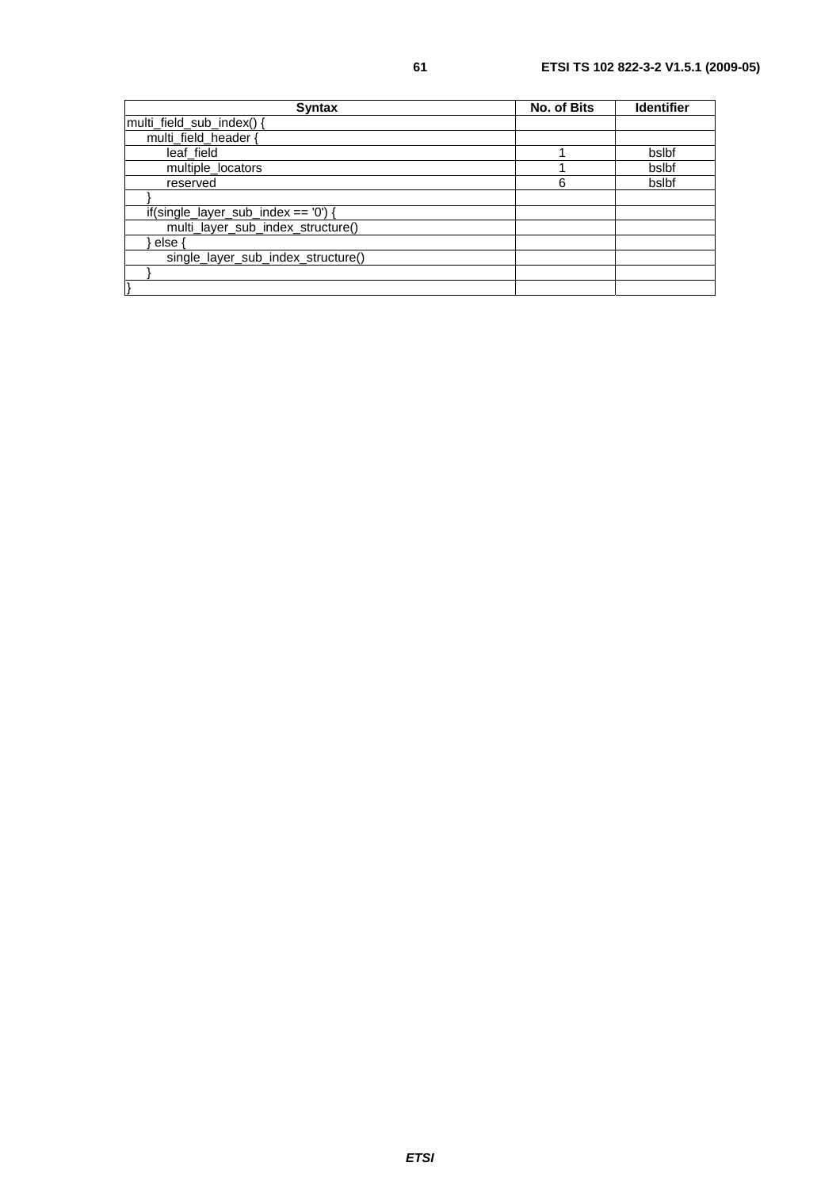| Syntax | No. of Bits | Identifier |
|---|---|---|
| multi_field_sub_index() { | | |
| multi_field_header { | | |
| leaf_field | 1 | bslbf |
| multiple_locators | 1 | bslbf |
| reserved | 6 | bslbf |
| } | | |
| if(single_layer_sub_index == '0') { | | |
| multi_layer_sub_index_structure() | | |
| } else { | | |
| single_layer_sub_index_structure() | | |
| } | | |
| } | | |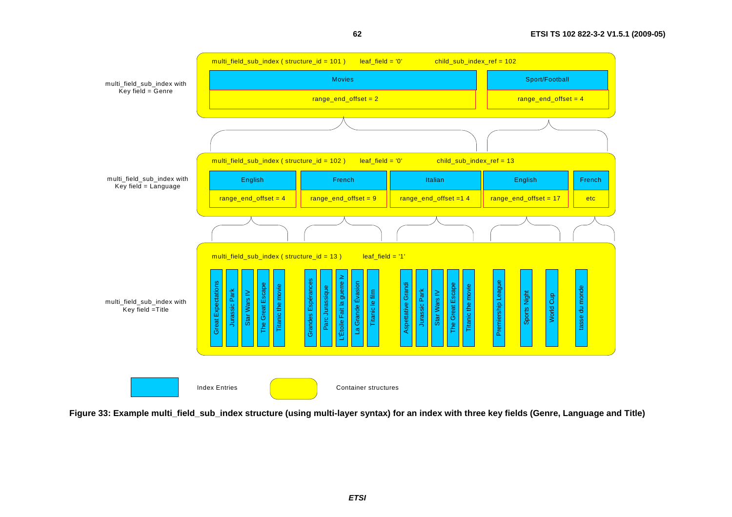multi_field_sub_index with Key field = Genre

multi_field_sub_index ( structure_id = 101 ) leaf_field = '0' child_sub_index_ref = 102

| Movies | Sport/Football |
|---|---|
| range_end_offset = 2 | range_end_offset = 4 |

multi_field_sub_index with Key field = Language

multi_field_sub_index ( structure_id = 102 ) leaf_field = '0' child_sub_index_ref = 13

| English | French | Italian | English | French |
|---|---|---|---|---|
| range_end_offset = 4 | range_end_offset = 9 | range_end_offset =1 4 | range_end_offset = 17 | etc |

multi_field_sub_index with Key field =Title

multi_field_sub_index ( structure_id = 13 ) leaf_field = '1'

Great Expectations, Jurassic Park, Star Wars IV, The Great Escape, Titanic the movie, Grandes Espérances, Parc Jurassique, L'Étoile Fait la guerre Iv, La Grande Évasion, Titanic le film, Aspettative Grandi, Jurassic Park, Star Wars IV, The Great Escape, Titanic the movie, Premiership League, Sports Night, World Cup, tasse du monde

Index Entries

Container structures

**Figure 33: Example multi_field_sub_index structure (using multi-layer syntax) for an index with three key fields (Genre, Language and Title)**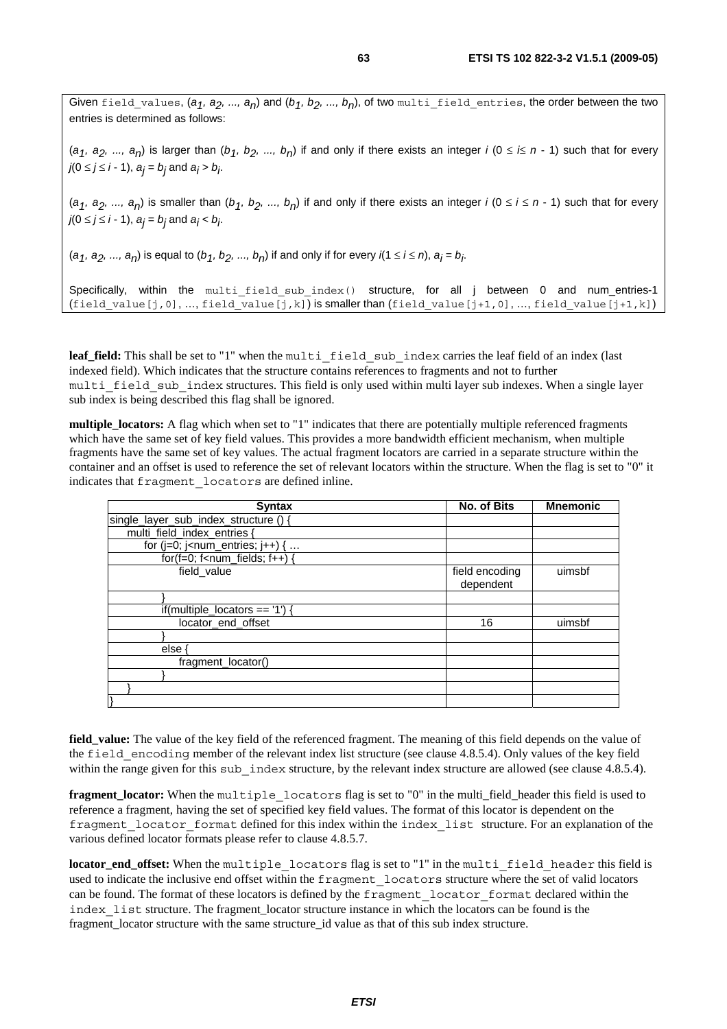Given field_values, $(a_1, a_2, ..., a_n)$ and $(b_1, b_2, ..., b_n)$, of two multi_field_entries, the order between the two entries is determined as follows:

$(a_1, a_2, ..., a_n)$ is larger than $(b_1, b_2, ..., b_n)$ if and only if there exists an integer $i$ ($0 \leq i \leq n - 1$) such that for every $j(0 \leq j \leq i - 1)$, $a_j = b_j$ and $a_i > b_i$.

$(a_1, a_2, ..., a_n)$ is smaller than $(b_1, b_2, ..., b_n)$ if and only if there exists an integer $i$ ($0 \leq i \leq n - 1$) such that for every $j(0 \leq j \leq i - 1)$, $a_j = b_j$ and $a_i < b_i$.

$(a_1, a_2, ..., a_n)$ is equal to $(b_1, b_2, ..., b_n)$ if and only if for every $i(1 \leq i \leq n)$, $a_i = b_i$.

Specifically, within the multi_field_sub_index() structure, for all j between 0 and num_entries-1 (field_value[j,0], ..., field_value[j,k]) is smaller than (field_value[j+1,0], ..., field_value[j+1,k])

**leaf_field:** This shall be set to "1" when the multi_field_sub_index carries the leaf field of an index (last indexed field). Which indicates that the structure contains references to fragments and not to further multi_field_sub_index structures. This field is only used within multi layer sub indexes. When a single layer sub index is being described this flag shall be ignored.

**multiple_locators:** A flag which when set to "1" indicates that there are potentially multiple referenced fragments which have the same set of key field values. This provides a more bandwidth efficient mechanism, when multiple fragments have the same set of key values. The actual fragment locators are carried in a separate structure within the container and an offset is used to reference the set of relevant locators within the structure. When the flag is set to "0" it indicates that fragment_locators are defined inline.

| Syntax | No. of Bits | Mnemonic |
|---|---|---|
| single_layer_sub_index_structure () { | | |
| multi_field_index_entries { | | |
| for (j=0; j<num_entries; j++) { ... | | |
| for(f=0; f<num_fields; f++) { | | |
| field_value | field encoding dependent | uimsbf |
| } | | |
| if(multiple_locators == '1') { | | |
| locator_end_offset | 16 | uimsbf |
| } | | |
| else { | | |
| fragment_locator() | | |
| } | | |
| } | | |
| } | | |

**field_value:** The value of the key field of the referenced fragment. The meaning of this field depends on the value of the field_encoding member of the relevant index list structure (see clause 4.8.5.4). Only values of the key field within the range given for this sub_index structure, by the relevant index structure are allowed (see clause 4.8.5.4).

**fragment_locator:** When the multiple_locators flag is set to "0" in the multi_field_header this field is used to reference a fragment, having the set of specified key field values. The format of this locator is dependent on the fragment_locator_format defined for this index within the index_list structure. For an explanation of the various defined locator formats please refer to clause 4.8.5.7.

**locator_end_offset:** When the multiple_locators flag is set to "1" in the multi_field_header this field is used to indicate the inclusive end offset within the fragment_locators structure where the set of valid locators can be found. The format of these locators is defined by the fragment_locator_format declared within the index_list structure. The fragment_locator structure instance in which the locators can be found is the fragment_locator structure with the same structure_id value as that of this sub index structure.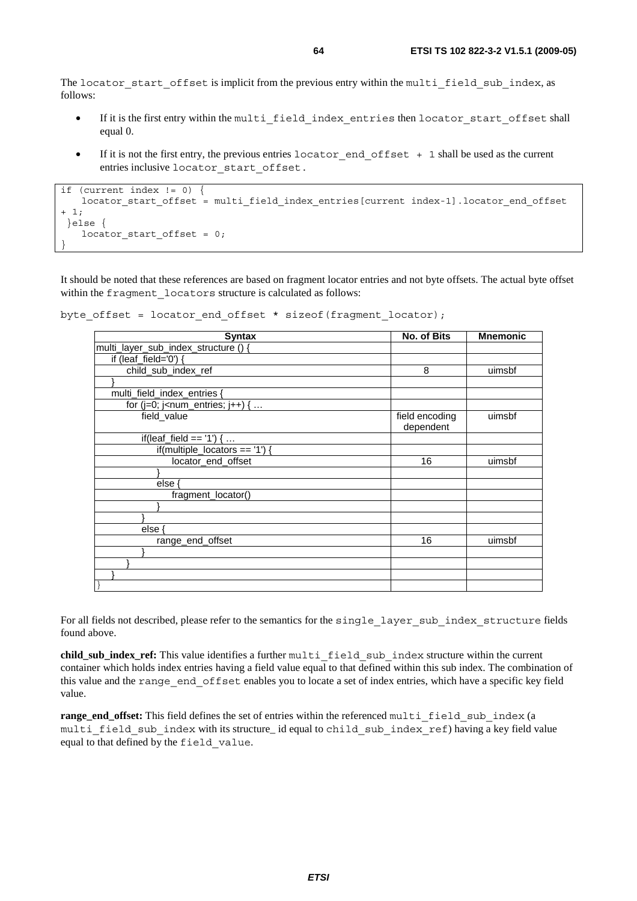The `locator_start_offset` is implicit from the previous entry within the `multi_field_sub_index`, as follows:

- If it is the first entry within the `multi_field_index_entries` then `locator_start_offset` shall equal 0.
- If it is not the first entry, the previous entries `locator_end_offset + 1` shall be used as the current entries inclusive `locator_start_offset`.

```
if (current index != 0) {
    locator_start_offset = multi_field_index_entries[current index-1].locator_end_offset
+ 1;
 }else {
    locator_start_offset = 0;
}
```

It should be noted that these references are based on fragment locator entries and not byte offsets. The actual byte offset within the `fragment_locators` structure is calculated as follows:

```
byte_offset = locator_end_offset * sizeof(fragment_locator);
```

| Syntax | No. of Bits | Mnemonic |
|---|---|---|
| multi_layer_sub_index_structure () { | | |
| &nbsp;&nbsp;&nbsp;&nbsp;if (leaf_field='0') { | | |
| &nbsp;&nbsp;&nbsp;&nbsp;&nbsp;&nbsp;&nbsp;&nbsp;child_sub_index_ref | 8 | uimsbf |
| &nbsp;&nbsp;&nbsp;&nbsp;} | | |
| &nbsp;&nbsp;&nbsp;&nbsp;multi_field_index_entries { | | |
| &nbsp;&nbsp;&nbsp;&nbsp;&nbsp;&nbsp;&nbsp;&nbsp;for (j=0; j<num_entries; j++) { … | | |
| &nbsp;&nbsp;&nbsp;&nbsp;&nbsp;&nbsp;&nbsp;&nbsp;&nbsp;&nbsp;&nbsp;&nbsp;field_value | field encoding dependent | uimsbf |
| &nbsp;&nbsp;&nbsp;&nbsp;&nbsp;&nbsp;&nbsp;&nbsp;&nbsp;&nbsp;&nbsp;&nbsp;if(leaf_field == '1') { … | | |
| &nbsp;&nbsp;&nbsp;&nbsp;&nbsp;&nbsp;&nbsp;&nbsp;&nbsp;&nbsp;&nbsp;&nbsp;&nbsp;&nbsp;&nbsp;&nbsp;if(multiple_locators == '1') { | | |
| &nbsp;&nbsp;&nbsp;&nbsp;&nbsp;&nbsp;&nbsp;&nbsp;&nbsp;&nbsp;&nbsp;&nbsp;&nbsp;&nbsp;&nbsp;&nbsp;&nbsp;&nbsp;&nbsp;&nbsp;locator_end_offset | 16 | uimsbf |
| &nbsp;&nbsp;&nbsp;&nbsp;&nbsp;&nbsp;&nbsp;&nbsp;&nbsp;&nbsp;&nbsp;&nbsp;&nbsp;&nbsp;&nbsp;&nbsp;} | | |
| &nbsp;&nbsp;&nbsp;&nbsp;&nbsp;&nbsp;&nbsp;&nbsp;&nbsp;&nbsp;&nbsp;&nbsp;&nbsp;&nbsp;&nbsp;&nbsp;else { | | |
| &nbsp;&nbsp;&nbsp;&nbsp;&nbsp;&nbsp;&nbsp;&nbsp;&nbsp;&nbsp;&nbsp;&nbsp;&nbsp;&nbsp;&nbsp;&nbsp;&nbsp;&nbsp;&nbsp;&nbsp;fragment_locator() | | |
| &nbsp;&nbsp;&nbsp;&nbsp;&nbsp;&nbsp;&nbsp;&nbsp;&nbsp;&nbsp;&nbsp;&nbsp;&nbsp;&nbsp;&nbsp;&nbsp;} | | |
| &nbsp;&nbsp;&nbsp;&nbsp;&nbsp;&nbsp;&nbsp;&nbsp;&nbsp;&nbsp;&nbsp;&nbsp;} | | |
| &nbsp;&nbsp;&nbsp;&nbsp;&nbsp;&nbsp;&nbsp;&nbsp;&nbsp;&nbsp;&nbsp;&nbsp;else { | | |
| &nbsp;&nbsp;&nbsp;&nbsp;&nbsp;&nbsp;&nbsp;&nbsp;&nbsp;&nbsp;&nbsp;&nbsp;&nbsp;&nbsp;&nbsp;&nbsp;range_end_offset | 16 | uimsbf |
| &nbsp;&nbsp;&nbsp;&nbsp;&nbsp;&nbsp;&nbsp;&nbsp;&nbsp;&nbsp;&nbsp;&nbsp;} | | |
| &nbsp;&nbsp;&nbsp;&nbsp;&nbsp;&nbsp;&nbsp;&nbsp;} | | |
| &nbsp;&nbsp;&nbsp;&nbsp;} | | |
| } | | |

For all fields not described, please refer to the semantics for the `single_layer_sub_index_structure` fields found above.

**child_sub_index_ref:** This value identifies a further `multi_field_sub_index` structure within the current container which holds index entries having a field value equal to that defined within this sub index. The combination of this value and the `range_end_offset` enables you to locate a set of index entries, which have a specific key field value.

**range_end_offset:** This field defines the set of entries within the referenced `multi_field_sub_index` (a `multi_field_sub_index` with its structure_ id equal to `child_sub_index_ref`) having a key field value equal to that defined by the `field_value`.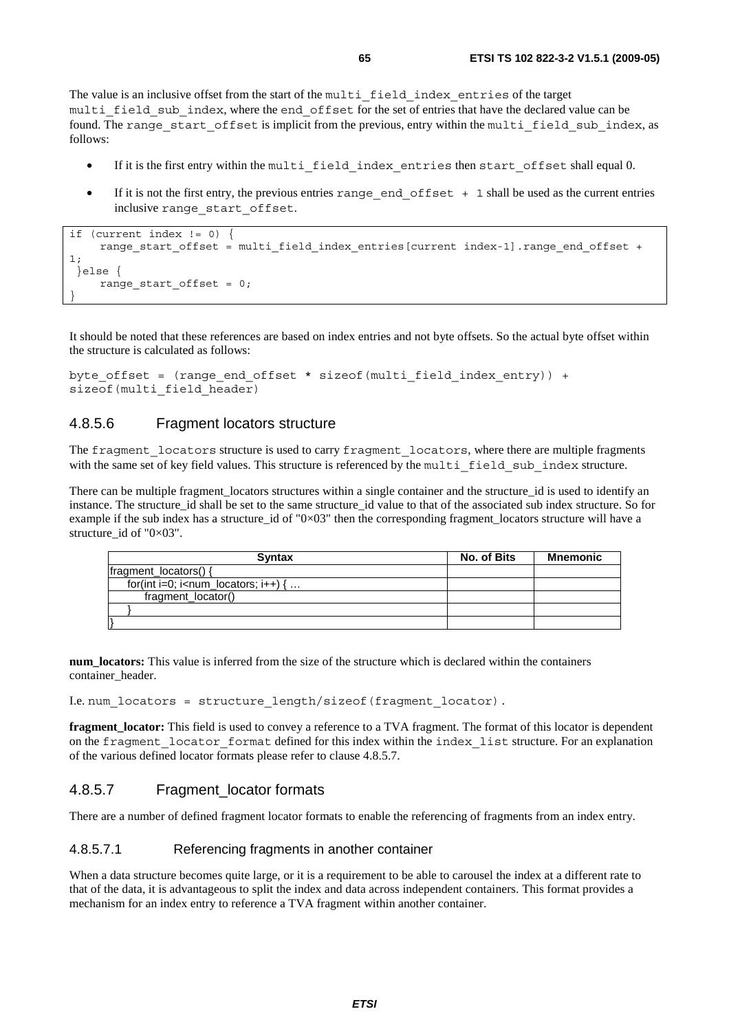The value is an inclusive offset from the start of the multi_field_index_entries of the target multi_field_sub_index, where the end_offset for the set of entries that have the declared value can be found. The range_start_offset is implicit from the previous, entry within the multi_field_sub_index, as follows:

- If it is the first entry within the multi_field_index_entries then start_offset shall equal 0.
- If it is not the first entry, the previous entries range_end_offset + 1 shall be used as the current entries inclusive range_start_offset.

```
if (current index != 0) {
     range_start_offset = multi_field_index_entries[current index-1].range_end_offset +
1;
 }else {
     range_start_offset = 0;
}
```

It should be noted that these references are based on index entries and not byte offsets. So the actual byte offset within the structure is calculated as follows:

```
byte_offset = (range_end_offset * sizeof(multi_field_index_entry)) +
sizeof(multi_field_header)
```

### 4.8.5.6 Fragment locators structure

The fragment_locators structure is used to carry fragment_locators, where there are multiple fragments with the same set of key field values. This structure is referenced by the multi_field_sub_index structure.

There can be multiple fragment_locators structures within a single container and the structure_id is used to identify an instance. The structure_id shall be set to the same structure_id value to that of the associated sub index structure. So for example if the sub index has a structure_id of "0×03" then the corresponding fragment_locators structure will have a structure_id of "0×03".

| Syntax | No. of Bits | Mnemonic |
|---|---|---|
| fragment_locators() { | | |
| for(int i=0; i<num_locators; i++) { … | | |
| fragment_locator() | | |
| } | | |
| } | | |

**num_locators:** This value is inferred from the size of the structure which is declared within the containers container_header.

I.e. num_locators = structure_length/sizeof(fragment_locator).

**fragment_locator:** This field is used to convey a reference to a TVA fragment. The format of this locator is dependent on the fragment_locator_format defined for this index within the index_list structure. For an explanation of the various defined locator formats please refer to clause 4.8.5.7.

### 4.8.5.7 Fragment_locator formats

There are a number of defined fragment locator formats to enable the referencing of fragments from an index entry.

#### 4.8.5.7.1 Referencing fragments in another container

When a data structure becomes quite large, or it is a requirement to be able to carousel the index at a different rate to that of the data, it is advantageous to split the index and data across independent containers. This format provides a mechanism for an index entry to reference a TVA fragment within another container.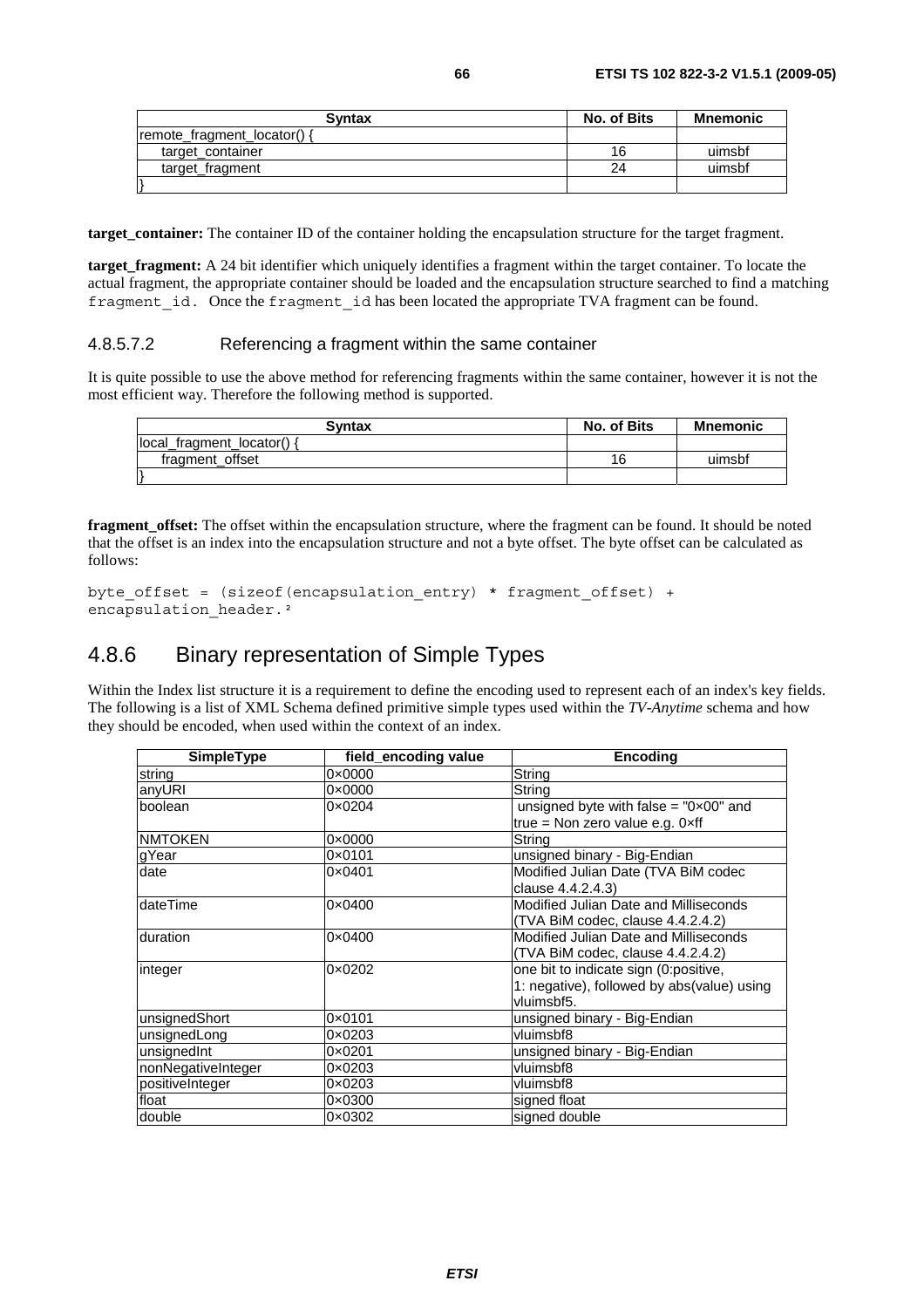| Syntax | No. of Bits | Mnemonic |
|---|---|---|
| remote_fragment_locator() { | | |
| target_container | 16 | uimsbf |
| target_fragment | 24 | uimsbf |
| } | | |

**target_container:** The container ID of the container holding the encapsulation structure for the target fragment.

**target_fragment:** A 24 bit identifier which uniquely identifies a fragment within the target container. To locate the actual fragment, the appropriate container should be loaded and the encapsulation structure searched to find a matching `fragment_id`. Once the `fragment_id` has been located the appropriate TVA fragment can be found.

#### 4.8.5.7.2 Referencing a fragment within the same container

It is quite possible to use the above method for referencing fragments within the same container, however it is not the most efficient way. Therefore the following method is supported.

| Syntax | No. of Bits | Mnemonic |
|---|---|---|
| local_fragment_locator() { | | |
| fragment_offset | 16 | uimsbf |
| } | | |

**fragment_offset:** The offset within the encapsulation structure, where the fragment can be found. It should be noted that the offset is an index into the encapsulation structure and not a byte offset. The byte offset can be calculated as follows:

```
byte_offset = (sizeof(encapsulation_entry) * fragment_offset) +
encapsulation_header.²
```

## 4.8.6 Binary representation of Simple Types

Within the Index list structure it is a requirement to define the encoding used to represent each of an index's key fields. The following is a list of XML Schema defined primitive simple types used within the *TV-Anytime* schema and how they should be encoded, when used within the context of an index.

| SimpleType | field_encoding value | Encoding |
|---|---|---|
| string | 0×0000 | String |
| anyURI | 0×0000 | String |
| boolean | 0×0204 | unsigned byte with false = "0×00" and true = Non zero value e.g. 0×ff |
| NMTOKEN | 0×0000 | String |
| gYear | 0×0101 | unsigned binary - Big-Endian |
| date | 0×0401 | Modified Julian Date (TVA BiM codec clause 4.4.2.4.3) |
| dateTime | 0×0400 | Modified Julian Date and Milliseconds (TVA BiM codec, clause 4.4.2.4.2) |
| duration | 0×0400 | Modified Julian Date and Milliseconds (TVA BiM codec, clause 4.4.2.4.2) |
| integer | 0×0202 | one bit to indicate sign (0:positive, 1: negative), followed by abs(value) using vluimsbf5. |
| unsignedShort | 0×0101 | unsigned binary - Big-Endian |
| unsignedLong | 0×0203 | vluimsbf8 |
| unsignedInt | 0×0201 | unsigned binary - Big-Endian |
| nonNegativeInteger | 0×0203 | vluimsbf8 |
| positiveInteger | 0×0203 | vluimsbf8 |
| float | 0×0300 | signed float |
| double | 0×0302 | signed double |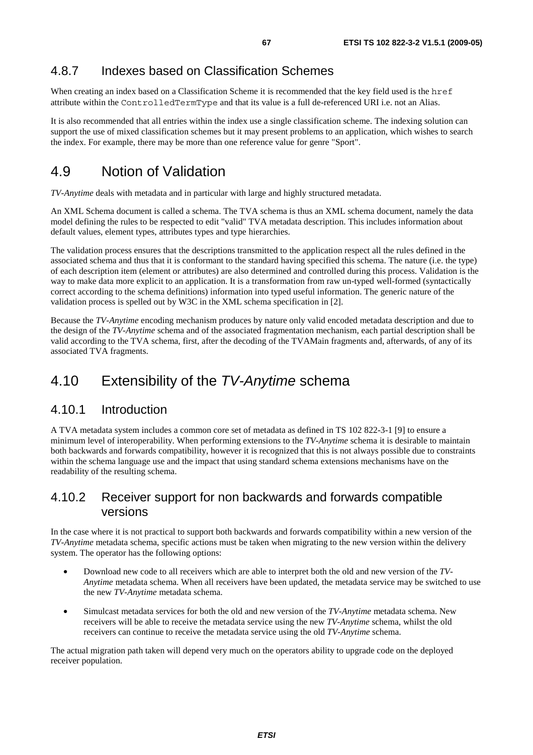### 4.8.7 Indexes based on Classification Schemes

When creating an index based on a Classification Scheme it is recommended that the key field used is the `href` attribute within the `ControlledTermType` and that its value is a full de-referenced URI i.e. not an Alias.

It is also recommended that all entries within the index use a single classification scheme. The indexing solution can support the use of mixed classification schemes but it may present problems to an application, which wishes to search the index. For example, there may be more than one reference value for genre "Sport".

## 4.9 Notion of Validation

*TV-Anytime* deals with metadata and in particular with large and highly structured metadata.

An XML Schema document is called a schema. The TVA schema is thus an XML schema document, namely the data model defining the rules to be respected to edit "valid" TVA metadata description. This includes information about default values, element types, attributes types and type hierarchies.

The validation process ensures that the descriptions transmitted to the application respect all the rules defined in the associated schema and thus that it is conformant to the standard having specified this schema. The nature (i.e. the type) of each description item (element or attributes) are also determined and controlled during this process. Validation is the way to make data more explicit to an application. It is a transformation from raw un-typed well-formed (syntactically correct according to the schema definitions) information into typed useful information. The generic nature of the validation process is spelled out by W3C in the XML schema specification in [2].

Because the *TV-Anytime* encoding mechanism produces by nature only valid encoded metadata description and due to the design of the *TV-Anytime* schema and of the associated fragmentation mechanism, each partial description shall be valid according to the TVA schema, first, after the decoding of the TVAMain fragments and, afterwards, of any of its associated TVA fragments.

## 4.10 Extensibility of the *TV-Anytime* schema

### 4.10.1 Introduction

A TVA metadata system includes a common core set of metadata as defined in TS 102 822-3-1 [9] to ensure a minimum level of interoperability. When performing extensions to the *TV-Anytime* schema it is desirable to maintain both backwards and forwards compatibility, however it is recognized that this is not always possible due to constraints within the schema language use and the impact that using standard schema extensions mechanisms have on the readability of the resulting schema.

### 4.10.2 Receiver support for non backwards and forwards compatible versions

In the case where it is not practical to support both backwards and forwards compatibility within a new version of the *TV-Anytime* metadata schema, specific actions must be taken when migrating to the new version within the delivery system. The operator has the following options:

- Download new code to all receivers which are able to interpret both the old and new version of the *TV-Anytime* metadata schema. When all receivers have been updated, the metadata service may be switched to use the new *TV-Anytime* metadata schema.
- Simulcast metadata services for both the old and new version of the *TV-Anytime* metadata schema. New receivers will be able to receive the metadata service using the new *TV-Anytime* schema, whilst the old receivers can continue to receive the metadata service using the old *TV-Anytime* schema.

The actual migration path taken will depend very much on the operators ability to upgrade code on the deployed receiver population.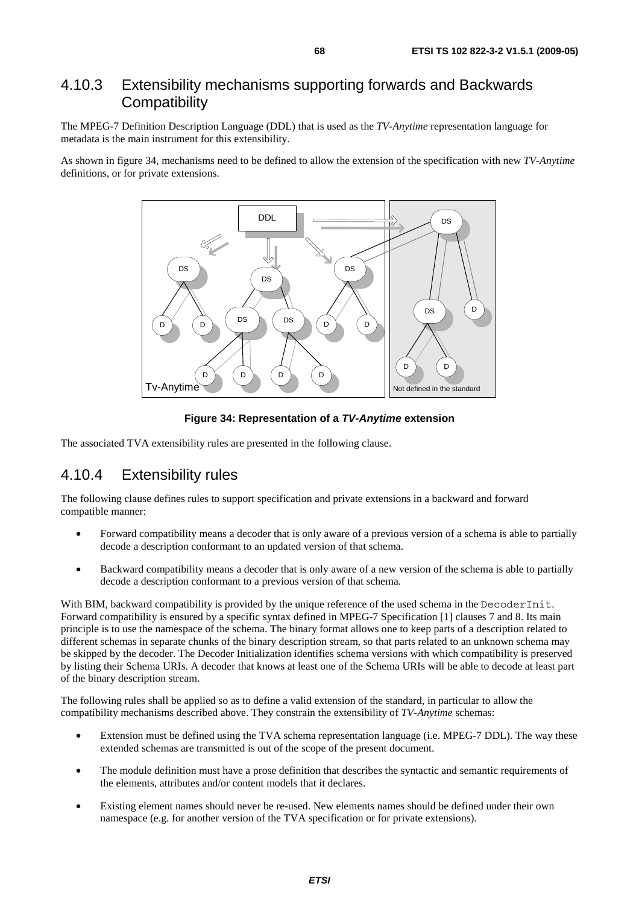### 4.10.3 Extensibility mechanisms supporting forwards and Backwards Compatibility

The MPEG-7 Definition Description Language (DDL) that is used as the *TV-Anytime* representation language for metadata is the main instrument for this extensibility.

As shown in figure 34, mechanisms need to be defined to allow the extension of the specification with new *TV-Anytime* definitions, or for private extensions.

**Figure 34: Representation of a *TV-Anytime* extension**

The associated TVA extensibility rules are presented in the following clause.

### 4.10.4 Extensibility rules

The following clause defines rules to support specification and private extensions in a backward and forward compatible manner:

- Forward compatibility means a decoder that is only aware of a previous version of a schema is able to partially decode a description conformant to an updated version of that schema.
- Backward compatibility means a decoder that is only aware of a new version of the schema is able to partially decode a description conformant to a previous version of that schema.

With BIM, backward compatibility is provided by the unique reference of the used schema in the `DecoderInit`. Forward compatibility is ensured by a specific syntax defined in MPEG-7 Specification [1] clauses 7 and 8. Its main principle is to use the namespace of the schema. The binary format allows one to keep parts of a description related to different schemas in separate chunks of the binary description stream, so that parts related to an unknown schema may be skipped by the decoder. The Decoder Initialization identifies schema versions with which compatibility is preserved by listing their Schema URIs. A decoder that knows at least one of the Schema URIs will be able to decode at least part of the binary description stream.

The following rules shall be applied so as to define a valid extension of the standard, in particular to allow the compatibility mechanisms described above. They constrain the extensibility of *TV-Anytime* schemas:

- Extension must be defined using the TVA schema representation language (i.e. MPEG-7 DDL). The way these extended schemas are transmitted is out of the scope of the present document.
- The module definition must have a prose definition that describes the syntactic and semantic requirements of the elements, attributes and/or content models that it declares.
- Existing element names should never be re-used. New elements names should be defined under their own namespace (e.g. for another version of the TVA specification or for private extensions).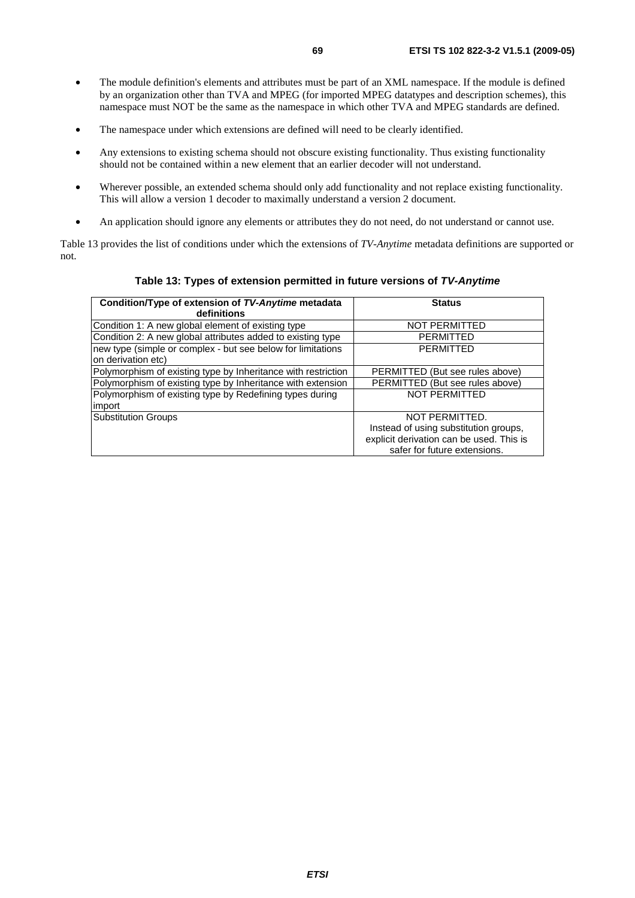- The module definition's elements and attributes must be part of an XML namespace. If the module is defined by an organization other than TVA and MPEG (for imported MPEG datatypes and description schemes), this namespace must NOT be the same as the namespace in which other TVA and MPEG standards are defined.
- The namespace under which extensions are defined will need to be clearly identified.
- Any extensions to existing schema should not obscure existing functionality. Thus existing functionality should not be contained within a new element that an earlier decoder will not understand.
- Wherever possible, an extended schema should only add functionality and not replace existing functionality. This will allow a version 1 decoder to maximally understand a version 2 document.
- An application should ignore any elements or attributes they do not need, do not understand or cannot use.

Table 13 provides the list of conditions under which the extensions of *TV-Anytime* metadata definitions are supported or not.

**Table 13: Types of extension permitted in future versions of *TV-Anytime***

| Condition/Type of extension of *TV-Anytime* metadata definitions | Status |
|---|---|
| Condition 1: A new global element of existing type | NOT PERMITTED |
| Condition 2: A new global attributes added to existing type | PERMITTED |
| new type (simple or complex - but see below for limitations on derivation etc) | PERMITTED |
| Polymorphism of existing type by Inheritance with restriction | PERMITTED (But see rules above) |
| Polymorphism of existing type by Inheritance with extension | PERMITTED (But see rules above) |
| Polymorphism of existing type by Redefining types during import | NOT PERMITTED |
| Substitution Groups | NOT PERMITTED. Instead of using substitution groups, explicit derivation can be used. This is safer for future extensions. |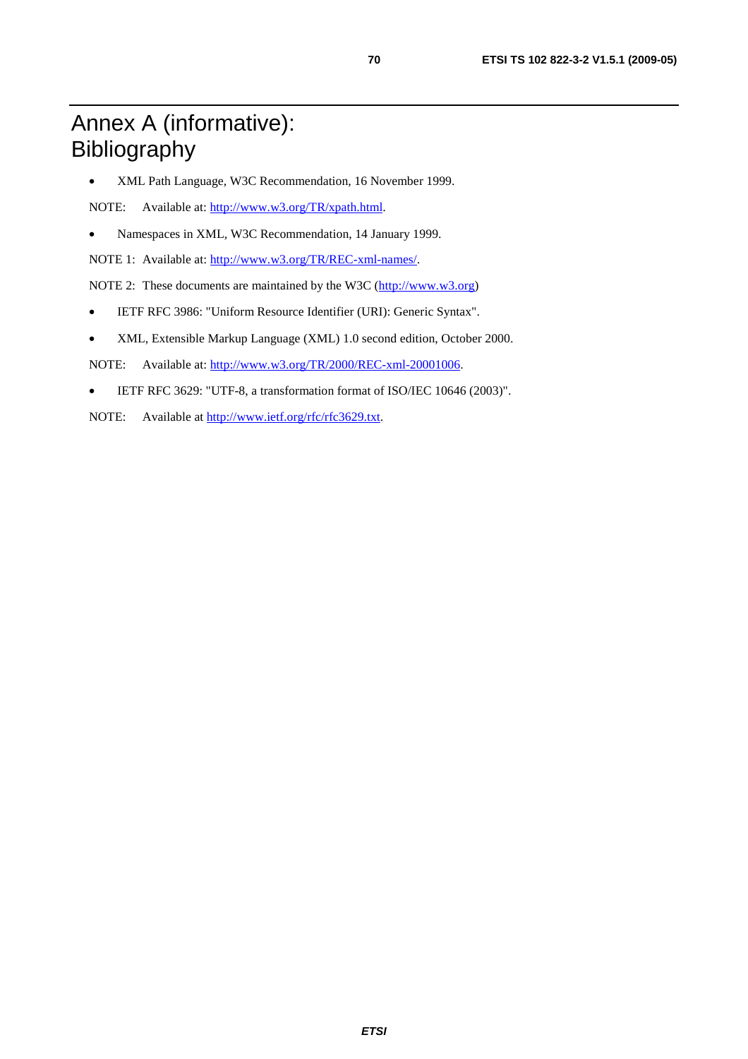# Annex A (informative): Bibliography

- XML Path Language, W3C Recommendation, 16 November 1999.

NOTE: Available at: http://www.w3.org/TR/xpath.html.

- Namespaces in XML, W3C Recommendation, 14 January 1999.

NOTE 1: Available at: http://www.w3.org/TR/REC-xml-names/.

NOTE 2: These documents are maintained by the W3C (http://www.w3.org)

- IETF RFC 3986: "Uniform Resource Identifier (URI): Generic Syntax".

- XML, Extensible Markup Language (XML) 1.0 second edition, October 2000.

NOTE: Available at: http://www.w3.org/TR/2000/REC-xml-20001006.

- IETF RFC 3629: "UTF-8, a transformation format of ISO/IEC 10646 (2003)".

NOTE: Available at http://www.ietf.org/rfc/rfc3629.txt.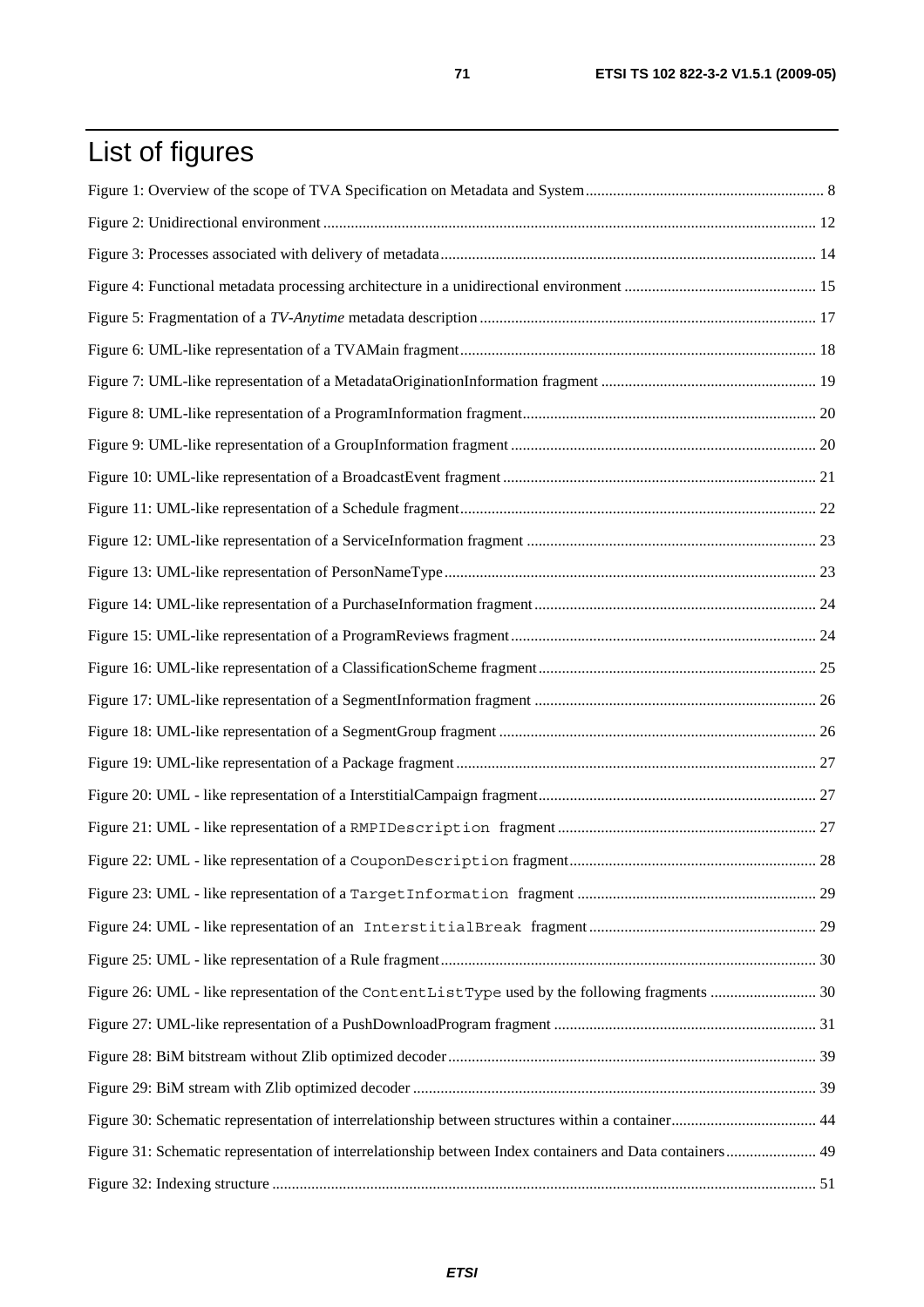# List of figures

Figure 1: Overview of the scope of TVA Specification on Metadata and System ... 8

Figure 2: Unidirectional environment ... 12

Figure 3: Processes associated with delivery of metadata ... 14

Figure 4: Functional metadata processing architecture in a unidirectional environment ... 15

Figure 5: Fragmentation of a *TV-Anytime* metadata description ... 17

Figure 6: UML-like representation of a TVAMain fragment ... 18

Figure 7: UML-like representation of a MetadataOriginationInformation fragment ... 19

Figure 8: UML-like representation of a ProgramInformation fragment ... 20

Figure 9: UML-like representation of a GroupInformation fragment ... 20

Figure 10: UML-like representation of a BroadcastEvent fragment ... 21

Figure 11: UML-like representation of a Schedule fragment ... 22

Figure 12: UML-like representation of a ServiceInformation fragment ... 23

Figure 13: UML-like representation of PersonNameType ... 23

Figure 14: UML-like representation of a PurchaseInformation fragment ... 24

Figure 15: UML-like representation of a ProgramReviews fragment ... 24

Figure 16: UML-like representation of a ClassificationScheme fragment ... 25

Figure 17: UML-like representation of a SegmentInformation fragment ... 26

Figure 18: UML-like representation of a SegmentGroup fragment ... 26

Figure 19: UML-like representation of a Package fragment ... 27

Figure 20: UML - like representation of a InterstitialCampaign fragment ... 27

Figure 21: UML - like representation of a `RMPIDescription` fragment ... 27

Figure 22: UML - like representation of a `CouponDescription` fragment ... 28

Figure 23: UML - like representation of a `TargetInformation` fragment ... 29

Figure 24: UML - like representation of an `InterstitialBreak` fragment ... 29

Figure 25: UML - like representation of a Rule fragment ... 30

Figure 26: UML - like representation of the `ContentListType` used by the following fragments ... 30

Figure 27: UML-like representation of a PushDownloadProgram fragment ... 31

Figure 28: BiM bitstream without Zlib optimized decoder ... 39

Figure 29: BiM stream with Zlib optimized decoder ... 39

Figure 30: Schematic representation of interrelationship between structures within a container ... 44

Figure 31: Schematic representation of interrelationship between Index containers and Data containers ... 49

Figure 32: Indexing structure ... 51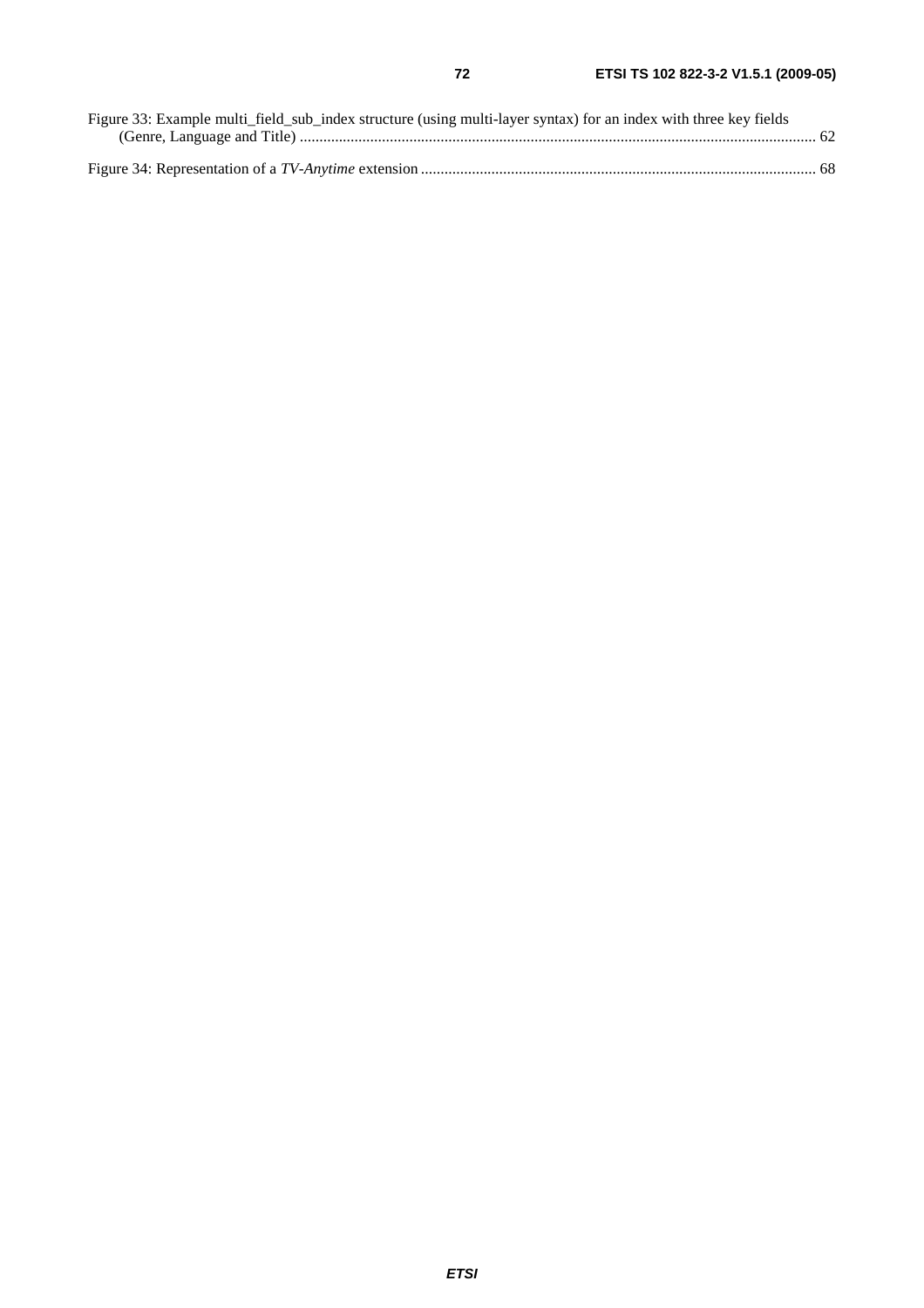Figure 33: Example multi_field_sub_index structure (using multi-layer syntax) for an index with three key fields (Genre, Language and Title) .................................................................................................................................... 62

Figure 34: Representation of a *TV-Anytime* extension .................................................................................................... 68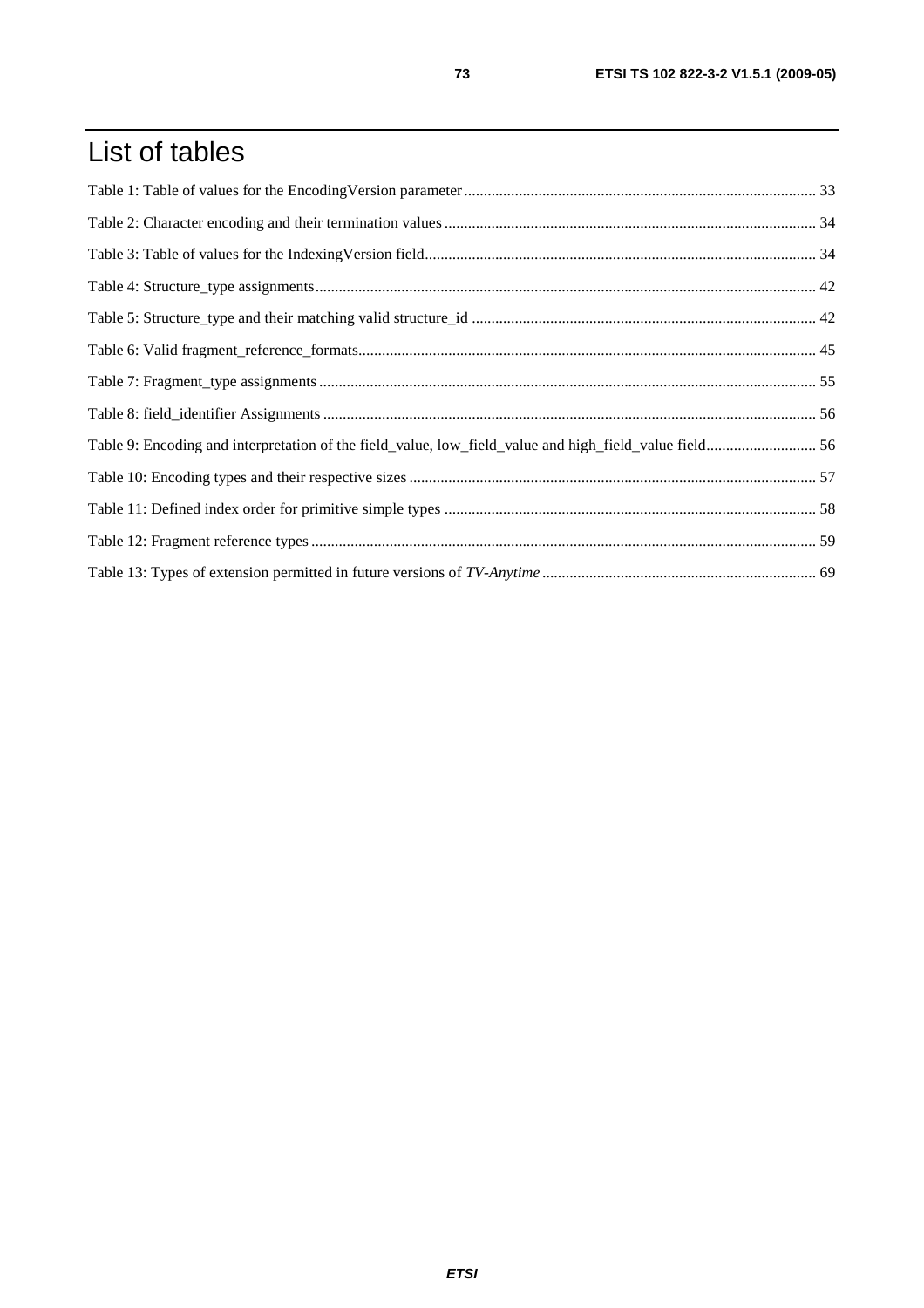# List of tables

Table 1: Table of values for the EncodingVersion parameter ........................................................................................ 33

Table 2: Character encoding and their termination values ............................................................................................ 34

Table 3: Table of values for the IndexingVersion field.................................................................................................. 34

Table 4: Structure_type assignments.............................................................................................................................. 42

Table 5: Structure_type and their matching valid structure_id ..................................................................................... 42

Table 6: Valid fragment_reference_formats................................................................................................................... 45

Table 7: Fragment_type assignments ............................................................................................................................. 55

Table 8: field_identifier Assignments ............................................................................................................................ 56

Table 9: Encoding and interpretation of the field_value, low_field_value and high_field_value field............................ 56

Table 10: Encoding types and their respective sizes ...................................................................................................... 57

Table 11: Defined index order for primitive simple types ............................................................................................. 58

Table 12: Fragment reference types ............................................................................................................................... 59

Table 13: Types of extension permitted in future versions of *TV-Anytime* ..................................................................... 69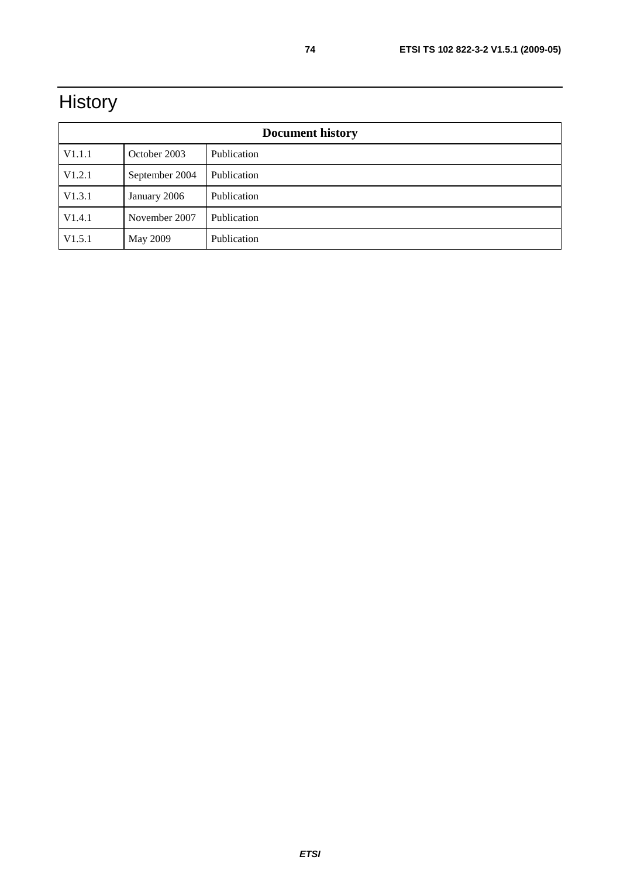# History

| Document history | | |
|---|---|---|
| V1.1.1 | October 2003 | Publication |
| V1.2.1 | September 2004 | Publication |
| V1.3.1 | January 2006 | Publication |
| V1.4.1 | November 2007 | Publication |
| V1.5.1 | May 2009 | Publication |